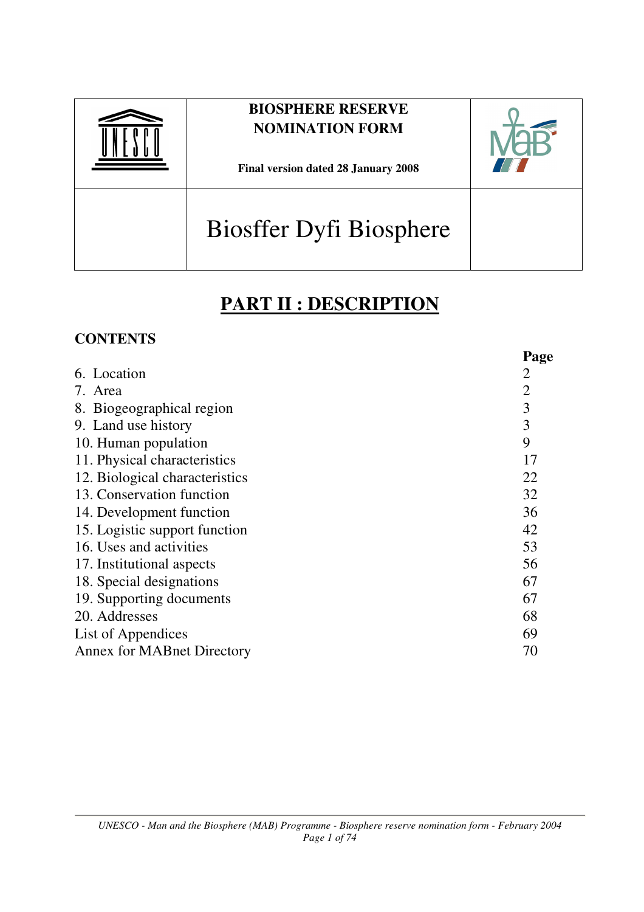| | | |
|---|---|---|
| | **BIOSPHERE RESERVE NOMINATION FORM**<br><br>**Final version dated 28 January 2008** | |
| | Biosffer Dyfi Biosphere | |

# PART II : DESCRIPTION

## CONTENTS

| | Page |
|---|---|
| 6. Location | 2 |
| 7. Area | 2 |
| 8. Biogeographical region | 3 |
| 9. Land use history | 3 |
| 10. Human population | 9 |
| 11. Physical characteristics | 17 |
| 12. Biological characteristics | 22 |
| 13. Conservation function | 32 |
| 14. Development function | 36 |
| 15. Logistic support function | 42 |
| 16. Uses and activities | 53 |
| 17. Institutional aspects | 56 |
| 18. Special designations | 67 |
| 19. Supporting documents | 67 |
| 20. Addresses | 68 |
| List of Appendices | 69 |
| Annex for MABnet Directory | 70 |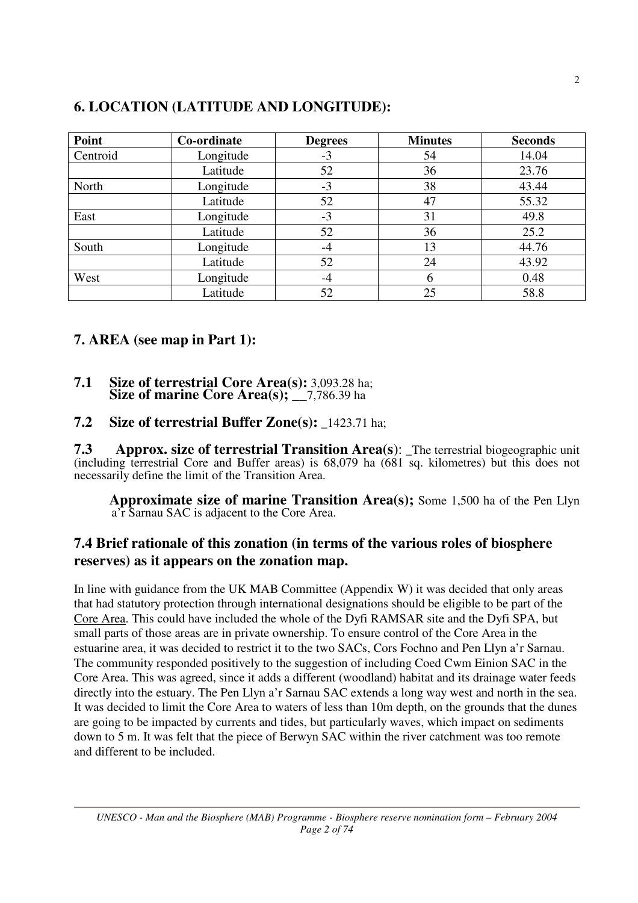## 6. LOCATION (LATITUDE AND LONGITUDE):

| Point | Co-ordinate | Degrees | Minutes | Seconds |
|---|---|---|---|---|
| Centroid | Longitude | -3 | 54 | 14.04 |
| | Latitude | 52 | 36 | 23.76 |
| North | Longitude | -3 | 38 | 43.44 |
| | Latitude | 52 | 47 | 55.32 |
| East | Longitude | -3 | 31 | 49.8 |
| | Latitude | 52 | 36 | 25.2 |
| South | Longitude | -4 | 13 | 44.76 |
| | Latitude | 52 | 24 | 43.92 |
| West | Longitude | -4 | 6 | 0.48 |
| | Latitude | 52 | 25 | 58.8 |

## 7. AREA (see map in Part 1):

**7.1 Size of terrestrial Core Area(s):** 3,093.28 ha;
**Size of marine Core Area(s); __**7,786.39 ha

**7.2 Size of terrestrial Buffer Zone(s):** _1423.71 ha;

**7.3 Approx. size of terrestrial Transition Area(s)**: _The terrestrial biogeographic unit (including terrestrial Core and Buffer areas) is 68,079 ha (681 sq. kilometres) but this does not necessarily define the limit of the Transition Area.

**Approximate size of marine Transition Area(s);** Some 1,500 ha of the Pen Llyn a'r Sarnau SAC is adjacent to the Core Area.

### 7.4 Brief rationale of this zonation (in terms of the various roles of biosphere reserves) as it appears on the zonation map.

In line with guidance from the UK MAB Committee (Appendix W) it was decided that only areas that had statutory protection through international designations should be eligible to be part of the Core Area. This could have included the whole of the Dyfi RAMSAR site and the Dyfi SPA, but small parts of those areas are in private ownership. To ensure control of the Core Area in the estuarine area, it was decided to restrict it to the two SACs, Cors Fochno and Pen Llyn a'r Sarnau. The community responded positively to the suggestion of including Coed Cwm Einion SAC in the Core Area. This was agreed, since it adds a different (woodland) habitat and its drainage water feeds directly into the estuary. The Pen Llyn a'r Sarnau SAC extends a long way west and north in the sea. It was decided to limit the Core Area to waters of less than 10m depth, on the grounds that the dunes are going to be impacted by currents and tides, but particularly waves, which impact on sediments down to 5 m. It was felt that the piece of Berwyn SAC within the river catchment was too remote and different to be included.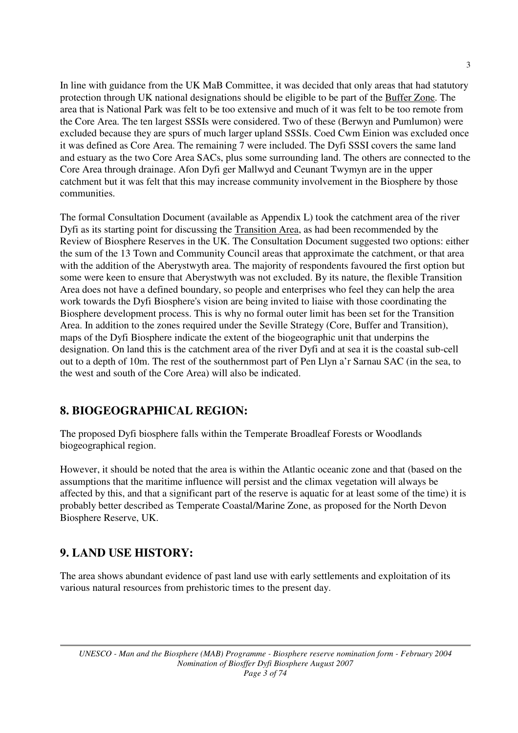In line with guidance from the UK MaB Committee, it was decided that only areas that had statutory protection through UK national designations should be eligible to be part of the Buffer Zone. The area that is National Park was felt to be too extensive and much of it was felt to be too remote from the Core Area. The ten largest SSSIs were considered. Two of these (Berwyn and Pumlumon) were excluded because they are spurs of much larger upland SSSIs. Coed Cwm Einion was excluded once it was defined as Core Area. The remaining 7 were included. The Dyfi SSSI covers the same land and estuary as the two Core Area SACs, plus some surrounding land. The others are connected to the Core Area through drainage. Afon Dyfi ger Mallwyd and Ceunant Twymyn are in the upper catchment but it was felt that this may increase community involvement in the Biosphere by those communities.

The formal Consultation Document (available as Appendix L) took the catchment area of the river Dyfi as its starting point for discussing the Transition Area, as had been recommended by the Review of Biosphere Reserves in the UK. The Consultation Document suggested two options: either the sum of the 13 Town and Community Council areas that approximate the catchment, or that area with the addition of the Aberystwyth area. The majority of respondents favoured the first option but some were keen to ensure that Aberystwyth was not excluded. By its nature, the flexible Transition Area does not have a defined boundary, so people and enterprises who feel they can help the area work towards the Dyfi Biosphere's vision are being invited to liaise with those coordinating the Biosphere development process. This is why no formal outer limit has been set for the Transition Area. In addition to the zones required under the Seville Strategy (Core, Buffer and Transition), maps of the Dyfi Biosphere indicate the extent of the biogeographic unit that underpins the designation. On land this is the catchment area of the river Dyfi and at sea it is the coastal sub-cell out to a depth of 10m. The rest of the southernmost part of Pen Llyn a'r Sarnau SAC (in the sea, to the west and south of the Core Area) will also be indicated.

## 8. BIOGEOGRAPHICAL REGION:

The proposed Dyfi biosphere falls within the Temperate Broadleaf Forests or Woodlands biogeographical region.

However, it should be noted that the area is within the Atlantic oceanic zone and that (based on the assumptions that the maritime influence will persist and the climax vegetation will always be affected by this, and that a significant part of the reserve is aquatic for at least some of the time) it is probably better described as Temperate Coastal/Marine Zone, as proposed for the North Devon Biosphere Reserve, UK.

## 9. LAND USE HISTORY:

The area shows abundant evidence of past land use with early settlements and exploitation of its various natural resources from prehistoric times to the present day.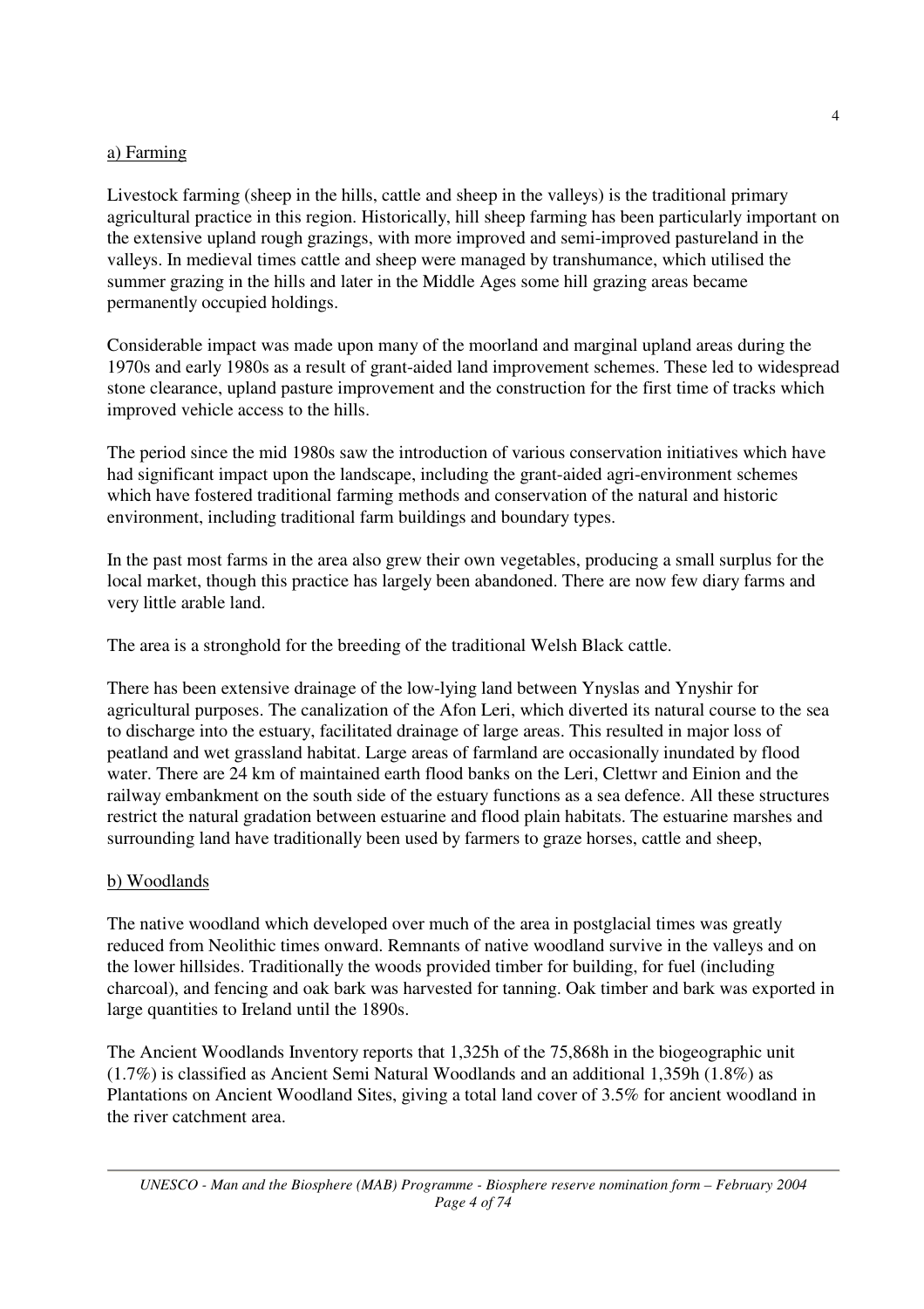a) Farming

Livestock farming (sheep in the hills, cattle and sheep in the valleys) is the traditional primary agricultural practice in this region. Historically, hill sheep farming has been particularly important on the extensive upland rough grazings, with more improved and semi-improved pastureland in the valleys. In medieval times cattle and sheep were managed by transhumance, which utilised the summer grazing in the hills and later in the Middle Ages some hill grazing areas became permanently occupied holdings.

Considerable impact was made upon many of the moorland and marginal upland areas during the 1970s and early 1980s as a result of grant-aided land improvement schemes. These led to widespread stone clearance, upland pasture improvement and the construction for the first time of tracks which improved vehicle access to the hills.

The period since the mid 1980s saw the introduction of various conservation initiatives which have had significant impact upon the landscape, including the grant-aided agri-environment schemes which have fostered traditional farming methods and conservation of the natural and historic environment, including traditional farm buildings and boundary types.

In the past most farms in the area also grew their own vegetables, producing a small surplus for the local market, though this practice has largely been abandoned. There are now few diary farms and very little arable land.

The area is a stronghold for the breeding of the traditional Welsh Black cattle.

There has been extensive drainage of the low-lying land between Ynyslas and Ynyshir for agricultural purposes. The canalization of the Afon Leri, which diverted its natural course to the sea to discharge into the estuary, facilitated drainage of large areas. This resulted in major loss of peatland and wet grassland habitat. Large areas of farmland are occasionally inundated by flood water. There are 24 km of maintained earth flood banks on the Leri, Clettwr and Einion and the railway embankment on the south side of the estuary functions as a sea defence. All these structures restrict the natural gradation between estuarine and flood plain habitats. The estuarine marshes and surrounding land have traditionally been used by farmers to graze horses, cattle and sheep,

b) Woodlands

The native woodland which developed over much of the area in postglacial times was greatly reduced from Neolithic times onward. Remnants of native woodland survive in the valleys and on the lower hillsides. Traditionally the woods provided timber for building, for fuel (including charcoal), and fencing and oak bark was harvested for tanning. Oak timber and bark was exported in large quantities to Ireland until the 1890s.

The Ancient Woodlands Inventory reports that 1,325h of the 75,868h in the biogeographic unit (1.7%) is classified as Ancient Semi Natural Woodlands and an additional 1,359h (1.8%) as Plantations on Ancient Woodland Sites, giving a total land cover of 3.5% for ancient woodland in the river catchment area.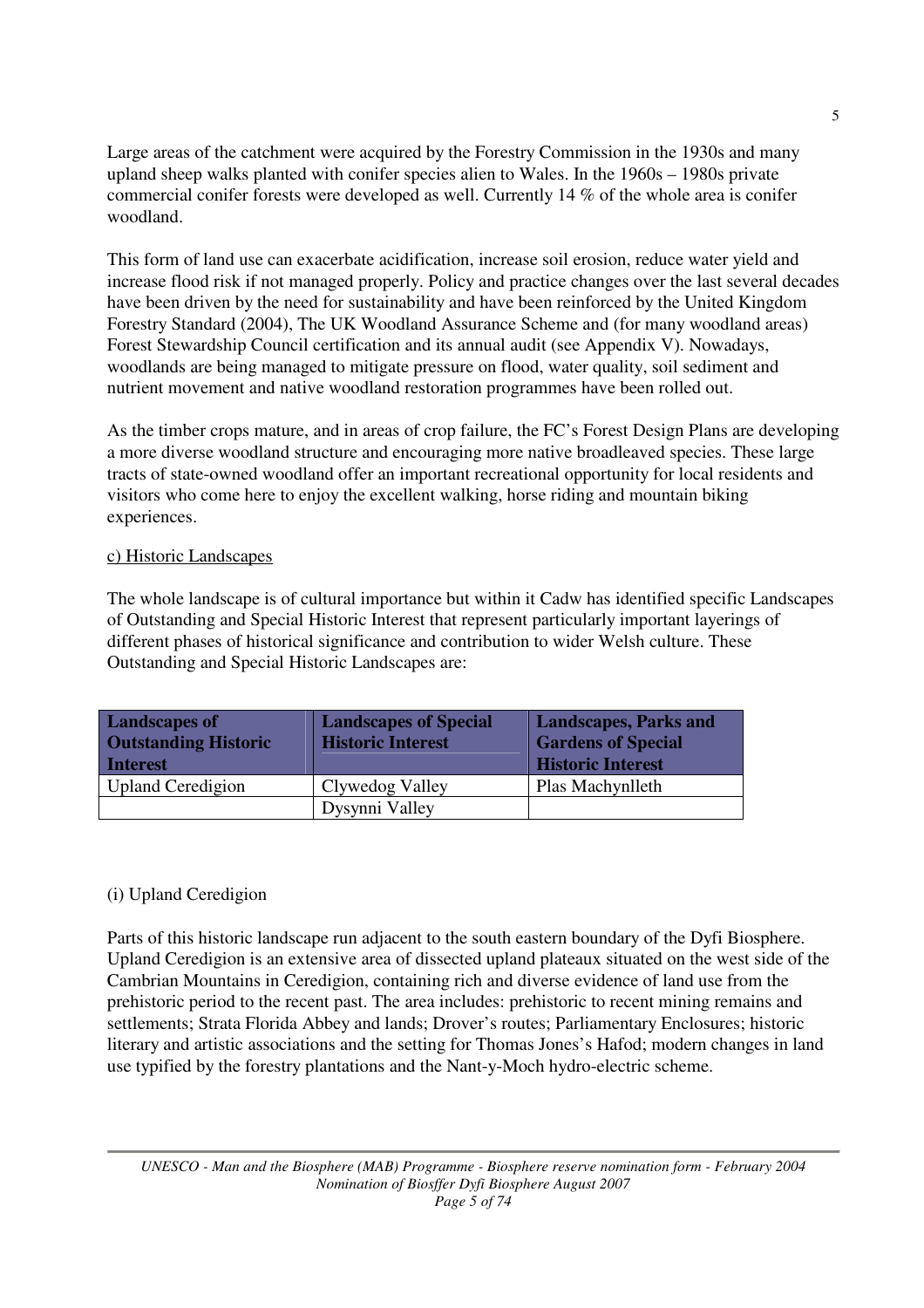Large areas of the catchment were acquired by the Forestry Commission in the 1930s and many upland sheep walks planted with conifer species alien to Wales. In the 1960s – 1980s private commercial conifer forests were developed as well. Currently 14 % of the whole area is conifer woodland.

This form of land use can exacerbate acidification, increase soil erosion, reduce water yield and increase flood risk if not managed properly. Policy and practice changes over the last several decades have been driven by the need for sustainability and have been reinforced by the United Kingdom Forestry Standard (2004), The UK Woodland Assurance Scheme and (for many woodland areas) Forest Stewardship Council certification and its annual audit (see Appendix V). Nowadays, woodlands are being managed to mitigate pressure on flood, water quality, soil sediment and nutrient movement and native woodland restoration programmes have been rolled out.

As the timber crops mature, and in areas of crop failure, the FC's Forest Design Plans are developing a more diverse woodland structure and encouraging more native broadleaved species. These large tracts of state-owned woodland offer an important recreational opportunity for local residents and visitors who come here to enjoy the excellent walking, horse riding and mountain biking experiences.

c) Historic Landscapes

The whole landscape is of cultural importance but within it Cadw has identified specific Landscapes of Outstanding and Special Historic Interest that represent particularly important layerings of different phases of historical significance and contribution to wider Welsh culture. These Outstanding and Special Historic Landscapes are:

| **Landscapes of Outstanding Historic Interest** | **Landscapes of Special Historic Interest** | **Landscapes, Parks and Gardens of Special Historic Interest** |
|---|---|---|
| Upland Ceredigion | Clywedog Valley | Plas Machynlleth |
| | Dysynni Valley | |

(i) Upland Ceredigion

Parts of this historic landscape run adjacent to the south eastern boundary of the Dyfi Biosphere. Upland Ceredigion is an extensive area of dissected upland plateaux situated on the west side of the Cambrian Mountains in Ceredigion, containing rich and diverse evidence of land use from the prehistoric period to the recent past. The area includes: prehistoric to recent mining remains and settlements; Strata Florida Abbey and lands; Drover's routes; Parliamentary Enclosures; historic literary and artistic associations and the setting for Thomas Jones's Hafod; modern changes in land use typified by the forestry plantations and the Nant-y-Moch hydro-electric scheme.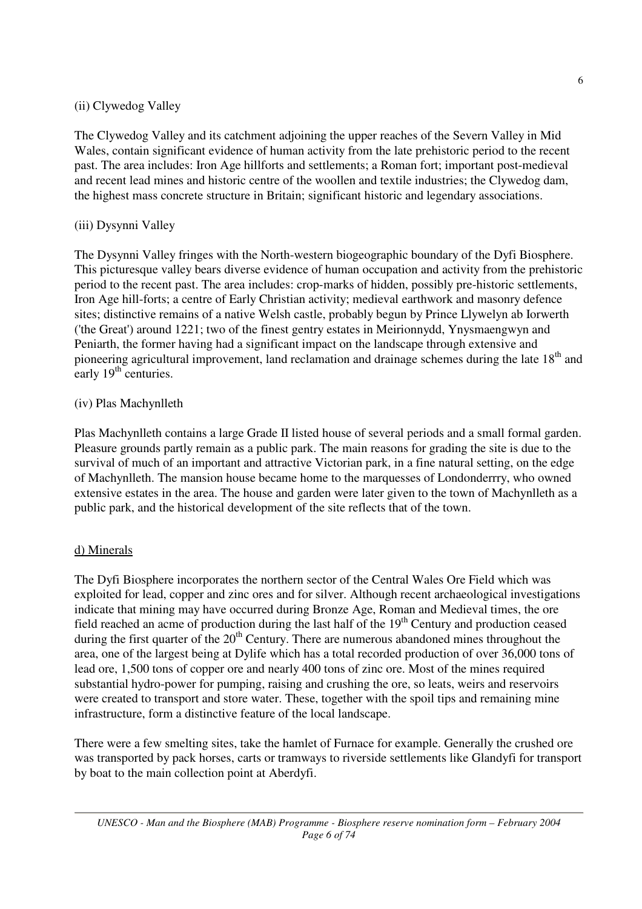(ii) Clywedog Valley

The Clywedog Valley and its catchment adjoining the upper reaches of the Severn Valley in Mid Wales, contain significant evidence of human activity from the late prehistoric period to the recent past. The area includes: Iron Age hillforts and settlements; a Roman fort; important post-medieval and recent lead mines and historic centre of the woollen and textile industries; the Clywedog dam, the highest mass concrete structure in Britain; significant historic and legendary associations.

(iii) Dysynni Valley

The Dysynni Valley fringes with the North-western biogeographic boundary of the Dyfi Biosphere. This picturesque valley bears diverse evidence of human occupation and activity from the prehistoric period to the recent past. The area includes: crop-marks of hidden, possibly pre-historic settlements, Iron Age hill-forts; a centre of Early Christian activity; medieval earthwork and masonry defence sites; distinctive remains of a native Welsh castle, probably begun by Prince Llywelyn ab Iorwerth ('the Great') around 1221; two of the finest gentry estates in Meirionnydd, Ynysmaengwyn and Peniarth, the former having had a significant impact on the landscape through extensive and pioneering agricultural improvement, land reclamation and drainage schemes during the late 18th and early 19th centuries.

(iv) Plas Machynlleth

Plas Machynlleth contains a large Grade II listed house of several periods and a small formal garden. Pleasure grounds partly remain as a public park. The main reasons for grading the site is due to the survival of much of an important and attractive Victorian park, in a fine natural setting, on the edge of Machynlleth. The mansion house became home to the marquesses of Londonderrry, who owned extensive estates in the area. The house and garden were later given to the town of Machynlleth as a public park, and the historical development of the site reflects that of the town.

d) Minerals

The Dyfi Biosphere incorporates the northern sector of the Central Wales Ore Field which was exploited for lead, copper and zinc ores and for silver. Although recent archaeological investigations indicate that mining may have occurred during Bronze Age, Roman and Medieval times, the ore field reached an acme of production during the last half of the 19th Century and production ceased during the first quarter of the 20th Century. There are numerous abandoned mines throughout the area, one of the largest being at Dylife which has a total recorded production of over 36,000 tons of lead ore, 1,500 tons of copper ore and nearly 400 tons of zinc ore. Most of the mines required substantial hydro-power for pumping, raising and crushing the ore, so leats, weirs and reservoirs were created to transport and store water. These, together with the spoil tips and remaining mine infrastructure, form a distinctive feature of the local landscape.

There were a few smelting sites, take the hamlet of Furnace for example. Generally the crushed ore was transported by pack horses, carts or tramways to riverside settlements like Glandyfi for transport by boat to the main collection point at Aberdyfi.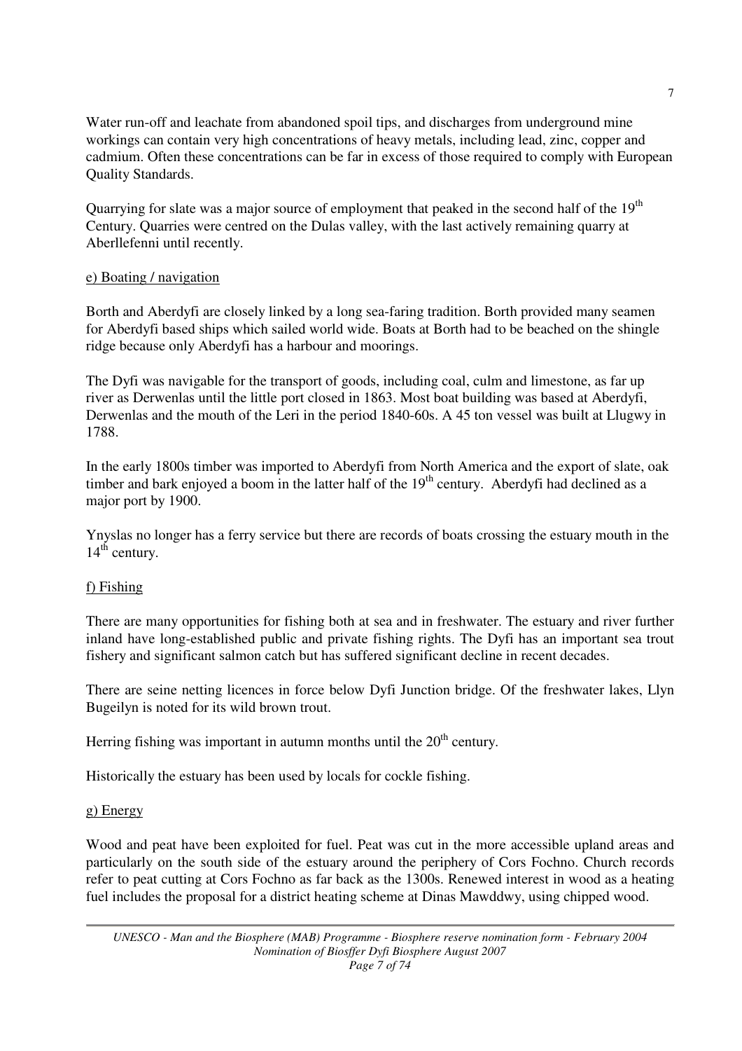Water run-off and leachate from abandoned spoil tips, and discharges from underground mine workings can contain very high concentrations of heavy metals, including lead, zinc, copper and cadmium. Often these concentrations can be far in excess of those required to comply with European Quality Standards.

Quarrying for slate was a major source of employment that peaked in the second half of the 19th Century. Quarries were centred on the Dulas valley, with the last actively remaining quarry at Aberllefenni until recently.

e) Boating / navigation

Borth and Aberdyfi are closely linked by a long sea-faring tradition. Borth provided many seamen for Aberdyfi based ships which sailed world wide. Boats at Borth had to be beached on the shingle ridge because only Aberdyfi has a harbour and moorings.

The Dyfi was navigable for the transport of goods, including coal, culm and limestone, as far up river as Derwenlas until the little port closed in 1863. Most boat building was based at Aberdyfi, Derwenlas and the mouth of the Leri in the period 1840-60s. A 45 ton vessel was built at Llugwy in 1788.

In the early 1800s timber was imported to Aberdyfi from North America and the export of slate, oak timber and bark enjoyed a boom in the latter half of the 19th century. Aberdyfi had declined as a major port by 1900.

Ynyslas no longer has a ferry service but there are records of boats crossing the estuary mouth in the 14th century.

f) Fishing

There are many opportunities for fishing both at sea and in freshwater. The estuary and river further inland have long-established public and private fishing rights. The Dyfi has an important sea trout fishery and significant salmon catch but has suffered significant decline in recent decades.

There are seine netting licences in force below Dyfi Junction bridge. Of the freshwater lakes, Llyn Bugeilyn is noted for its wild brown trout.

Herring fishing was important in autumn months until the 20th century.

Historically the estuary has been used by locals for cockle fishing.

g) Energy

Wood and peat have been exploited for fuel. Peat was cut in the more accessible upland areas and particularly on the south side of the estuary around the periphery of Cors Fochno. Church records refer to peat cutting at Cors Fochno as far back as the 1300s. Renewed interest in wood as a heating fuel includes the proposal for a district heating scheme at Dinas Mawddwy, using chipped wood.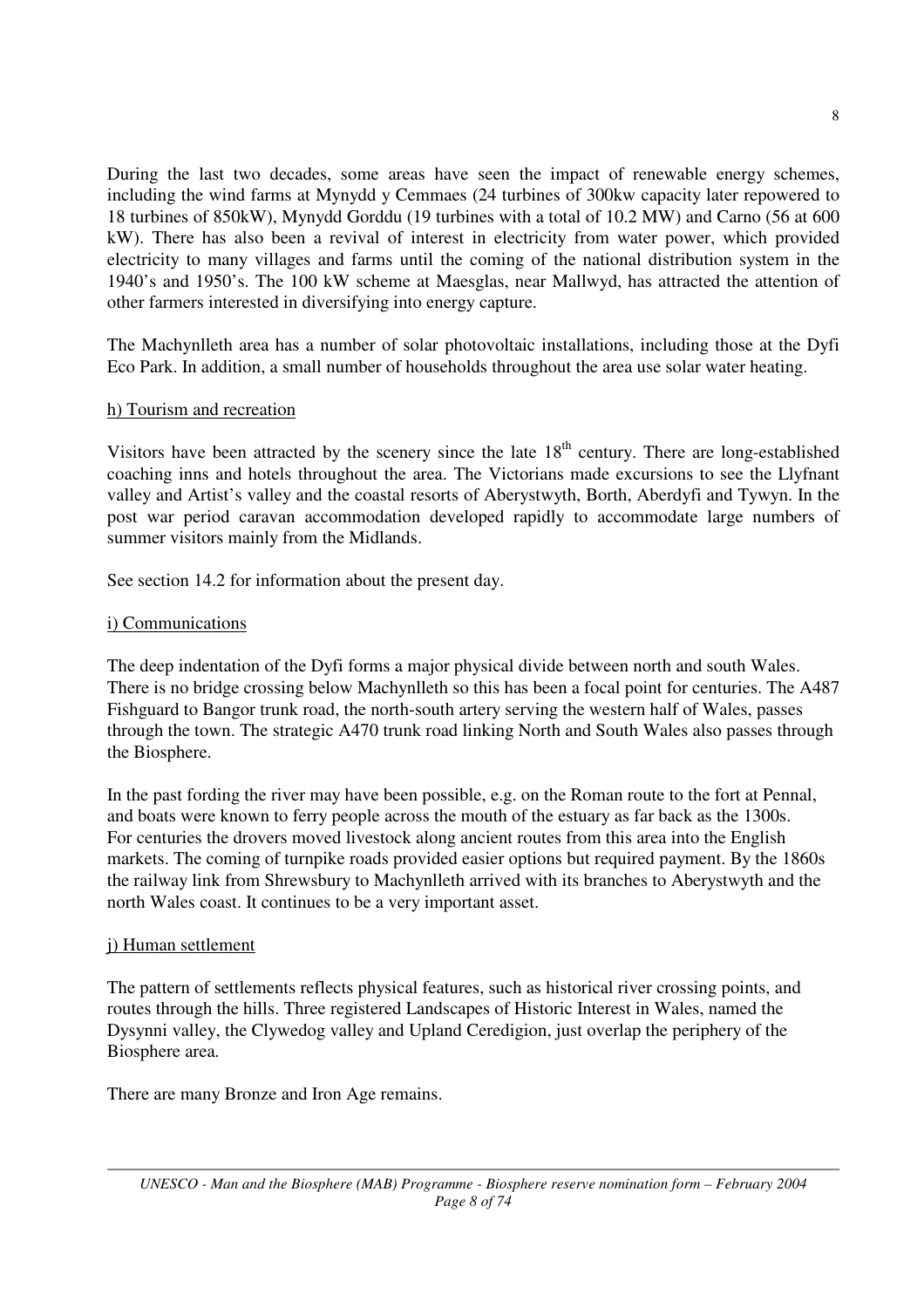During the last two decades, some areas have seen the impact of renewable energy schemes, including the wind farms at Mynydd y Cemmaes (24 turbines of 300kw capacity later repowered to 18 turbines of 850kW), Mynydd Gorddu (19 turbines with a total of 10.2 MW) and Carno (56 at 600 kW). There has also been a revival of interest in electricity from water power, which provided electricity to many villages and farms until the coming of the national distribution system in the 1940's and 1950's. The 100 kW scheme at Maesglas, near Mallwyd, has attracted the attention of other farmers interested in diversifying into energy capture.

The Machynlleth area has a number of solar photovoltaic installations, including those at the Dyfi Eco Park. In addition, a small number of households throughout the area use solar water heating.

h) Tourism and recreation

Visitors have been attracted by the scenery since the late 18th century. There are long-established coaching inns and hotels throughout the area. The Victorians made excursions to see the Llyfnant valley and Artist's valley and the coastal resorts of Aberystwyth, Borth, Aberdyfi and Tywyn. In the post war period caravan accommodation developed rapidly to accommodate large numbers of summer visitors mainly from the Midlands.

See section 14.2 for information about the present day.

i) Communications

The deep indentation of the Dyfi forms a major physical divide between north and south Wales. There is no bridge crossing below Machynlleth so this has been a focal point for centuries. The A487 Fishguard to Bangor trunk road, the north-south artery serving the western half of Wales, passes through the town. The strategic A470 trunk road linking North and South Wales also passes through the Biosphere.

In the past fording the river may have been possible, e.g. on the Roman route to the fort at Pennal, and boats were known to ferry people across the mouth of the estuary as far back as the 1300s. For centuries the drovers moved livestock along ancient routes from this area into the English markets. The coming of turnpike roads provided easier options but required payment. By the 1860s the railway link from Shrewsbury to Machynlleth arrived with its branches to Aberystwyth and the north Wales coast. It continues to be a very important asset.

j) Human settlement

The pattern of settlements reflects physical features, such as historical river crossing points, and routes through the hills. Three registered Landscapes of Historic Interest in Wales, named the Dysynni valley, the Clywedog valley and Upland Ceredigion, just overlap the periphery of the Biosphere area.

There are many Bronze and Iron Age remains.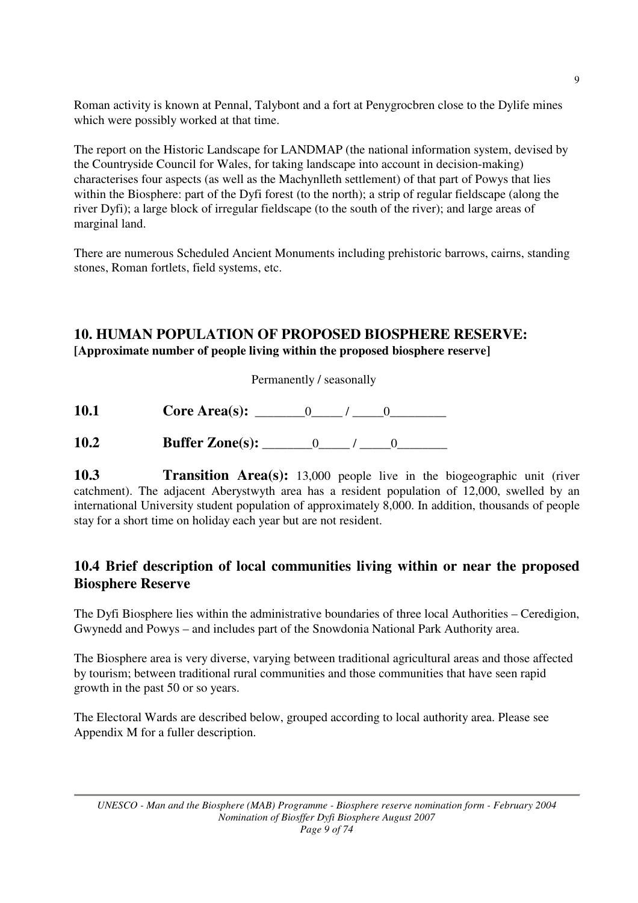Roman activity is known at Pennal, Talybont and a fort at Penygrocbren close to the Dylife mines which were possibly worked at that time.

The report on the Historic Landscape for LANDMAP (the national information system, devised by the Countryside Council for Wales, for taking landscape into account in decision-making) characterises four aspects (as well as the Machynlleth settlement) of that part of Powys that lies within the Biosphere: part of the Dyfi forest (to the north); a strip of regular fieldscape (along the river Dyfi); a large block of irregular fieldscape (to the south of the river); and large areas of marginal land.

There are numerous Scheduled Ancient Monuments including prehistoric barrows, cairns, standing stones, Roman fortlets, field systems, etc.

## 10. HUMAN POPULATION OF PROPOSED BIOSPHERE RESERVE:

**[Approximate number of people living within the proposed biosphere reserve]**

Permanently / seasonally

**10.1 Core Area(s):** _______0_____ / _____0________

**10.2 Buffer Zone(s):** _______0_____ / _____0_______

**10.3 Transition Area(s):** 13,000 people live in the biogeographic unit (river catchment). The adjacent Aberystwyth area has a resident population of 12,000, swelled by an international University student population of approximately 8,000. In addition, thousands of people stay for a short time on holiday each year but are not resident.

## 10.4 Brief description of local communities living within or near the proposed Biosphere Reserve

The Dyfi Biosphere lies within the administrative boundaries of three local Authorities – Ceredigion, Gwynedd and Powys – and includes part of the Snowdonia National Park Authority area.

The Biosphere area is very diverse, varying between traditional agricultural areas and those affected by tourism; between traditional rural communities and those communities that have seen rapid growth in the past 50 or so years.

The Electoral Wards are described below, grouped according to local authority area. Please see Appendix M for a fuller description.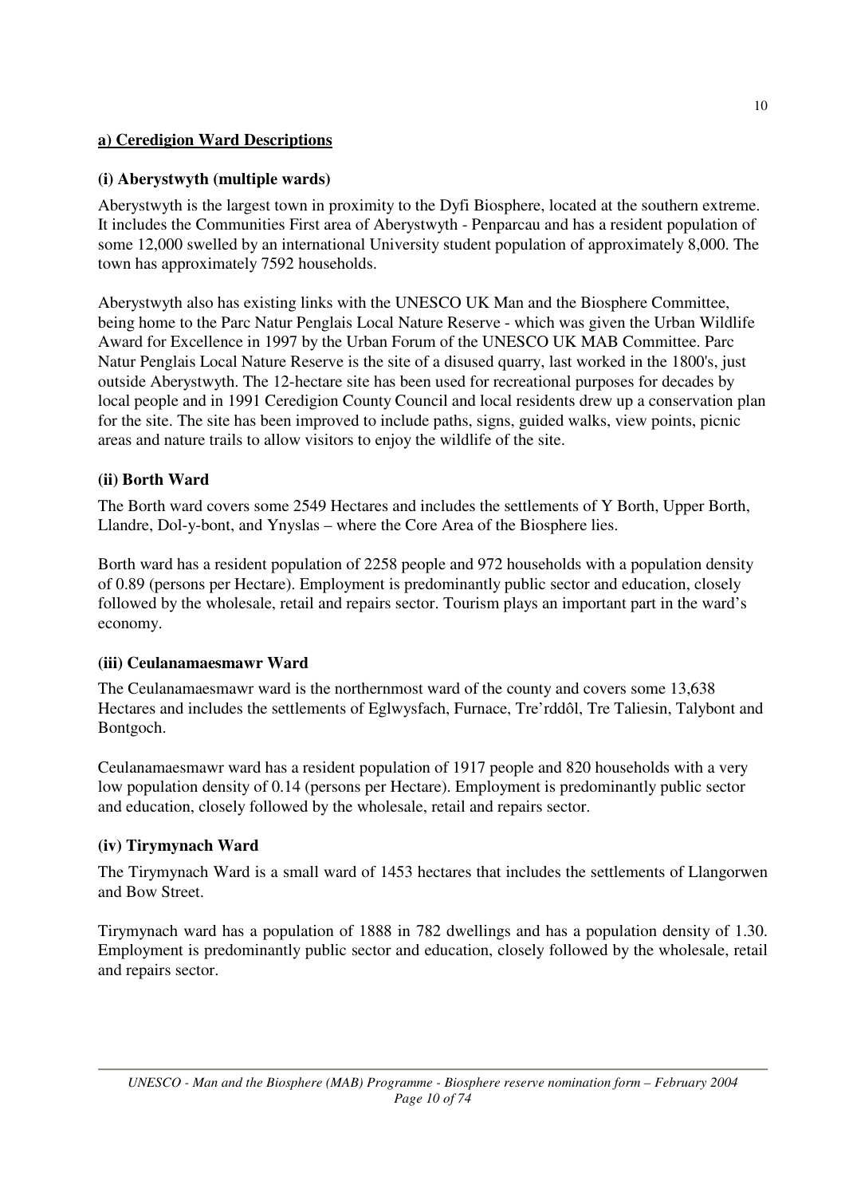## a) Ceredigion Ward Descriptions

### (i) Aberystwyth (multiple wards)

Aberystwyth is the largest town in proximity to the Dyfi Biosphere, located at the southern extreme. It includes the Communities First area of Aberystwyth - Penparcau and has a resident population of some 12,000 swelled by an international University student population of approximately 8,000. The town has approximately 7592 households.

Aberystwyth also has existing links with the UNESCO UK Man and the Biosphere Committee, being home to the Parc Natur Penglais Local Nature Reserve - which was given the Urban Wildlife Award for Excellence in 1997 by the Urban Forum of the UNESCO UK MAB Committee. Parc Natur Penglais Local Nature Reserve is the site of a disused quarry, last worked in the 1800's, just outside Aberystwyth. The 12-hectare site has been used for recreational purposes for decades by local people and in 1991 Ceredigion County Council and local residents drew up a conservation plan for the site. The site has been improved to include paths, signs, guided walks, view points, picnic areas and nature trails to allow visitors to enjoy the wildlife of the site.

### (ii) Borth Ward

The Borth ward covers some 2549 Hectares and includes the settlements of Y Borth, Upper Borth, Llandre, Dol-y-bont, and Ynyslas – where the Core Area of the Biosphere lies.

Borth ward has a resident population of 2258 people and 972 households with a population density of 0.89 (persons per Hectare). Employment is predominantly public sector and education, closely followed by the wholesale, retail and repairs sector. Tourism plays an important part in the ward's economy.

### (iii) Ceulanamaesmawr Ward

The Ceulanamaesmawr ward is the northernmost ward of the county and covers some 13,638 Hectares and includes the settlements of Eglwysfach, Furnace, Tre'rddôl, Tre Taliesin, Talybont and Bontgoch.

Ceulanamaesmawr ward has a resident population of 1917 people and 820 households with a very low population density of 0.14 (persons per Hectare). Employment is predominantly public sector and education, closely followed by the wholesale, retail and repairs sector.

### (iv) Tirymynach Ward

The Tirymynach Ward is a small ward of 1453 hectares that includes the settlements of Llangorwen and Bow Street.

Tirymynach ward has a population of 1888 in 782 dwellings and has a population density of 1.30. Employment is predominantly public sector and education, closely followed by the wholesale, retail and repairs sector.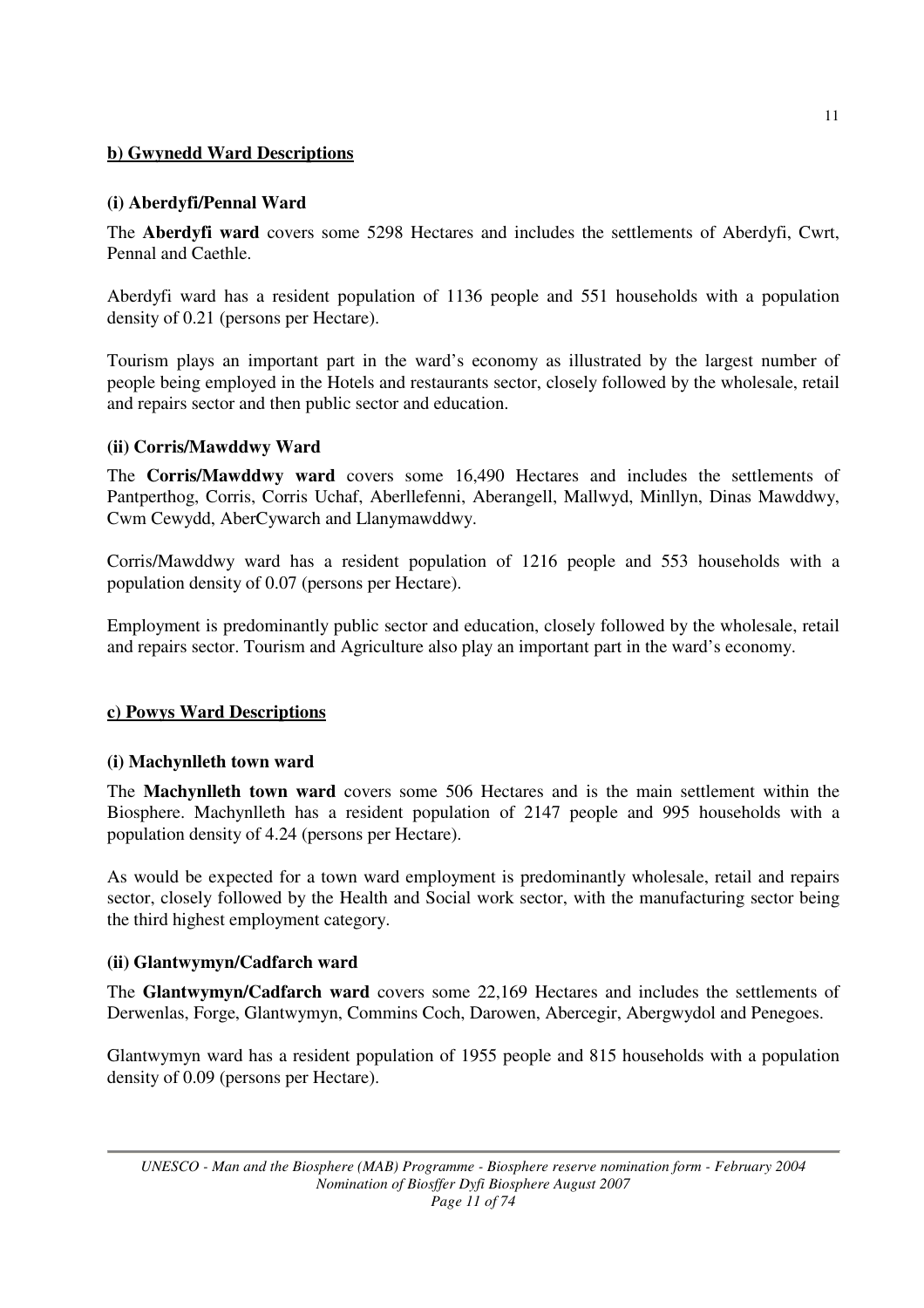### b) Gwynedd Ward Descriptions

#### (i) Aberdyfi/Pennal Ward

The **Aberdyfi ward** covers some 5298 Hectares and includes the settlements of Aberdyfi, Cwrt, Pennal and Caethle.

Aberdyfi ward has a resident population of 1136 people and 551 households with a population density of 0.21 (persons per Hectare).

Tourism plays an important part in the ward's economy as illustrated by the largest number of people being employed in the Hotels and restaurants sector, closely followed by the wholesale, retail and repairs sector and then public sector and education.

#### (ii) Corris/Mawddwy Ward

The **Corris/Mawddwy ward** covers some 16,490 Hectares and includes the settlements of Pantperthog, Corris, Corris Uchaf, Aberllefenni, Aberangell, Mallwyd, Minllyn, Dinas Mawddwy, Cwm Cewydd, AberCywarch and Llanymawddwy.

Corris/Mawddwy ward has a resident population of 1216 people and 553 households with a population density of 0.07 (persons per Hectare).

Employment is predominantly public sector and education, closely followed by the wholesale, retail and repairs sector. Tourism and Agriculture also play an important part in the ward's economy.

### c) Powys Ward Descriptions

#### (i) Machynlleth town ward

The **Machynlleth town ward** covers some 506 Hectares and is the main settlement within the Biosphere. Machynlleth has a resident population of 2147 people and 995 households with a population density of 4.24 (persons per Hectare).

As would be expected for a town ward employment is predominantly wholesale, retail and repairs sector, closely followed by the Health and Social work sector, with the manufacturing sector being the third highest employment category.

#### (ii) Glantwymyn/Cadfarch ward

The **Glantwymyn/Cadfarch ward** covers some 22,169 Hectares and includes the settlements of Derwenlas, Forge, Glantwymyn, Commins Coch, Darowen, Abercegir, Abergwydol and Penegoes.

Glantwymyn ward has a resident population of 1955 people and 815 households with a population density of 0.09 (persons per Hectare).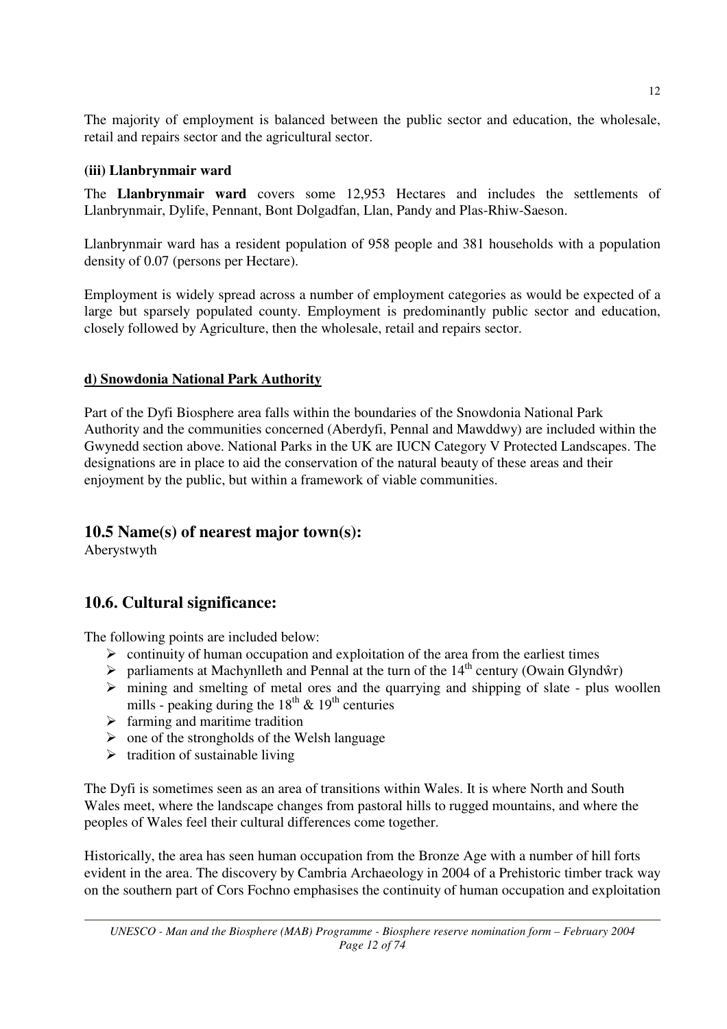The majority of employment is balanced between the public sector and education, the wholesale, retail and repairs sector and the agricultural sector.

**(iii) Llanbrynmair ward**

The **Llanbrynmair ward** covers some 12,953 Hectares and includes the settlements of Llanbrynmair, Dylife, Pennant, Bont Dolgadfan, Llan, Pandy and Plas-Rhiw-Saeson.

Llanbrynmair ward has a resident population of 958 people and 381 households with a population density of 0.07 (persons per Hectare).

Employment is widely spread across a number of employment categories as would be expected of a large but sparsely populated county. Employment is predominantly public sector and education, closely followed by Agriculture, then the wholesale, retail and repairs sector.

**d) Snowdonia National Park Authority**

Part of the Dyfi Biosphere area falls within the boundaries of the Snowdonia National Park Authority and the communities concerned (Aberdyfi, Pennal and Mawddwy) are included within the Gwynedd section above. National Parks in the UK are IUCN Category V Protected Landscapes. The designations are in place to aid the conservation of the natural beauty of these areas and their enjoyment by the public, but within a framework of viable communities.

## 10.5 Name(s) of nearest major town(s):

Aberystwyth

## 10.6. Cultural significance:

The following points are included below:

- continuity of human occupation and exploitation of the area from the earliest times
- parliaments at Machynlleth and Pennal at the turn of the 14th century (Owain Glyndŵr)
- mining and smelting of metal ores and the quarrying and shipping of slate - plus woollen mills - peaking during the 18th & 19th centuries
- farming and maritime tradition
- one of the strongholds of the Welsh language
- tradition of sustainable living

The Dyfi is sometimes seen as an area of transitions within Wales. It is where North and South Wales meet, where the landscape changes from pastoral hills to rugged mountains, and where the peoples of Wales feel their cultural differences come together.

Historically, the area has seen human occupation from the Bronze Age with a number of hill forts evident in the area. The discovery by Cambria Archaeology in 2004 of a Prehistoric timber track way on the southern part of Cors Fochno emphasises the continuity of human occupation and exploitation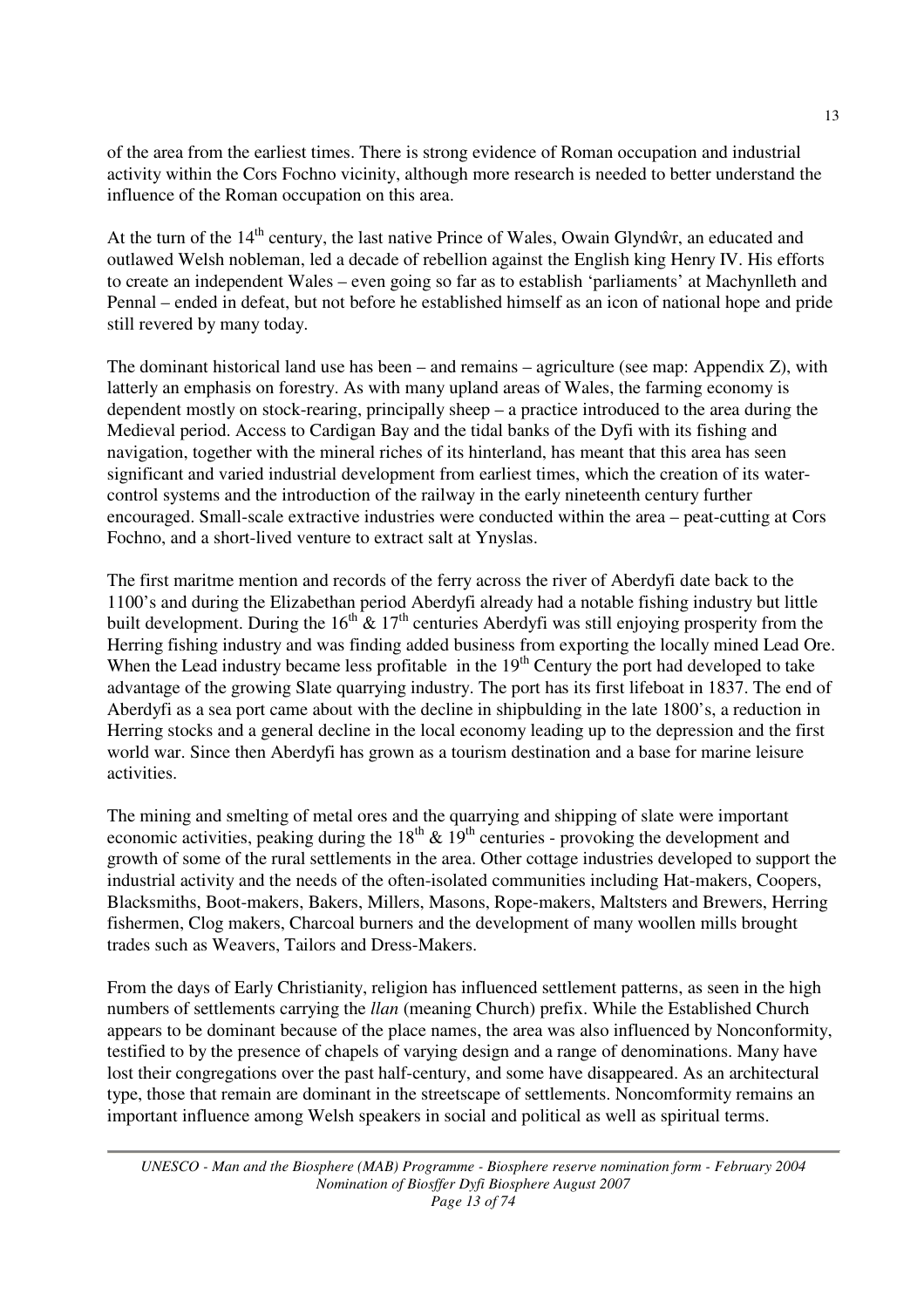of the area from the earliest times. There is strong evidence of Roman occupation and industrial activity within the Cors Fochno vicinity, although more research is needed to better understand the influence of the Roman occupation on this area.

At the turn of the 14th century, the last native Prince of Wales, Owain Glyndŵr, an educated and outlawed Welsh nobleman, led a decade of rebellion against the English king Henry IV. His efforts to create an independent Wales – even going so far as to establish 'parliaments' at Machynlleth and Pennal – ended in defeat, but not before he established himself as an icon of national hope and pride still revered by many today.

The dominant historical land use has been – and remains – agriculture (see map: Appendix Z), with latterly an emphasis on forestry. As with many upland areas of Wales, the farming economy is dependent mostly on stock-rearing, principally sheep – a practice introduced to the area during the Medieval period. Access to Cardigan Bay and the tidal banks of the Dyfi with its fishing and navigation, together with the mineral riches of its hinterland, has meant that this area has seen significant and varied industrial development from earliest times, which the creation of its water-control systems and the introduction of the railway in the early nineteenth century further encouraged. Small-scale extractive industries were conducted within the area – peat-cutting at Cors Fochno, and a short-lived venture to extract salt at Ynyslas.

The first maritme mention and records of the ferry across the river of Aberdyfi date back to the 1100's and during the Elizabethan period Aberdyfi already had a notable fishing industry but little built development. During the 16th & 17th centuries Aberdyfi was still enjoying prosperity from the Herring fishing industry and was finding added business from exporting the locally mined Lead Ore. When the Lead industry became less profitable in the 19th Century the port had developed to take advantage of the growing Slate quarrying industry. The port has its first lifeboat in 1837. The end of Aberdyfi as a sea port came about with the decline in shipbulding in the late 1800's, a reduction in Herring stocks and a general decline in the local economy leading up to the depression and the first world war. Since then Aberdyfi has grown as a tourism destination and a base for marine leisure activities.

The mining and smelting of metal ores and the quarrying and shipping of slate were important economic activities, peaking during the 18th & 19th centuries - provoking the development and growth of some of the rural settlements in the area. Other cottage industries developed to support the industrial activity and the needs of the often-isolated communities including Hat-makers, Coopers, Blacksmiths, Boot-makers, Bakers, Millers, Masons, Rope-makers, Maltsters and Brewers, Herring fishermen, Clog makers, Charcoal burners and the development of many woollen mills brought trades such as Weavers, Tailors and Dress-Makers.

From the days of Early Christianity, religion has influenced settlement patterns, as seen in the high numbers of settlements carrying the *llan* (meaning Church) prefix. While the Established Church appears to be dominant because of the place names, the area was also influenced by Nonconformity, testified to by the presence of chapels of varying design and a range of denominations. Many have lost their congregations over the past half-century, and some have disappeared. As an architectural type, those that remain are dominant in the streetscape of settlements. Noncomformity remains an important influence among Welsh speakers in social and political as well as spiritual terms.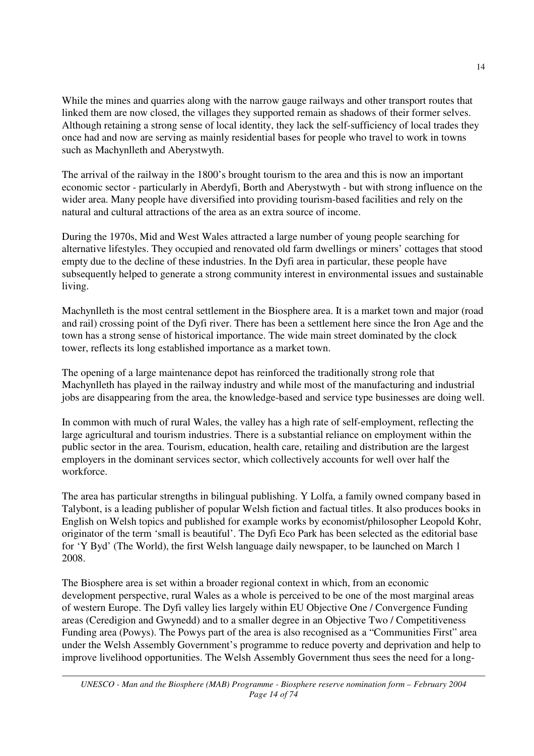While the mines and quarries along with the narrow gauge railways and other transport routes that linked them are now closed, the villages they supported remain as shadows of their former selves. Although retaining a strong sense of local identity, they lack the self-sufficiency of local trades they once had and now are serving as mainly residential bases for people who travel to work in towns such as Machynlleth and Aberystwyth.

The arrival of the railway in the 1800's brought tourism to the area and this is now an important economic sector - particularly in Aberdyfi, Borth and Aberystwyth - but with strong influence on the wider area. Many people have diversified into providing tourism-based facilities and rely on the natural and cultural attractions of the area as an extra source of income.

During the 1970s, Mid and West Wales attracted a large number of young people searching for alternative lifestyles. They occupied and renovated old farm dwellings or miners' cottages that stood empty due to the decline of these industries. In the Dyfi area in particular, these people have subsequently helped to generate a strong community interest in environmental issues and sustainable living.

Machynlleth is the most central settlement in the Biosphere area. It is a market town and major (road and rail) crossing point of the Dyfi river. There has been a settlement here since the Iron Age and the town has a strong sense of historical importance. The wide main street dominated by the clock tower, reflects its long established importance as a market town.

The opening of a large maintenance depot has reinforced the traditionally strong role that Machynlleth has played in the railway industry and while most of the manufacturing and industrial jobs are disappearing from the area, the knowledge-based and service type businesses are doing well.

In common with much of rural Wales, the valley has a high rate of self-employment, reflecting the large agricultural and tourism industries. There is a substantial reliance on employment within the public sector in the area. Tourism, education, health care, retailing and distribution are the largest employers in the dominant services sector, which collectively accounts for well over half the workforce.

The area has particular strengths in bilingual publishing. Y Lolfa, a family owned company based in Talybont, is a leading publisher of popular Welsh fiction and factual titles. It also produces books in English on Welsh topics and published for example works by economist/philosopher Leopold Kohr, originator of the term 'small is beautiful'. The Dyfi Eco Park has been selected as the editorial base for 'Y Byd' (The World), the first Welsh language daily newspaper, to be launched on March 1 2008.

The Biosphere area is set within a broader regional context in which, from an economic development perspective, rural Wales as a whole is perceived to be one of the most marginal areas of western Europe. The Dyfi valley lies largely within EU Objective One / Convergence Funding areas (Ceredigion and Gwynedd) and to a smaller degree in an Objective Two / Competitiveness Funding area (Powys). The Powys part of the area is also recognised as a "Communities First" area under the Welsh Assembly Government's programme to reduce poverty and deprivation and help to improve livelihood opportunities. The Welsh Assembly Government thus sees the need for a long-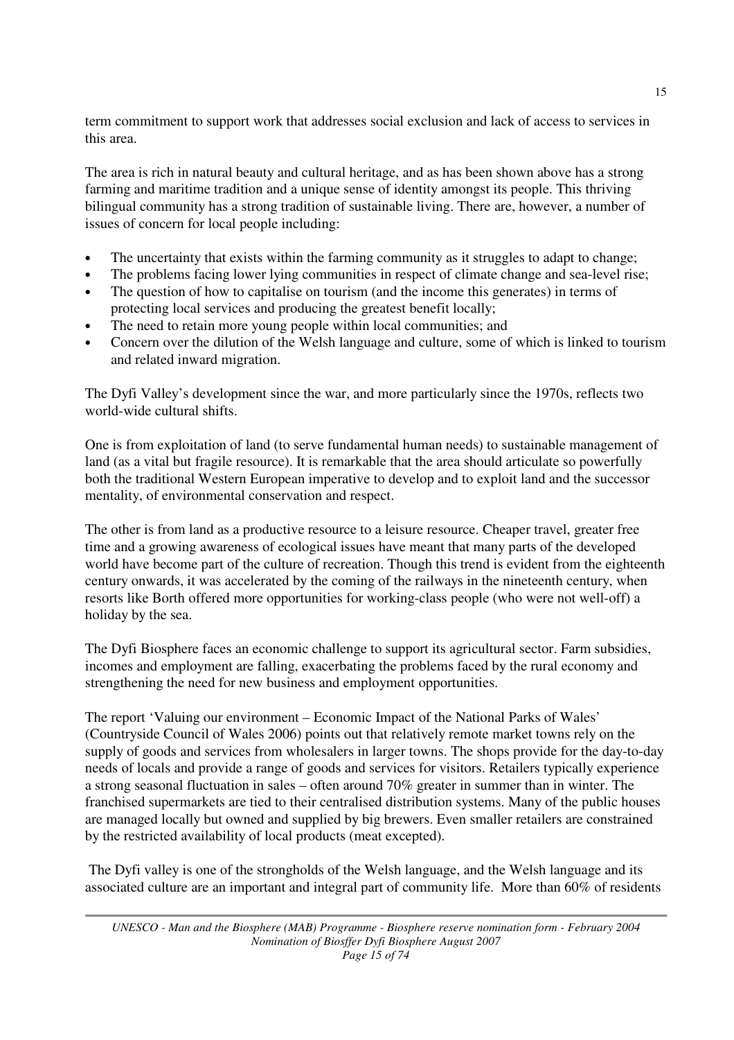term commitment to support work that addresses social exclusion and lack of access to services in this area.

The area is rich in natural beauty and cultural heritage, and as has been shown above has a strong farming and maritime tradition and a unique sense of identity amongst its people. This thriving bilingual community has a strong tradition of sustainable living. There are, however, a number of issues of concern for local people including:

- The uncertainty that exists within the farming community as it struggles to adapt to change;
- The problems facing lower lying communities in respect of climate change and sea-level rise;
- The question of how to capitalise on tourism (and the income this generates) in terms of protecting local services and producing the greatest benefit locally;
- The need to retain more young people within local communities; and
- Concern over the dilution of the Welsh language and culture, some of which is linked to tourism and related inward migration.

The Dyfi Valley's development since the war, and more particularly since the 1970s, reflects two world-wide cultural shifts.

One is from exploitation of land (to serve fundamental human needs) to sustainable management of land (as a vital but fragile resource). It is remarkable that the area should articulate so powerfully both the traditional Western European imperative to develop and to exploit land and the successor mentality, of environmental conservation and respect.

The other is from land as a productive resource to a leisure resource. Cheaper travel, greater free time and a growing awareness of ecological issues have meant that many parts of the developed world have become part of the culture of recreation. Though this trend is evident from the eighteenth century onwards, it was accelerated by the coming of the railways in the nineteenth century, when resorts like Borth offered more opportunities for working-class people (who were not well-off) a holiday by the sea.

The Dyfi Biosphere faces an economic challenge to support its agricultural sector. Farm subsidies, incomes and employment are falling, exacerbating the problems faced by the rural economy and strengthening the need for new business and employment opportunities.

The report 'Valuing our environment – Economic Impact of the National Parks of Wales' (Countryside Council of Wales 2006) points out that relatively remote market towns rely on the supply of goods and services from wholesalers in larger towns. The shops provide for the day-to-day needs of locals and provide a range of goods and services for visitors. Retailers typically experience a strong seasonal fluctuation in sales – often around 70% greater in summer than in winter. The franchised supermarkets are tied to their centralised distribution systems. Many of the public houses are managed locally but owned and supplied by big brewers. Even smaller retailers are constrained by the restricted availability of local products (meat excepted).

The Dyfi valley is one of the strongholds of the Welsh language, and the Welsh language and its associated culture are an important and integral part of community life. More than 60% of residents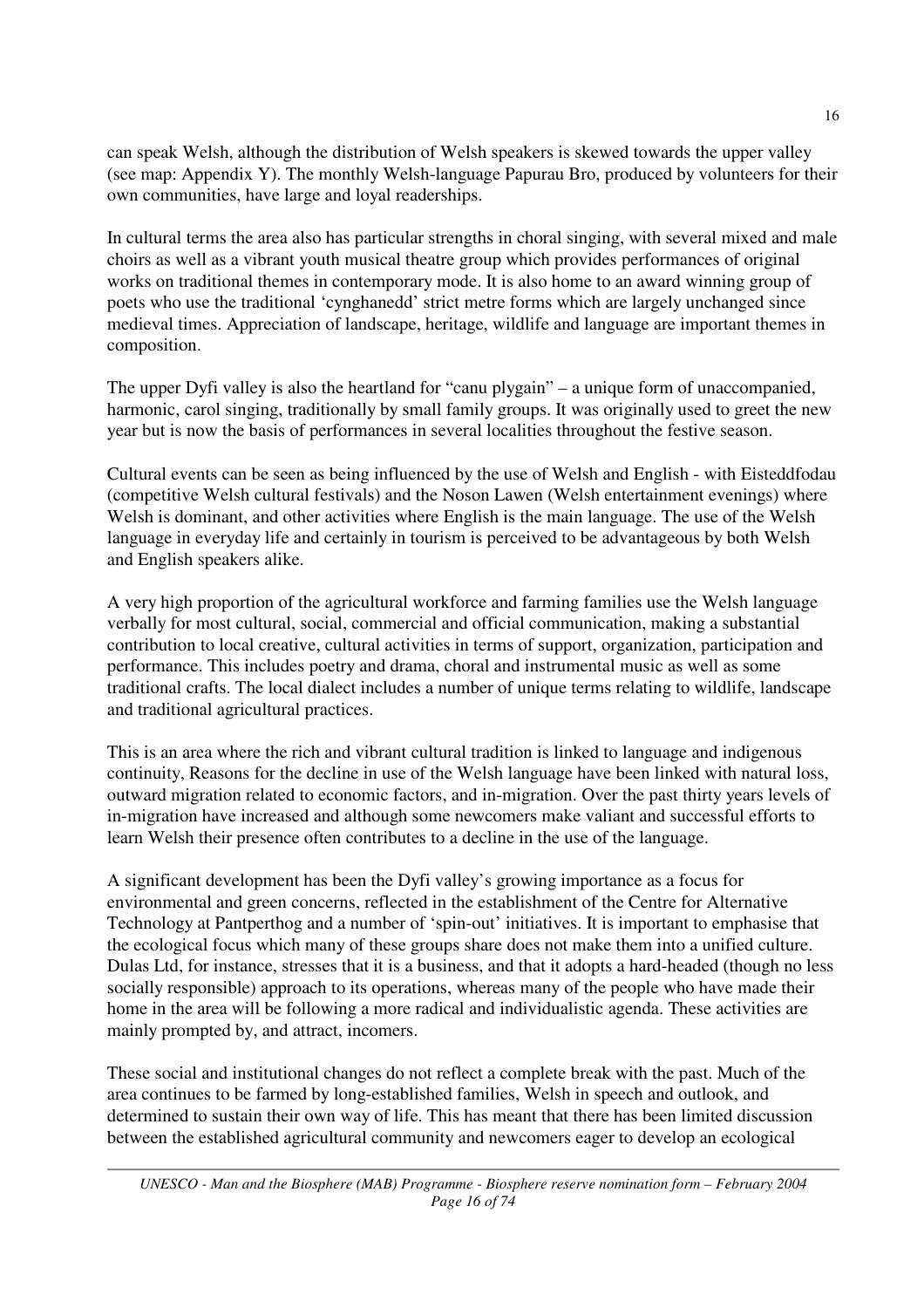can speak Welsh, although the distribution of Welsh speakers is skewed towards the upper valley (see map: Appendix Y). The monthly Welsh-language Papurau Bro, produced by volunteers for their own communities, have large and loyal readerships.

In cultural terms the area also has particular strengths in choral singing, with several mixed and male choirs as well as a vibrant youth musical theatre group which provides performances of original works on traditional themes in contemporary mode. It is also home to an award winning group of poets who use the traditional 'cynghanedd' strict metre forms which are largely unchanged since medieval times. Appreciation of landscape, heritage, wildlife and language are important themes in composition.

The upper Dyfi valley is also the heartland for "canu plygain" – a unique form of unaccompanied, harmonic, carol singing, traditionally by small family groups. It was originally used to greet the new year but is now the basis of performances in several localities throughout the festive season.

Cultural events can be seen as being influenced by the use of Welsh and English - with Eisteddfodau (competitive Welsh cultural festivals) and the Noson Lawen (Welsh entertainment evenings) where Welsh is dominant, and other activities where English is the main language. The use of the Welsh language in everyday life and certainly in tourism is perceived to be advantageous by both Welsh and English speakers alike.

A very high proportion of the agricultural workforce and farming families use the Welsh language verbally for most cultural, social, commercial and official communication, making a substantial contribution to local creative, cultural activities in terms of support, organization, participation and performance. This includes poetry and drama, choral and instrumental music as well as some traditional crafts. The local dialect includes a number of unique terms relating to wildlife, landscape and traditional agricultural practices.

This is an area where the rich and vibrant cultural tradition is linked to language and indigenous continuity, Reasons for the decline in use of the Welsh language have been linked with natural loss, outward migration related to economic factors, and in-migration. Over the past thirty years levels of in-migration have increased and although some newcomers make valiant and successful efforts to learn Welsh their presence often contributes to a decline in the use of the language.

A significant development has been the Dyfi valley's growing importance as a focus for environmental and green concerns, reflected in the establishment of the Centre for Alternative Technology at Pantperthog and a number of 'spin-out' initiatives. It is important to emphasise that the ecological focus which many of these groups share does not make them into a unified culture. Dulas Ltd, for instance, stresses that it is a business, and that it adopts a hard-headed (though no less socially responsible) approach to its operations, whereas many of the people who have made their home in the area will be following a more radical and individualistic agenda. These activities are mainly prompted by, and attract, incomers.

These social and institutional changes do not reflect a complete break with the past. Much of the area continues to be farmed by long-established families, Welsh in speech and outlook, and determined to sustain their own way of life. This has meant that there has been limited discussion between the established agricultural community and newcomers eager to develop an ecological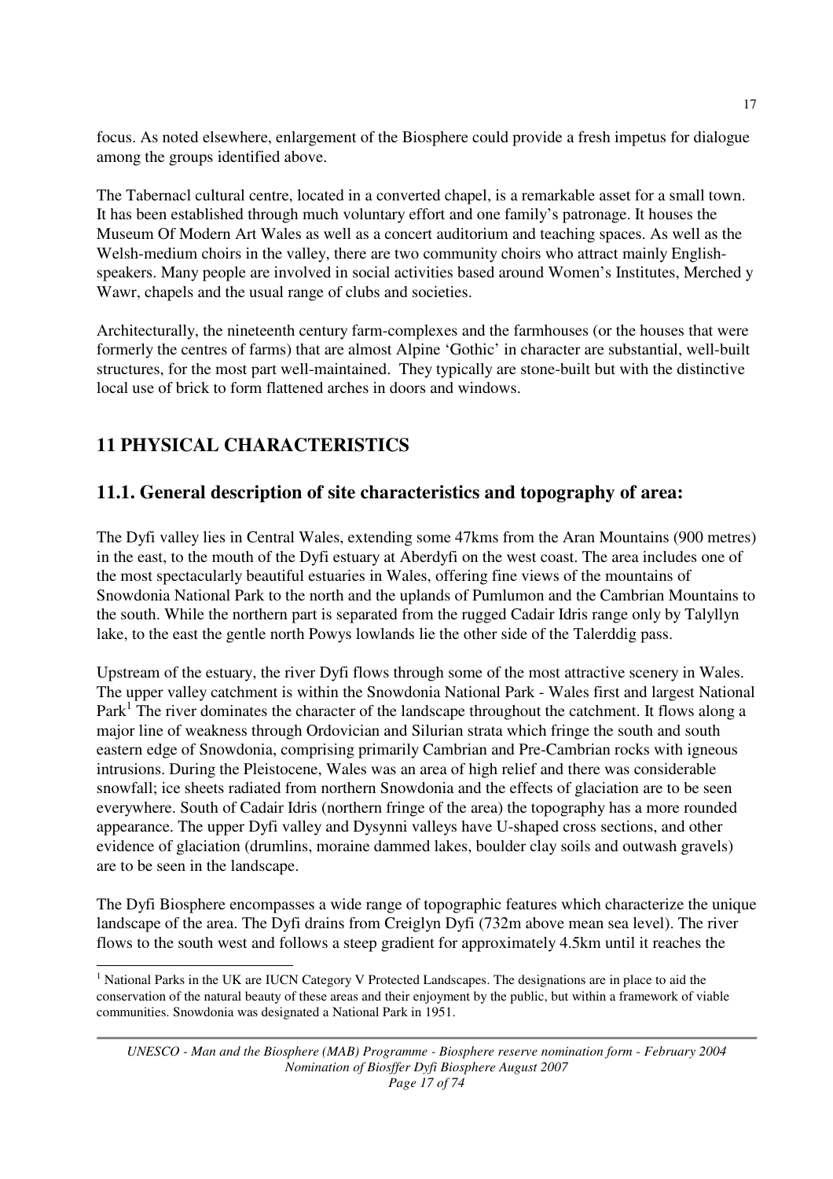focus. As noted elsewhere, enlargement of the Biosphere could provide a fresh impetus for dialogue among the groups identified above.

The Tabernacl cultural centre, located in a converted chapel, is a remarkable asset for a small town. It has been established through much voluntary effort and one family's patronage. It houses the Museum Of Modern Art Wales as well as a concert auditorium and teaching spaces. As well as the Welsh-medium choirs in the valley, there are two community choirs who attract mainly English-speakers. Many people are involved in social activities based around Women's Institutes, Merched y Wawr, chapels and the usual range of clubs and societies.

Architecturally, the nineteenth century farm-complexes and the farmhouses (or the houses that were formerly the centres of farms) that are almost Alpine 'Gothic' in character are substantial, well-built structures, for the most part well-maintained. They typically are stone-built but with the distinctive local use of brick to form flattened arches in doors and windows.

# 11 PHYSICAL CHARACTERISTICS

## 11.1. General description of site characteristics and topography of area:

The Dyfi valley lies in Central Wales, extending some 47kms from the Aran Mountains (900 metres) in the east, to the mouth of the Dyfi estuary at Aberdyfi on the west coast. The area includes one of the most spectacularly beautiful estuaries in Wales, offering fine views of the mountains of Snowdonia National Park to the north and the uplands of Pumlumon and the Cambrian Mountains to the south. While the northern part is separated from the rugged Cadair Idris range only by Talyllyn lake, to the east the gentle north Powys lowlands lie the other side of the Talerddig pass.

Upstream of the estuary, the river Dyfi flows through some of the most attractive scenery in Wales. The upper valley catchment is within the Snowdonia National Park - Wales first and largest National Park[1] The river dominates the character of the landscape throughout the catchment. It flows along a major line of weakness through Ordovician and Silurian strata which fringe the south and south eastern edge of Snowdonia, comprising primarily Cambrian and Pre-Cambrian rocks with igneous intrusions. During the Pleistocene, Wales was an area of high relief and there was considerable snowfall; ice sheets radiated from northern Snowdonia and the effects of glaciation are to be seen everywhere. South of Cadair Idris (northern fringe of the area) the topography has a more rounded appearance. The upper Dyfi valley and Dysynni valleys have U-shaped cross sections, and other evidence of glaciation (drumlins, moraine dammed lakes, boulder clay soils and outwash gravels) are to be seen in the landscape.

The Dyfi Biosphere encompasses a wide range of topographic features which characterize the unique landscape of the area. The Dyfi drains from Creiglyn Dyfi (732m above mean sea level). The river flows to the south west and follows a steep gradient for approximately 4.5km until it reaches the

[1] National Parks in the UK are IUCN Category V Protected Landscapes. The designations are in place to aid the conservation of the natural beauty of these areas and their enjoyment by the public, but within a framework of viable communities. Snowdonia was designated a National Park in 1951.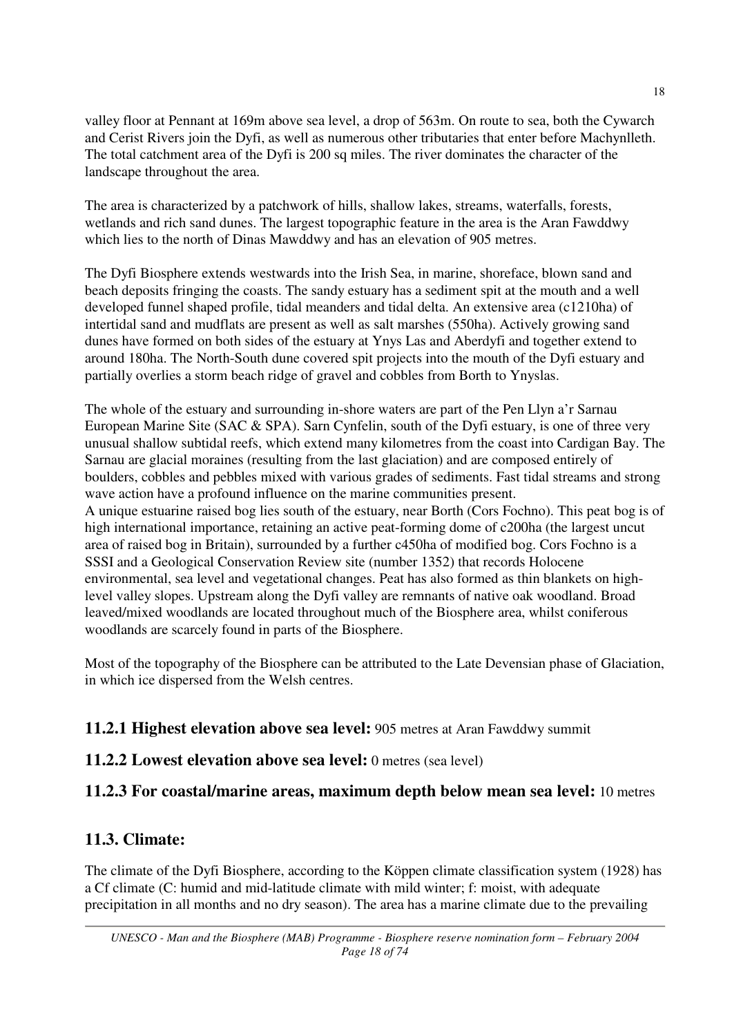valley floor at Pennant at 169m above sea level, a drop of 563m. On route to sea, both the Cywarch and Cerist Rivers join the Dyfi, as well as numerous other tributaries that enter before Machynlleth. The total catchment area of the Dyfi is 200 sq miles. The river dominates the character of the landscape throughout the area.

The area is characterized by a patchwork of hills, shallow lakes, streams, waterfalls, forests, wetlands and rich sand dunes. The largest topographic feature in the area is the Aran Fawddwy which lies to the north of Dinas Mawddwy and has an elevation of 905 metres.

The Dyfi Biosphere extends westwards into the Irish Sea, in marine, shoreface, blown sand and beach deposits fringing the coasts. The sandy estuary has a sediment spit at the mouth and a well developed funnel shaped profile, tidal meanders and tidal delta. An extensive area (c1210ha) of intertidal sand and mudflats are present as well as salt marshes (550ha). Actively growing sand dunes have formed on both sides of the estuary at Ynys Las and Aberdyfi and together extend to around 180ha. The North-South dune covered spit projects into the mouth of the Dyfi estuary and partially overlies a storm beach ridge of gravel and cobbles from Borth to Ynyslas.

The whole of the estuary and surrounding in-shore waters are part of the Pen Llyn a'r Sarnau European Marine Site (SAC & SPA). Sarn Cynfelin, south of the Dyfi estuary, is one of three very unusual shallow subtidal reefs, which extend many kilometres from the coast into Cardigan Bay. The Sarnau are glacial moraines (resulting from the last glaciation) and are composed entirely of boulders, cobbles and pebbles mixed with various grades of sediments. Fast tidal streams and strong wave action have a profound influence on the marine communities present.
A unique estuarine raised bog lies south of the estuary, near Borth (Cors Fochno). This peat bog is of high international importance, retaining an active peat-forming dome of c200ha (the largest uncut area of raised bog in Britain), surrounded by a further c450ha of modified bog. Cors Fochno is a SSSI and a Geological Conservation Review site (number 1352) that records Holocene environmental, sea level and vegetational changes. Peat has also formed as thin blankets on high-level valley slopes. Upstream along the Dyfi valley are remnants of native oak woodland. Broad leaved/mixed woodlands are located throughout much of the Biosphere area, whilst coniferous woodlands are scarcely found in parts of the Biosphere.

Most of the topography of the Biosphere can be attributed to the Late Devensian phase of Glaciation, in which ice dispersed from the Welsh centres.

### 11.2.1 Highest elevation above sea level: 905 metres at Aran Fawddwy summit

### 11.2.2 Lowest elevation above sea level: 0 metres (sea level)

### 11.2.3 For coastal/marine areas, maximum depth below mean sea level: 10 metres

## 11.3. Climate:

The climate of the Dyfi Biosphere, according to the Köppen climate classification system (1928) has a Cf climate (C: humid and mid-latitude climate with mild winter; f: moist, with adequate precipitation in all months and no dry season). The area has a marine climate due to the prevailing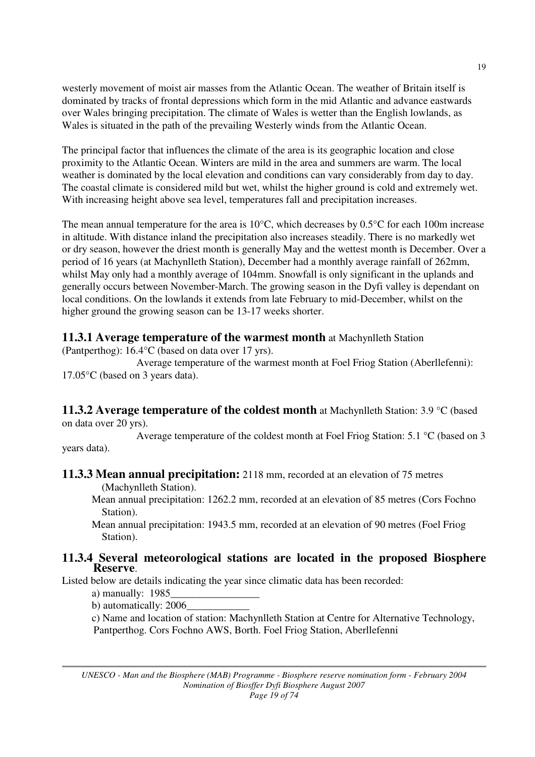westerly movement of moist air masses from the Atlantic Ocean. The weather of Britain itself is dominated by tracks of frontal depressions which form in the mid Atlantic and advance eastwards over Wales bringing precipitation. The climate of Wales is wetter than the English lowlands, as Wales is situated in the path of the prevailing Westerly winds from the Atlantic Ocean.

The principal factor that influences the climate of the area is its geographic location and close proximity to the Atlantic Ocean. Winters are mild in the area and summers are warm. The local weather is dominated by the local elevation and conditions can vary considerably from day to day. The coastal climate is considered mild but wet, whilst the higher ground is cold and extremely wet. With increasing height above sea level, temperatures fall and precipitation increases.

The mean annual temperature for the area is 10°C, which decreases by 0.5°C for each 100m increase in altitude. With distance inland the precipitation also increases steadily. There is no markedly wet or dry season, however the driest month is generally May and the wettest month is December. Over a period of 16 years (at Machynlleth Station), December had a monthly average rainfall of 262mm, whilst May only had a monthly average of 104mm. Snowfall is only significant in the uplands and generally occurs between November-March. The growing season in the Dyfi valley is dependant on local conditions. On the lowlands it extends from late February to mid-December, whilst on the higher ground the growing season can be 13-17 weeks shorter.

**11.3.1 Average temperature of the warmest month** at Machynlleth Station (Pantperthog): 16.4°C (based on data over 17 yrs).

Average temperature of the warmest month at Foel Friog Station (Aberllefenni): 17.05°C (based on 3 years data).

**11.3.2 Average temperature of the coldest month** at Machynlleth Station: 3.9 °C (based on data over 20 yrs).

Average temperature of the coldest month at Foel Friog Station: 5.1 °C (based on 3 years data).

**11.3.3 Mean annual precipitation:** 2118 mm, recorded at an elevation of 75 metres (Machynlleth Station).

Mean annual precipitation: 1262.2 mm, recorded at an elevation of 85 metres (Cors Fochno Station).

Mean annual precipitation: 1943.5 mm, recorded at an elevation of 90 metres (Foel Friog Station).

**11.3.4 Several meteorological stations are located in the proposed Biosphere Reserve**.

Listed below are details indicating the year since climatic data has been recorded:

a) manually: 1985_________________

b) automatically: 2006____________

c) Name and location of station: Machynlleth Station at Centre for Alternative Technology, Pantperthog. Cors Fochno AWS, Borth. Foel Friog Station, Aberllefenni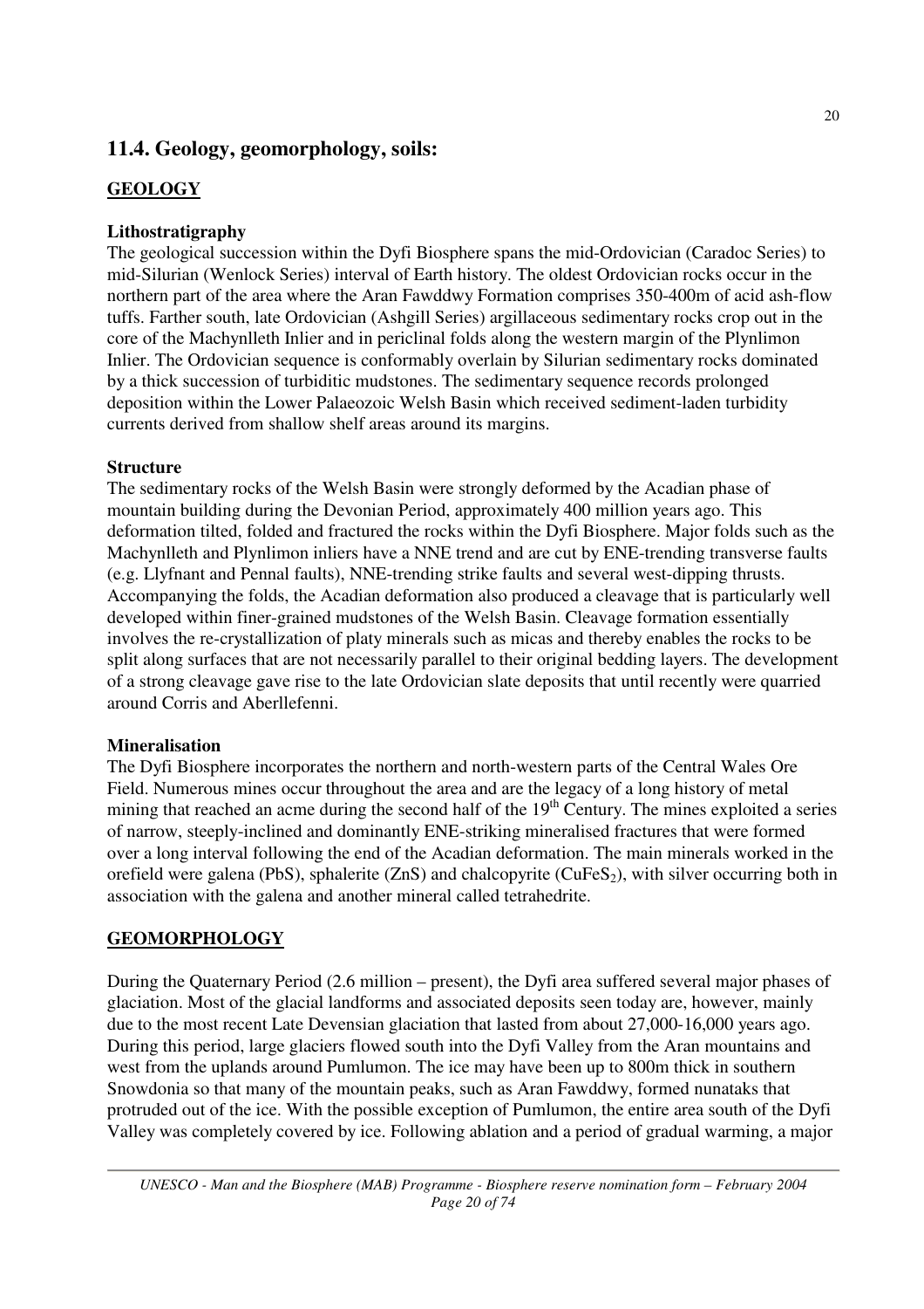## 11.4. Geology, geomorphology, soils:

### GEOLOGY

**Lithostratigraphy**

The geological succession within the Dyfi Biosphere spans the mid-Ordovician (Caradoc Series) to mid-Silurian (Wenlock Series) interval of Earth history. The oldest Ordovician rocks occur in the northern part of the area where the Aran Fawddwy Formation comprises 350-400m of acid ash-flow tuffs. Farther south, late Ordovician (Ashgill Series) argillaceous sedimentary rocks crop out in the core of the Machynlleth Inlier and in periclinal folds along the western margin of the Plynlimon Inlier. The Ordovician sequence is conformably overlain by Silurian sedimentary rocks dominated by a thick succession of turbiditic mudstones. The sedimentary sequence records prolonged deposition within the Lower Palaeozoic Welsh Basin which received sediment-laden turbidity currents derived from shallow shelf areas around its margins.

**Structure**

The sedimentary rocks of the Welsh Basin were strongly deformed by the Acadian phase of mountain building during the Devonian Period, approximately 400 million years ago. This deformation tilted, folded and fractured the rocks within the Dyfi Biosphere. Major folds such as the Machynlleth and Plynlimon inliers have a NNE trend and are cut by ENE-trending transverse faults (e.g. Llyfnant and Pennal faults), NNE-trending strike faults and several west-dipping thrusts. Accompanying the folds, the Acadian deformation also produced a cleavage that is particularly well developed within finer-grained mudstones of the Welsh Basin. Cleavage formation essentially involves the re-crystallization of platy minerals such as micas and thereby enables the rocks to be split along surfaces that are not necessarily parallel to their original bedding layers. The development of a strong cleavage gave rise to the late Ordovician slate deposits that until recently were quarried around Corris and Aberllefenni.

**Mineralisation**

The Dyfi Biosphere incorporates the northern and north-western parts of the Central Wales Ore Field. Numerous mines occur throughout the area and are the legacy of a long history of metal mining that reached an acme during the second half of the 19th Century. The mines exploited a series of narrow, steeply-inclined and dominantly ENE-striking mineralised fractures that were formed over a long interval following the end of the Acadian deformation. The main minerals worked in the orefield were galena (PbS), sphalerite (ZnS) and chalcopyrite ($CuFeS_2$), with silver occurring both in association with the galena and another mineral called tetrahedrite.

### GEOMORPHOLOGY

During the Quaternary Period (2.6 million – present), the Dyfi area suffered several major phases of glaciation. Most of the glacial landforms and associated deposits seen today are, however, mainly due to the most recent Late Devensian glaciation that lasted from about 27,000-16,000 years ago. During this period, large glaciers flowed south into the Dyfi Valley from the Aran mountains and west from the uplands around Pumlumon. The ice may have been up to 800m thick in southern Snowdonia so that many of the mountain peaks, such as Aran Fawddwy, formed nunataks that protruded out of the ice. With the possible exception of Pumlumon, the entire area south of the Dyfi Valley was completely covered by ice. Following ablation and a period of gradual warming, a major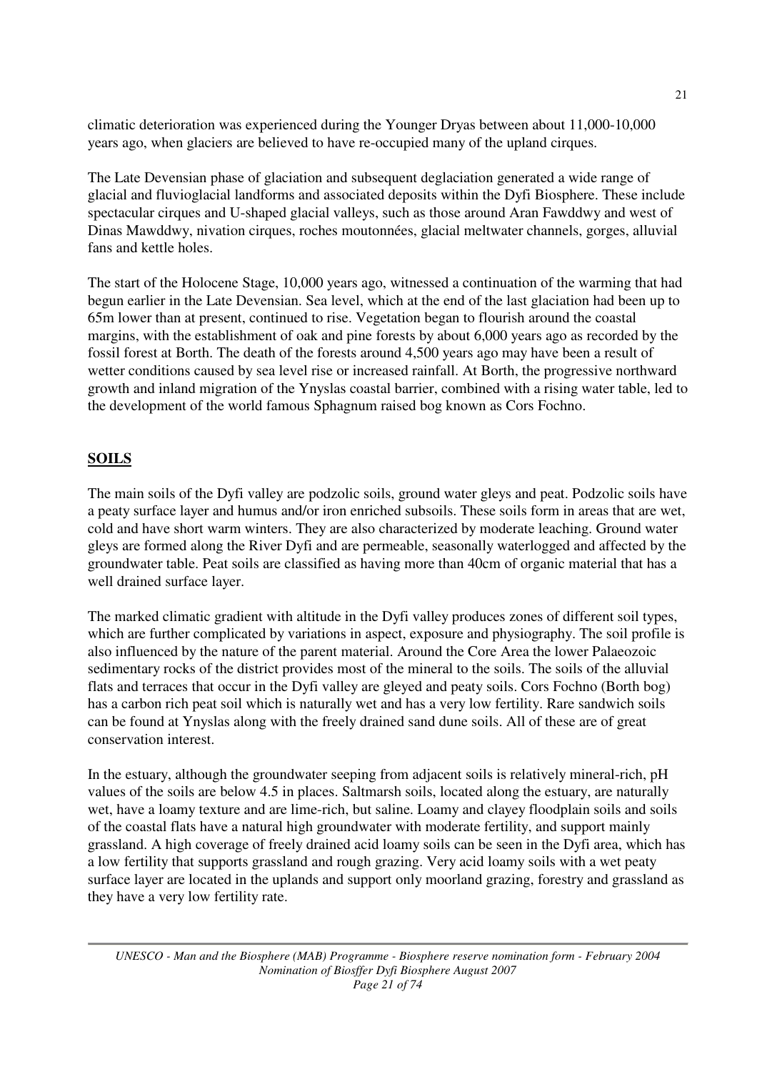climatic deterioration was experienced during the Younger Dryas between about 11,000-10,000 years ago, when glaciers are believed to have re-occupied many of the upland cirques.

The Late Devensian phase of glaciation and subsequent deglaciation generated a wide range of glacial and fluvioglacial landforms and associated deposits within the Dyfi Biosphere. These include spectacular cirques and U-shaped glacial valleys, such as those around Aran Fawddwy and west of Dinas Mawddwy, nivation cirques, roches moutonnées, glacial meltwater channels, gorges, alluvial fans and kettle holes.

The start of the Holocene Stage, 10,000 years ago, witnessed a continuation of the warming that had begun earlier in the Late Devensian. Sea level, which at the end of the last glaciation had been up to 65m lower than at present, continued to rise. Vegetation began to flourish around the coastal margins, with the establishment of oak and pine forests by about 6,000 years ago as recorded by the fossil forest at Borth. The death of the forests around 4,500 years ago may have been a result of wetter conditions caused by sea level rise or increased rainfall. At Borth, the progressive northward growth and inland migration of the Ynyslas coastal barrier, combined with a rising water table, led to the development of the world famous Sphagnum raised bog known as Cors Fochno.

## SOILS

The main soils of the Dyfi valley are podzolic soils, ground water gleys and peat. Podzolic soils have a peaty surface layer and humus and/or iron enriched subsoils. These soils form in areas that are wet, cold and have short warm winters. They are also characterized by moderate leaching. Ground water gleys are formed along the River Dyfi and are permeable, seasonally waterlogged and affected by the groundwater table. Peat soils are classified as having more than 40cm of organic material that has a well drained surface layer.

The marked climatic gradient with altitude in the Dyfi valley produces zones of different soil types, which are further complicated by variations in aspect, exposure and physiography. The soil profile is also influenced by the nature of the parent material. Around the Core Area the lower Palaeozoic sedimentary rocks of the district provides most of the mineral to the soils. The soils of the alluvial flats and terraces that occur in the Dyfi valley are gleyed and peaty soils. Cors Fochno (Borth bog) has a carbon rich peat soil which is naturally wet and has a very low fertility. Rare sandwich soils can be found at Ynyslas along with the freely drained sand dune soils. All of these are of great conservation interest.

In the estuary, although the groundwater seeping from adjacent soils is relatively mineral-rich, pH values of the soils are below 4.5 in places. Saltmarsh soils, located along the estuary, are naturally wet, have a loamy texture and are lime-rich, but saline. Loamy and clayey floodplain soils and soils of the coastal flats have a natural high groundwater with moderate fertility, and support mainly grassland. A high coverage of freely drained acid loamy soils can be seen in the Dyfi area, which has a low fertility that supports grassland and rough grazing. Very acid loamy soils with a wet peaty surface layer are located in the uplands and support only moorland grazing, forestry and grassland as they have a very low fertility rate.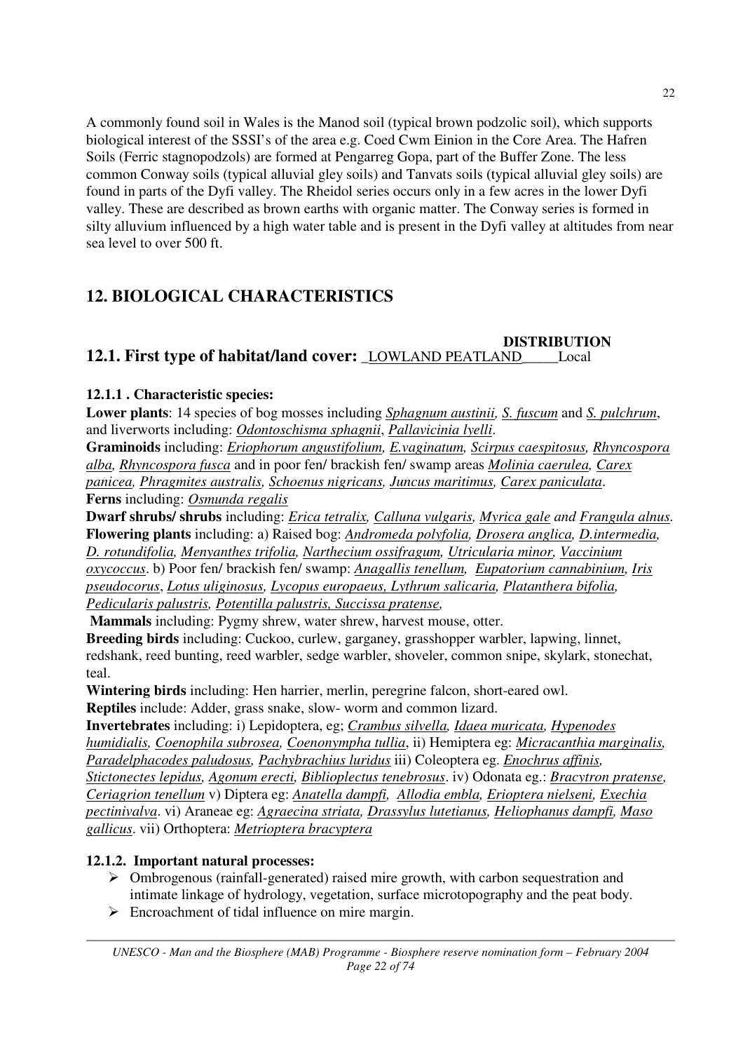A commonly found soil in Wales is the Manod soil (typical brown podzolic soil), which supports biological interest of the SSSI's of the area e.g. Coed Cwm Einion in the Core Area. The Hafren Soils (Ferric stagnopodzols) are formed at Pengarreg Gopa, part of the Buffer Zone. The less common Conway soils (typical alluvial gley soils) and Tanvats soils (typical alluvial gley soils) are found in parts of the Dyfi valley. The Rheidol series occurs only in a few acres in the lower Dyfi valley. These are described as brown earths with organic matter. The Conway series is formed in silty alluvium influenced by a high water table and is present in the Dyfi valley at altitudes from near sea level to over 500 ft.

## 12. BIOLOGICAL CHARACTERISTICS

### 12.1. First type of habitat/land cover: _LOWLAND PEATLAND_____ **DISTRIBUTION** Local

#### 12.1.1 . Characteristic species:

**Lower plants**: 14 species of bog mosses including *Sphagnum austinii, S. fuscum* and *S. pulchrum*, and liverworts including: *Odontoschisma sphagnii*, *Pallavicinia lyelli*.

**Graminoids** including: *Eriophorum angustifolium, E.vaginatum, Scirpus caespitosus, Rhyncospora alba, Rhyncospora fusca* and in poor fen/ brackish fen/ swamp areas *Molinia caerulea, Carex panicea, Phragmites australis, Schoenus nigricans, Juncus maritimus, Carex paniculata*.

**Ferns** including: *Osmunda regalis*

**Dwarf shrubs/ shrubs** including: *Erica tetralix, Calluna vulgaris, Myrica gale and Frangula alnus.*

**Flowering plants** including: a) Raised bog: *Andromeda polyfolia, Drosera anglica, D.intermedia, D. rotundifolia, Menyanthes trifolia, Narthecium ossifragum, Utricularia minor, Vaccinium oxycoccus*. b) Poor fen/ brackish fen/ swamp: *Anagallis tenellum, Eupatorium cannabinium, Iris pseudocorus*, *Lotus uliginosus, Lycopus europaeus, Lythrum salicaria, Platanthera bifolia, Pedicularis palustris, Potentilla palustris, Succissa pratense,*

**Mammals** including: Pygmy shrew, water shrew, harvest mouse, otter.

**Breeding birds** including: Cuckoo, curlew, garganey, grasshopper warbler, lapwing, linnet, redshank, reed bunting, reed warbler, sedge warbler, shoveler, common snipe, skylark, stonechat, teal.

**Wintering birds** including: Hen harrier, merlin, peregrine falcon, short-eared owl.

**Reptiles** include: Adder, grass snake, slow- worm and common lizard.

**Invertebrates** including: i) Lepidoptera, eg; *Crambus silvella, Idaea muricata, Hypenodes humidialis, Coenophila subrosea, Coenonympha tullia*, ii) Hemiptera eg: *Micracanthia marginalis, Paradelphacodes paludosus, Pachybrachius luridus* iii) Coleoptera eg. *Enochrus affinis, Stictonectes lepidus, Agonum erecti, Biblioplectus tenebrosus*. iv) Odonata eg.: *Bracytron pratense, Ceriagrion tenellum* v) Diptera eg: *Anatella dampfi, Allodia embla, Erioptera nielseni, Exechia pectinivalva*. vi) Araneae eg: *Agraecina striata, Drassylus lutetianus, Heliophanus dampfi, Maso gallicus*. vii) Orthoptera: *Metrioptera bracyptera*

#### 12.1.2. Important natural processes:

- Ombrogenous (rainfall-generated) raised mire growth, with carbon sequestration and intimate linkage of hydrology, vegetation, surface microtopography and the peat body.
- Encroachment of tidal influence on mire margin.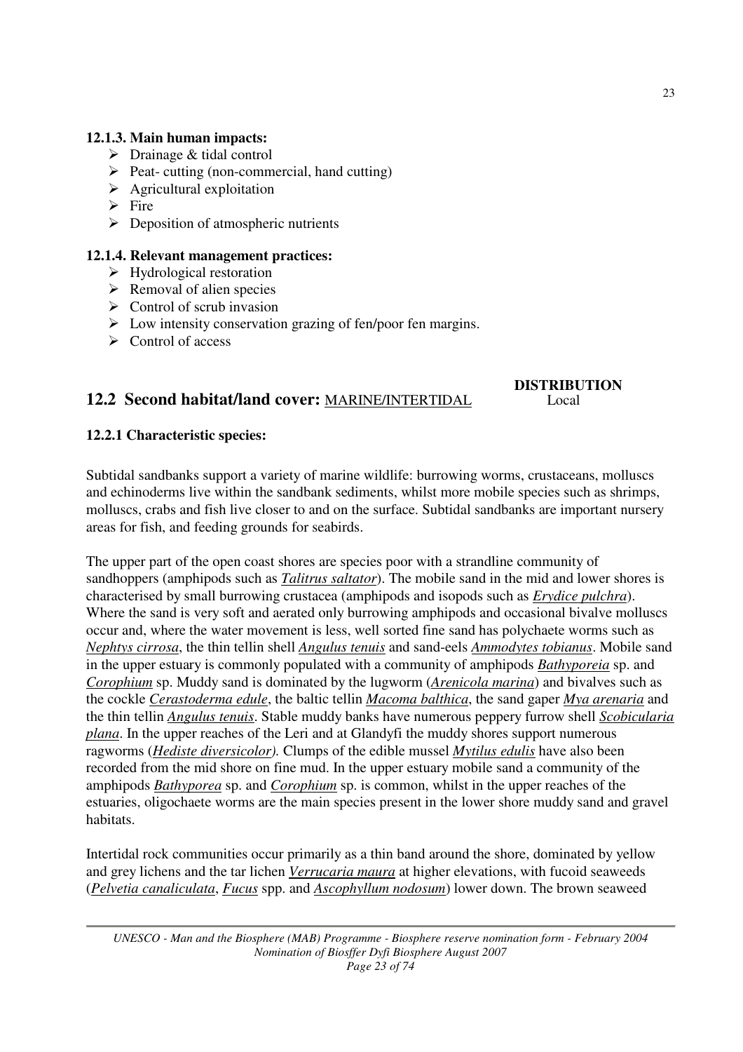### 12.1.3. Main human impacts:

- Drainage & tidal control
- Peat- cutting (non-commercial, hand cutting)
- Agricultural exploitation
- Fire
- Deposition of atmospheric nutrients

### 12.1.4. Relevant management practices:

- Hydrological restoration
- Removal of alien species
- Control of scrub invasion
- Low intensity conservation grazing of fen/poor fen margins.
- Control of access

## 12.2 Second habitat/land cover: MARINE/INTERTIDAL

**DISTRIBUTION**
Local

### 12.2.1 Characteristic species:

Subtidal sandbanks support a variety of marine wildlife: burrowing worms, crustaceans, molluscs and echinoderms live within the sandbank sediments, whilst more mobile species such as shrimps, molluscs, crabs and fish live closer to and on the surface. Subtidal sandbanks are important nursery areas for fish, and feeding grounds for seabirds.

The upper part of the open coast shores are species poor with a strandline community of sandhoppers (amphipods such as *Talitrus saltator*). The mobile sand in the mid and lower shores is characterised by small burrowing crustacea (amphipods and isopods such as *Erydice pulchra*). Where the sand is very soft and aerated only burrowing amphipods and occasional bivalve molluscs occur and, where the water movement is less, well sorted fine sand has polychaete worms such as *Nephtys cirrosa*, the thin tellin shell *Angulus tenuis* and sand-eels *Ammodytes tobianus*. Mobile sand in the upper estuary is commonly populated with a community of amphipods *Bathyporeia* sp. and *Corophium* sp. Muddy sand is dominated by the lugworm (*Arenicola marina*) and bivalves such as the cockle *Cerastoderma edule*, the baltic tellin *Macoma balthica*, the sand gaper *Mya arenaria* and the thin tellin *Angulus tenuis*. Stable muddy banks have numerous peppery furrow shell *Scobicularia plana*. In the upper reaches of the Leri and at Glandyfi the muddy shores support numerous ragworms (*Hediste diversicolor).* Clumps of the edible mussel *Mytilus edulis* have also been recorded from the mid shore on fine mud. In the upper estuary mobile sand a community of the amphipods *Bathyporea* sp. and *Corophium* sp. is common, whilst in the upper reaches of the estuaries, oligochaete worms are the main species present in the lower shore muddy sand and gravel habitats.

Intertidal rock communities occur primarily as a thin band around the shore, dominated by yellow and grey lichens and the tar lichen *Verrucaria maura* at higher elevations, with fucoid seaweeds (*Pelvetia canaliculata*, *Fucus* spp. and *Ascophyllum nodosum*) lower down. The brown seaweed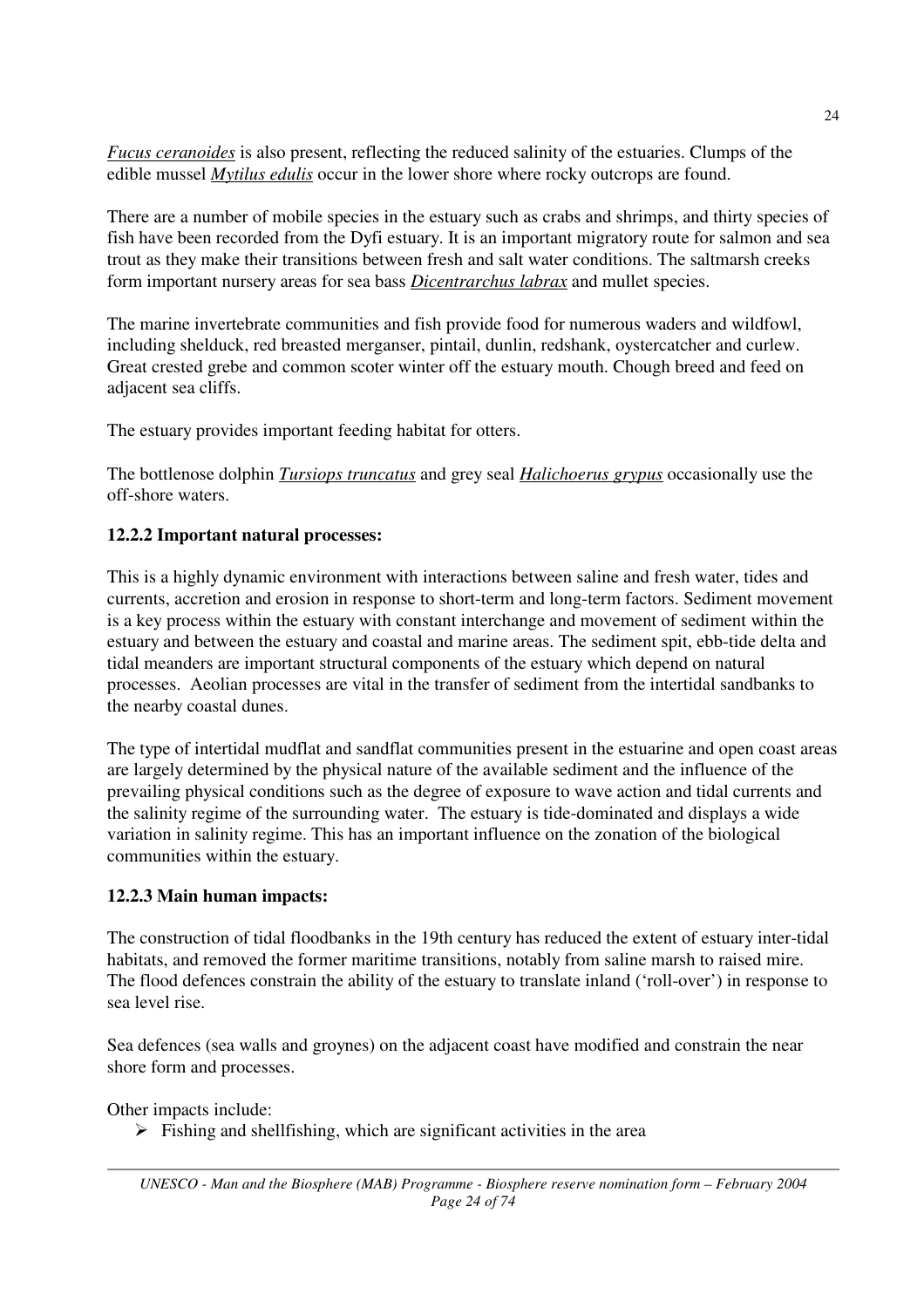*Fucus ceranoides* is also present, reflecting the reduced salinity of the estuaries. Clumps of the edible mussel *Mytilus edulis* occur in the lower shore where rocky outcrops are found.

There are a number of mobile species in the estuary such as crabs and shrimps, and thirty species of fish have been recorded from the Dyfi estuary. It is an important migratory route for salmon and sea trout as they make their transitions between fresh and salt water conditions. The saltmarsh creeks form important nursery areas for sea bass *Dicentrarchus labrax* and mullet species.

The marine invertebrate communities and fish provide food for numerous waders and wildfowl, including shelduck, red breasted merganser, pintail, dunlin, redshank, oystercatcher and curlew. Great crested grebe and common scoter winter off the estuary mouth. Chough breed and feed on adjacent sea cliffs.

The estuary provides important feeding habitat for otters.

The bottlenose dolphin *Tursiops truncatus* and grey seal *Halichoerus grypus* occasionally use the off-shore waters.

**12.2.2 Important natural processes:**

This is a highly dynamic environment with interactions between saline and fresh water, tides and currents, accretion and erosion in response to short-term and long-term factors. Sediment movement is a key process within the estuary with constant interchange and movement of sediment within the estuary and between the estuary and coastal and marine areas. The sediment spit, ebb-tide delta and tidal meanders are important structural components of the estuary which depend on natural processes. Aeolian processes are vital in the transfer of sediment from the intertidal sandbanks to the nearby coastal dunes.

The type of intertidal mudflat and sandflat communities present in the estuarine and open coast areas are largely determined by the physical nature of the available sediment and the influence of the prevailing physical conditions such as the degree of exposure to wave action and tidal currents and the salinity regime of the surrounding water. The estuary is tide-dominated and displays a wide variation in salinity regime. This has an important influence on the zonation of the biological communities within the estuary.

**12.2.3 Main human impacts:**

The construction of tidal floodbanks in the 19th century has reduced the extent of estuary inter-tidal habitats, and removed the former maritime transitions, notably from saline marsh to raised mire. The flood defences constrain the ability of the estuary to translate inland ('roll-over') in response to sea level rise.

Sea defences (sea walls and groynes) on the adjacent coast have modified and constrain the near shore form and processes.

Other impacts include:

- Fishing and shellfishing, which are significant activities in the area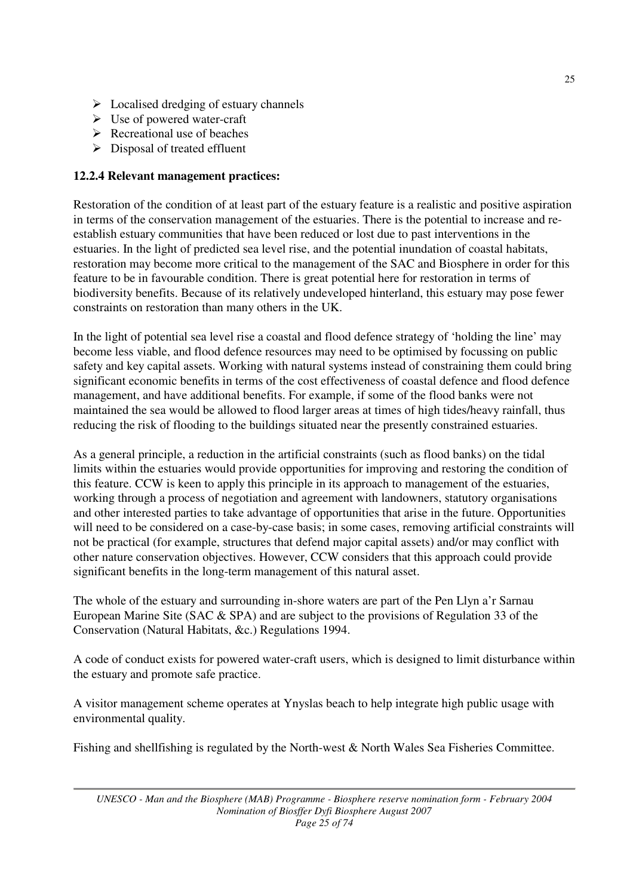- Localised dredging of estuary channels
- Use of powered water-craft
- Recreational use of beaches
- Disposal of treated effluent

**12.2.4 Relevant management practices:**

Restoration of the condition of at least part of the estuary feature is a realistic and positive aspiration in terms of the conservation management of the estuaries. There is the potential to increase and re-establish estuary communities that have been reduced or lost due to past interventions in the estuaries. In the light of predicted sea level rise, and the potential inundation of coastal habitats, restoration may become more critical to the management of the SAC and Biosphere in order for this feature to be in favourable condition. There is great potential here for restoration in terms of biodiversity benefits. Because of its relatively undeveloped hinterland, this estuary may pose fewer constraints on restoration than many others in the UK.

In the light of potential sea level rise a coastal and flood defence strategy of 'holding the line' may become less viable, and flood defence resources may need to be optimised by focussing on public safety and key capital assets. Working with natural systems instead of constraining them could bring significant economic benefits in terms of the cost effectiveness of coastal defence and flood defence management, and have additional benefits. For example, if some of the flood banks were not maintained the sea would be allowed to flood larger areas at times of high tides/heavy rainfall, thus reducing the risk of flooding to the buildings situated near the presently constrained estuaries.

As a general principle, a reduction in the artificial constraints (such as flood banks) on the tidal limits within the estuaries would provide opportunities for improving and restoring the condition of this feature. CCW is keen to apply this principle in its approach to management of the estuaries, working through a process of negotiation and agreement with landowners, statutory organisations and other interested parties to take advantage of opportunities that arise in the future. Opportunities will need to be considered on a case-by-case basis; in some cases, removing artificial constraints will not be practical (for example, structures that defend major capital assets) and/or may conflict with other nature conservation objectives. However, CCW considers that this approach could provide significant benefits in the long-term management of this natural asset.

The whole of the estuary and surrounding in-shore waters are part of the Pen Llyn a'r Sarnau European Marine Site (SAC & SPA) and are subject to the provisions of Regulation 33 of the Conservation (Natural Habitats, &c.) Regulations 1994.

A code of conduct exists for powered water-craft users, which is designed to limit disturbance within the estuary and promote safe practice.

A visitor management scheme operates at Ynyslas beach to help integrate high public usage with environmental quality.

Fishing and shellfishing is regulated by the North-west & North Wales Sea Fisheries Committee.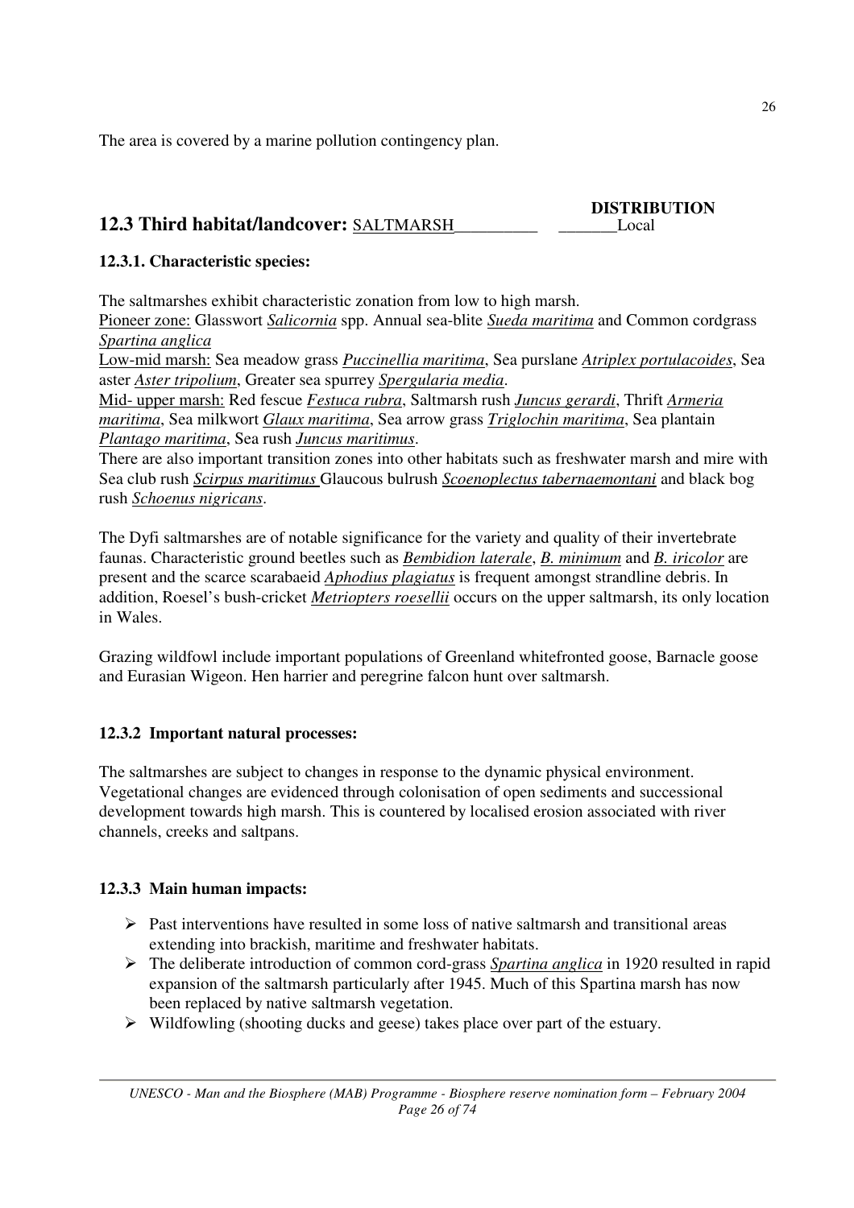The area is covered by a marine pollution contingency plan.

**DISTRIBUTION**

## 12.3 Third habitat/landcover: SALTMARSH__________ _______Local

### 12.3.1. Characteristic species:

The saltmarshes exhibit characteristic zonation from low to high marsh.
Pioneer zone: Glasswort *Salicornia* spp. Annual sea-blite *Sueda maritima* and Common cordgrass *Spartina anglica*
Low-mid marsh: Sea meadow grass *Puccinellia maritima*, Sea purslane *Atriplex portulacoides*, Sea aster *Aster tripolium*, Greater sea spurrey *Spergularia media*.
Mid- upper marsh: Red fescue *Festuca rubra*, Saltmarsh rush *Juncus gerardi*, Thrift *Armeria maritima*, Sea milkwort *Glaux maritima*, Sea arrow grass *Triglochin maritima*, Sea plantain *Plantago maritima*, Sea rush *Juncus maritimus*.
There are also important transition zones into other habitats such as freshwater marsh and mire with Sea club rush *Scirpus maritimus* Glaucous bulrush *Scoenoplectus tabernaemontani* and black bog rush *Schoenus nigricans*.

The Dyfi saltmarshes are of notable significance for the variety and quality of their invertebrate faunas. Characteristic ground beetles such as *Bembidion laterale*, *B. minimum* and *B. iricolor* are present and the scarce scarabaeid *Aphodius plagiatus* is frequent amongst strandline debris. In addition, Roesel's bush-cricket *Metriopters roesellii* occurs on the upper saltmarsh, its only location in Wales.

Grazing wildfowl include important populations of Greenland whitefronted goose, Barnacle goose and Eurasian Wigeon. Hen harrier and peregrine falcon hunt over saltmarsh.

### 12.3.2 Important natural processes:

The saltmarshes are subject to changes in response to the dynamic physical environment. Vegetational changes are evidenced through colonisation of open sediments and successional development towards high marsh. This is countered by localised erosion associated with river channels, creeks and saltpans.

### 12.3.3 Main human impacts:

- Past interventions have resulted in some loss of native saltmarsh and transitional areas extending into brackish, maritime and freshwater habitats.
- The deliberate introduction of common cord-grass *Spartina anglica* in 1920 resulted in rapid expansion of the saltmarsh particularly after 1945. Much of this Spartina marsh has now been replaced by native saltmarsh vegetation.
- Wildfowling (shooting ducks and geese) takes place over part of the estuary.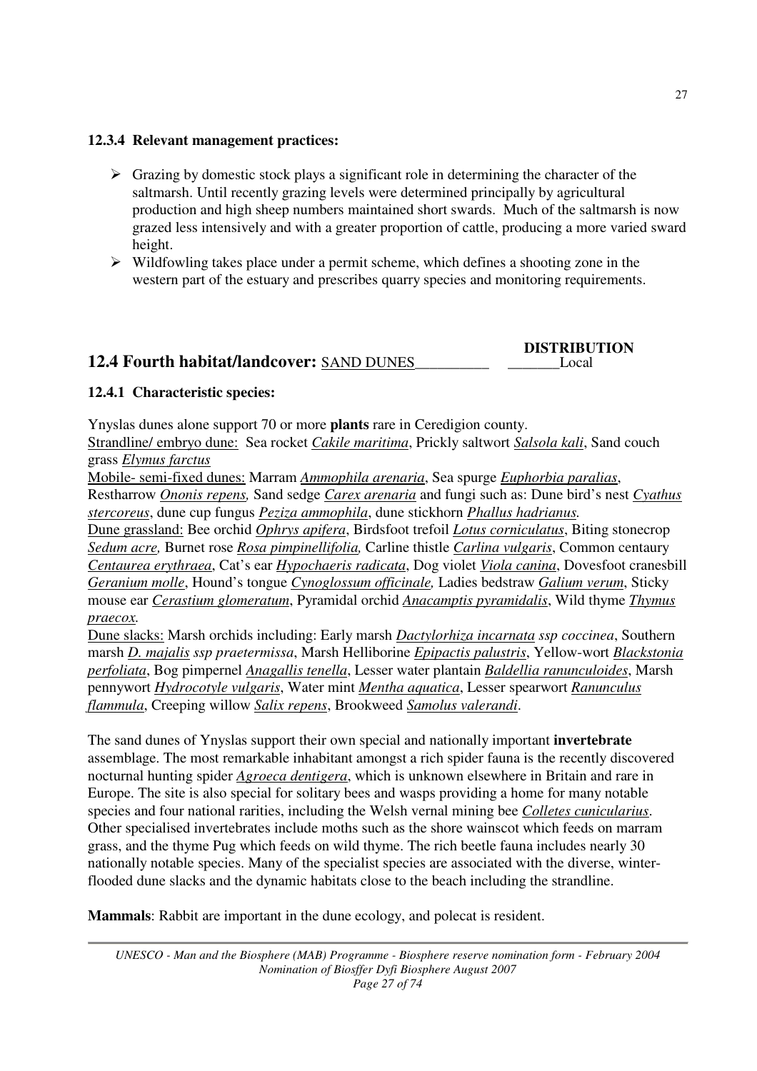### 12.3.4 Relevant management practices:

- Grazing by domestic stock plays a significant role in determining the character of the saltmarsh. Until recently grazing levels were determined principally by agricultural production and high sheep numbers maintained short swards. Much of the saltmarsh is now grazed less intensively and with a greater proportion of cattle, producing a more varied sward height.
- Wildfowling takes place under a permit scheme, which defines a shooting zone in the western part of the estuary and prescribes quarry species and monitoring requirements.

## 12.4 Fourth habitat/landcover: SAND DUNES__________ **DISTRIBUTION** _______Local

### 12.4.1 Characteristic species:

Ynyslas dunes alone support 70 or more **plants** rare in Ceredigion county.

Strandline/ embryo dune: Sea rocket *Cakile maritima*, Prickly saltwort *Salsola kali*, Sand couch grass *Elymus farctus*

Mobile- semi-fixed dunes: Marram *Ammophila arenaria*, Sea spurge *Euphorbia paralias*, Restharrow *Ononis repens,* Sand sedge *Carex arenaria* and fungi such as: Dune bird's nest *Cyathus stercoreus*, dune cup fungus *Peziza ammophila*, dune stickhorn *Phallus hadrianus.*

Dune grassland: Bee orchid *Ophrys apifera*, Birdsfoot trefoil *Lotus corniculatus*, Biting stonecrop *Sedum acre,* Burnet rose *Rosa pimpinellifolia,* Carline thistle *Carlina vulgaris*, Common centaury *Centaurea erythraea*, Cat's ear *Hypochaeris radicata*, Dog violet *Viola canina*, Dovesfoot cranesbill *Geranium molle*, Hound's tongue *Cynoglossum officinale,* Ladies bedstraw *Galium verum*, Sticky mouse ear *Cerastium glomeratum*, Pyramidal orchid *Anacamptis pyramidalis*, Wild thyme *Thymus praecox.*

Dune slacks: Marsh orchids including: Early marsh *Dactylorhiza incarnata ssp coccinea*, Southern marsh *D. majalis ssp praetermissa*, Marsh Helliborine *Epipactis palustris*, Yellow-wort *Blackstonia perfoliata*, Bog pimpernel *Anagallis tenella*, Lesser water plantain *Baldellia ranunculoides*, Marsh pennywort *Hydrocotyle vulgaris*, Water mint *Mentha aquatica*, Lesser spearwort *Ranunculus flammula*, Creeping willow *Salix repens*, Brookweed *Samolus valerandi*.

The sand dunes of Ynyslas support their own special and nationally important **invertebrate** assemblage. The most remarkable inhabitant amongst a rich spider fauna is the recently discovered nocturnal hunting spider *Agroeca dentigera*, which is unknown elsewhere in Britain and rare in Europe. The site is also special for solitary bees and wasps providing a home for many notable species and four national rarities, including the Welsh vernal mining bee *Colletes cunicularius*. Other specialised invertebrates include moths such as the shore wainscot which feeds on marram grass, and the thyme Pug which feeds on wild thyme. The rich beetle fauna includes nearly 30 nationally notable species. Many of the specialist species are associated with the diverse, winter-flooded dune slacks and the dynamic habitats close to the beach including the strandline.

**Mammals**: Rabbit are important in the dune ecology, and polecat is resident.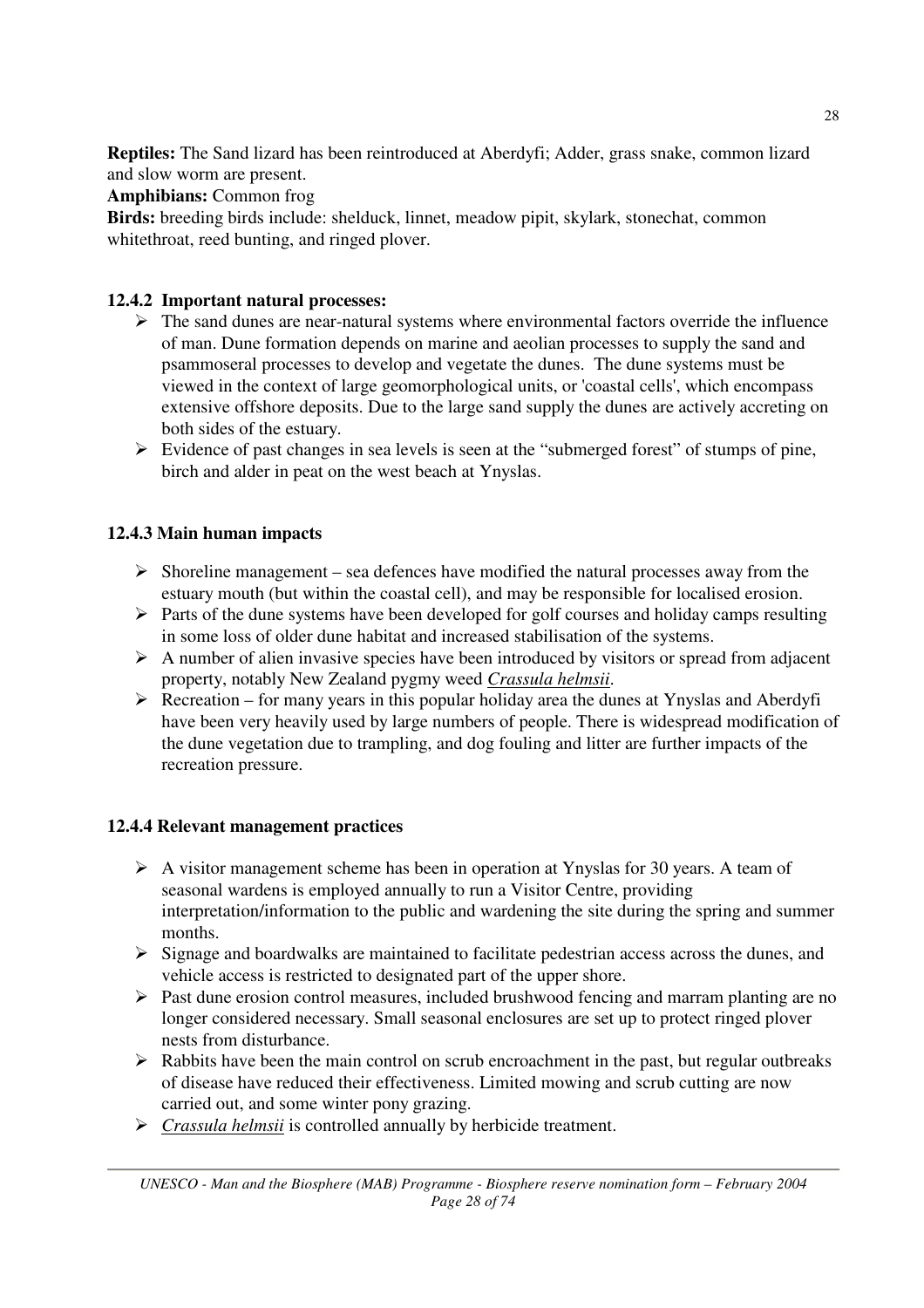**Reptiles:** The Sand lizard has been reintroduced at Aberdyfi; Adder, grass snake, common lizard and slow worm are present.

**Amphibians:** Common frog

**Birds:** breeding birds include: shelduck, linnet, meadow pipit, skylark, stonechat, common whitethroat, reed bunting, and ringed plover.

### 12.4.2 Important natural processes:

- The sand dunes are near-natural systems where environmental factors override the influence of man. Dune formation depends on marine and aeolian processes to supply the sand and psammoseral processes to develop and vegetate the dunes. The dune systems must be viewed in the context of large geomorphological units, or 'coastal cells', which encompass extensive offshore deposits. Due to the large sand supply the dunes are actively accreting on both sides of the estuary.
- Evidence of past changes in sea levels is seen at the "submerged forest" of stumps of pine, birch and alder in peat on the west beach at Ynyslas.

### 12.4.3 Main human impacts

- Shoreline management – sea defences have modified the natural processes away from the estuary mouth (but within the coastal cell), and may be responsible for localised erosion.
- Parts of the dune systems have been developed for golf courses and holiday camps resulting in some loss of older dune habitat and increased stabilisation of the systems.
- A number of alien invasive species have been introduced by visitors or spread from adjacent property, notably New Zealand pygmy weed *Crassula helmsii*.
- Recreation – for many years in this popular holiday area the dunes at Ynyslas and Aberdyfi have been very heavily used by large numbers of people. There is widespread modification of the dune vegetation due to trampling, and dog fouling and litter are further impacts of the recreation pressure.

### 12.4.4 Relevant management practices

- A visitor management scheme has been in operation at Ynyslas for 30 years. A team of seasonal wardens is employed annually to run a Visitor Centre, providing interpretation/information to the public and wardening the site during the spring and summer months.
- Signage and boardwalks are maintained to facilitate pedestrian access across the dunes, and vehicle access is restricted to designated part of the upper shore.
- Past dune erosion control measures, included brushwood fencing and marram planting are no longer considered necessary. Small seasonal enclosures are set up to protect ringed plover nests from disturbance.
- Rabbits have been the main control on scrub encroachment in the past, but regular outbreaks of disease have reduced their effectiveness. Limited mowing and scrub cutting are now carried out, and some winter pony grazing.
- *Crassula helmsii* is controlled annually by herbicide treatment.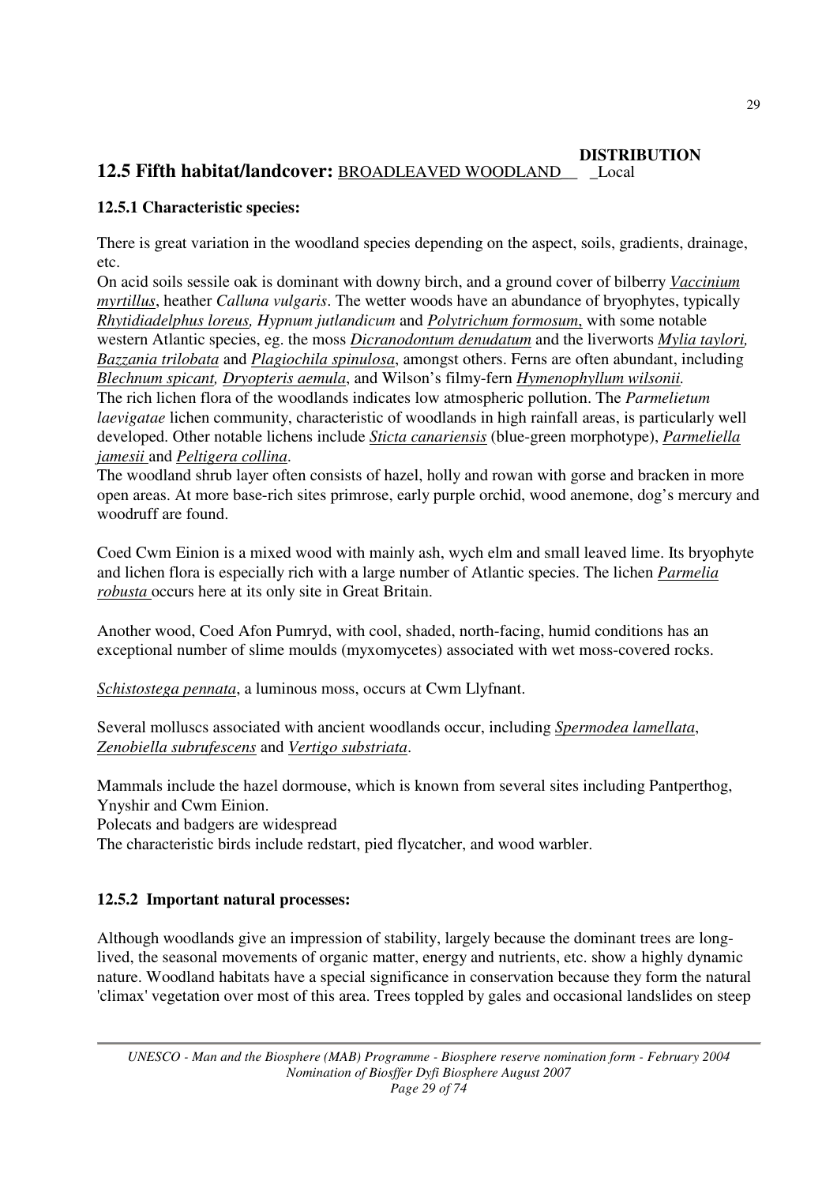**DISTRIBUTION**

## 12.5 Fifth habitat/landcover: BROADLEAVED WOODLAND    Local

### 12.5.1 Characteristic species:

There is great variation in the woodland species depending on the aspect, soils, gradients, drainage, etc.

On acid soils sessile oak is dominant with downy birch, and a ground cover of bilberry *Vaccinium myrtillus*, heather *Calluna vulgaris*. The wetter woods have an abundance of bryophytes, typically *Rhytidiadelphus loreus, Hypnum jutlandicum* and *Polytrichum formosum*, with some notable western Atlantic species, eg. the moss *Dicranodontum denudatum* and the liverworts *Mylia taylori, Bazzania trilobata* and *Plagiochila spinulosa*, amongst others. Ferns are often abundant, including *Blechnum spicant, Dryopteris aemula*, and Wilson's filmy-fern *Hymenophyllum wilsonii.*

The rich lichen flora of the woodlands indicates low atmospheric pollution. The *Parmelietum laevigatae* lichen community, characteristic of woodlands in high rainfall areas, is particularly well developed. Other notable lichens include *Sticta canariensis* (blue-green morphotype), *Parmeliella jamesii* and *Peltigera collina*.

The woodland shrub layer often consists of hazel, holly and rowan with gorse and bracken in more open areas. At more base-rich sites primrose, early purple orchid, wood anemone, dog's mercury and woodruff are found.

Coed Cwm Einion is a mixed wood with mainly ash, wych elm and small leaved lime. Its bryophyte and lichen flora is especially rich with a large number of Atlantic species. The lichen *Parmelia robusta* occurs here at its only site in Great Britain.

Another wood, Coed Afon Pumryd, with cool, shaded, north-facing, humid conditions has an exceptional number of slime moulds (myxomycetes) associated with wet moss-covered rocks.

*Schistostega pennata*, a luminous moss, occurs at Cwm Llyfnant.

Several molluscs associated with ancient woodlands occur, including *Spermodea lamellata*, *Zenobiella subrufescens* and *Vertigo substriata*.

Mammals include the hazel dormouse, which is known from several sites including Pantperthog, Ynyshir and Cwm Einion.

Polecats and badgers are widespread

The characteristic birds include redstart, pied flycatcher, and wood warbler.

### 12.5.2 Important natural processes:

Although woodlands give an impression of stability, largely because the dominant trees are long-lived, the seasonal movements of organic matter, energy and nutrients, etc. show a highly dynamic nature. Woodland habitats have a special significance in conservation because they form the natural 'climax' vegetation over most of this area. Trees toppled by gales and occasional landslides on steep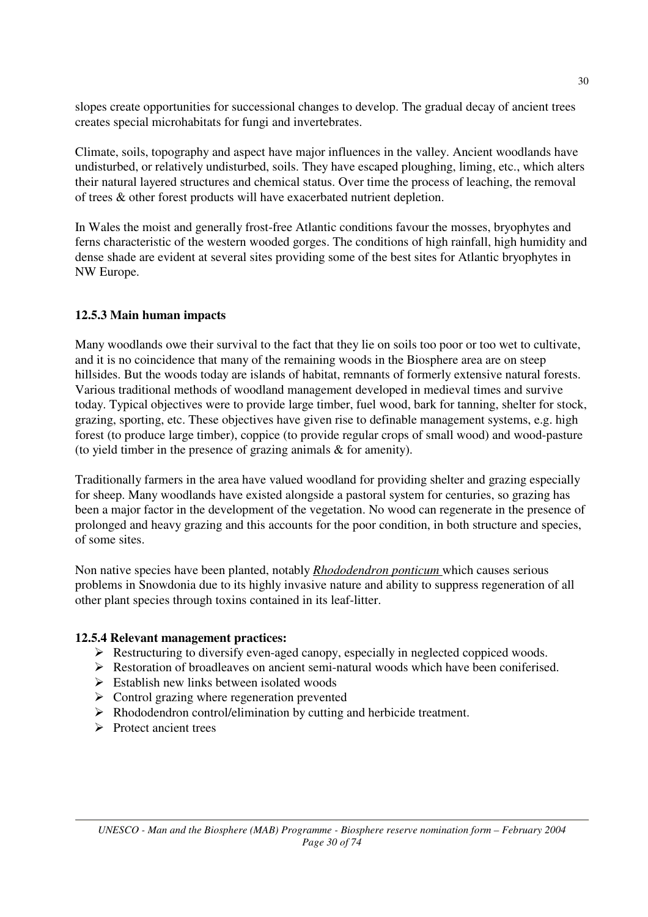slopes create opportunities for successional changes to develop. The gradual decay of ancient trees creates special microhabitats for fungi and invertebrates.

Climate, soils, topography and aspect have major influences in the valley. Ancient woodlands have undisturbed, or relatively undisturbed, soils. They have escaped ploughing, liming, etc., which alters their natural layered structures and chemical status. Over time the process of leaching, the removal of trees & other forest products will have exacerbated nutrient depletion.

In Wales the moist and generally frost-free Atlantic conditions favour the mosses, bryophytes and ferns characteristic of the western wooded gorges. The conditions of high rainfall, high humidity and dense shade are evident at several sites providing some of the best sites for Atlantic bryophytes in NW Europe.

### 12.5.3 Main human impacts

Many woodlands owe their survival to the fact that they lie on soils too poor or too wet to cultivate, and it is no coincidence that many of the remaining woods in the Biosphere area are on steep hillsides. But the woods today are islands of habitat, remnants of formerly extensive natural forests. Various traditional methods of woodland management developed in medieval times and survive today. Typical objectives were to provide large timber, fuel wood, bark for tanning, shelter for stock, grazing, sporting, etc. These objectives have given rise to definable management systems, e.g. high forest (to produce large timber), coppice (to provide regular crops of small wood) and wood-pasture (to yield timber in the presence of grazing animals & for amenity).

Traditionally farmers in the area have valued woodland for providing shelter and grazing especially for sheep. Many woodlands have existed alongside a pastoral system for centuries, so grazing has been a major factor in the development of the vegetation. No wood can regenerate in the presence of prolonged and heavy grazing and this accounts for the poor condition, in both structure and species, of some sites.

Non native species have been planted, notably ***Rhododendron ponticum*** which causes serious problems in Snowdonia due to its highly invasive nature and ability to suppress regeneration of all other plant species through toxins contained in its leaf-litter.

### 12.5.4 Relevant management practices:

- Restructuring to diversify even-aged canopy, especially in neglected coppiced woods.
- Restoration of broadleaves on ancient semi-natural woods which have been coniferised.
- Establish new links between isolated woods
- Control grazing where regeneration prevented
- Rhododendron control/elimination by cutting and herbicide treatment.
- Protect ancient trees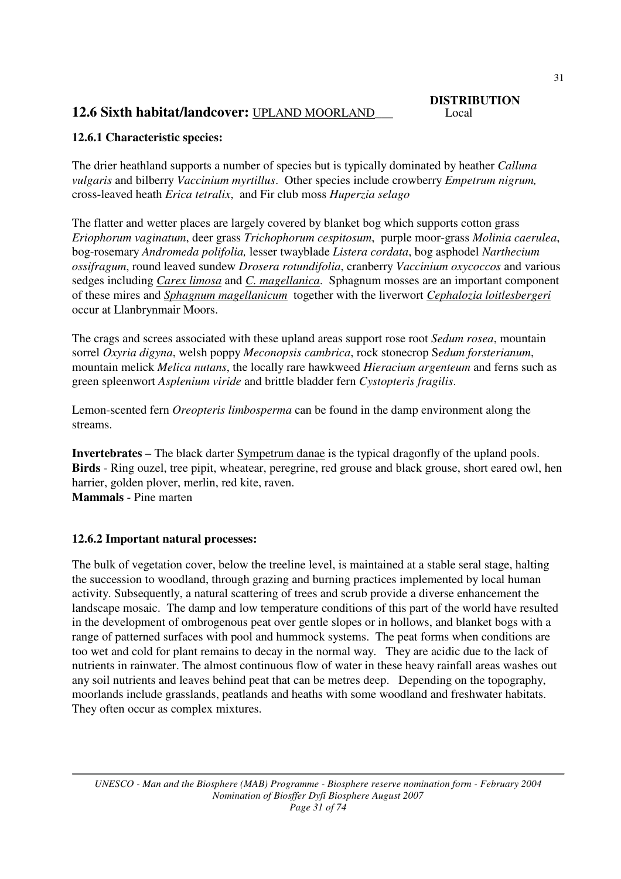**DISTRIBUTION**

## 12.6 Sixth habitat/landcover: UPLAND MOORLAND___ Local

### 12.6.1 Characteristic species:

The drier heathland supports a number of species but is typically dominated by heather *Calluna vulgaris* and bilberry *Vaccinium myrtillus*. Other species include crowberry *Empetrum nigrum,* cross-leaved heath *Erica tetralix*, and Fir club moss *Huperzia selago*

The flatter and wetter places are largely covered by blanket bog which supports cotton grass *Eriophorum vaginatum*, deer grass *Trichophorum cespitosum*, purple moor-grass *Molinia caerulea*, bog-rosemary *Andromeda polifolia,* lesser twayblade *Listera cordata*, bog asphodel *Narthecium ossifragum*, round leaved sundew *Drosera rotundifolia*, cranberry *Vaccinium oxycoccos* and various sedges including *Carex limosa* and *C. magellanica*. Sphagnum mosses are an important component of these mires and *Sphagnum magellanicum* together with the liverwort *Cephalozia loitlesbergeri* occur at Llanbrynmair Moors.

The crags and screes associated with these upland areas support rose root *Sedum rosea*, mountain sorrel *Oxyria digyna*, welsh poppy *Meconopsis cambrica*, rock stonecrop S*edum forsterianum*, mountain melick *Melica nutans*, the locally rare hawkweed *Hieracium argenteum* and ferns such as green spleenwort *Asplenium viride* and brittle bladder fern *Cystopteris fragilis*.

Lemon-scented fern *Oreopteris limbosperma* can be found in the damp environment along the streams.

**Invertebrates** – The black darter Sympetrum danae is the typical dragonfly of the upland pools.
**Birds** - Ring ouzel, tree pipit, wheatear, peregrine, red grouse and black grouse, short eared owl, hen harrier, golden plover, merlin, red kite, raven.
**Mammals** - Pine marten

### 12.6.2 Important natural processes:

The bulk of vegetation cover, below the treeline level, is maintained at a stable seral stage, halting the succession to woodland, through grazing and burning practices implemented by local human activity. Subsequently, a natural scattering of trees and scrub provide a diverse enhancement the landscape mosaic. The damp and low temperature conditions of this part of the world have resulted in the development of ombrogenous peat over gentle slopes or in hollows, and blanket bogs with a range of patterned surfaces with pool and hummock systems. The peat forms when conditions are too wet and cold for plant remains to decay in the normal way. They are acidic due to the lack of nutrients in rainwater. The almost continuous flow of water in these heavy rainfall areas washes out any soil nutrients and leaves behind peat that can be metres deep. Depending on the topography, moorlands include grasslands, peatlands and heaths with some woodland and freshwater habitats. They often occur as complex mixtures.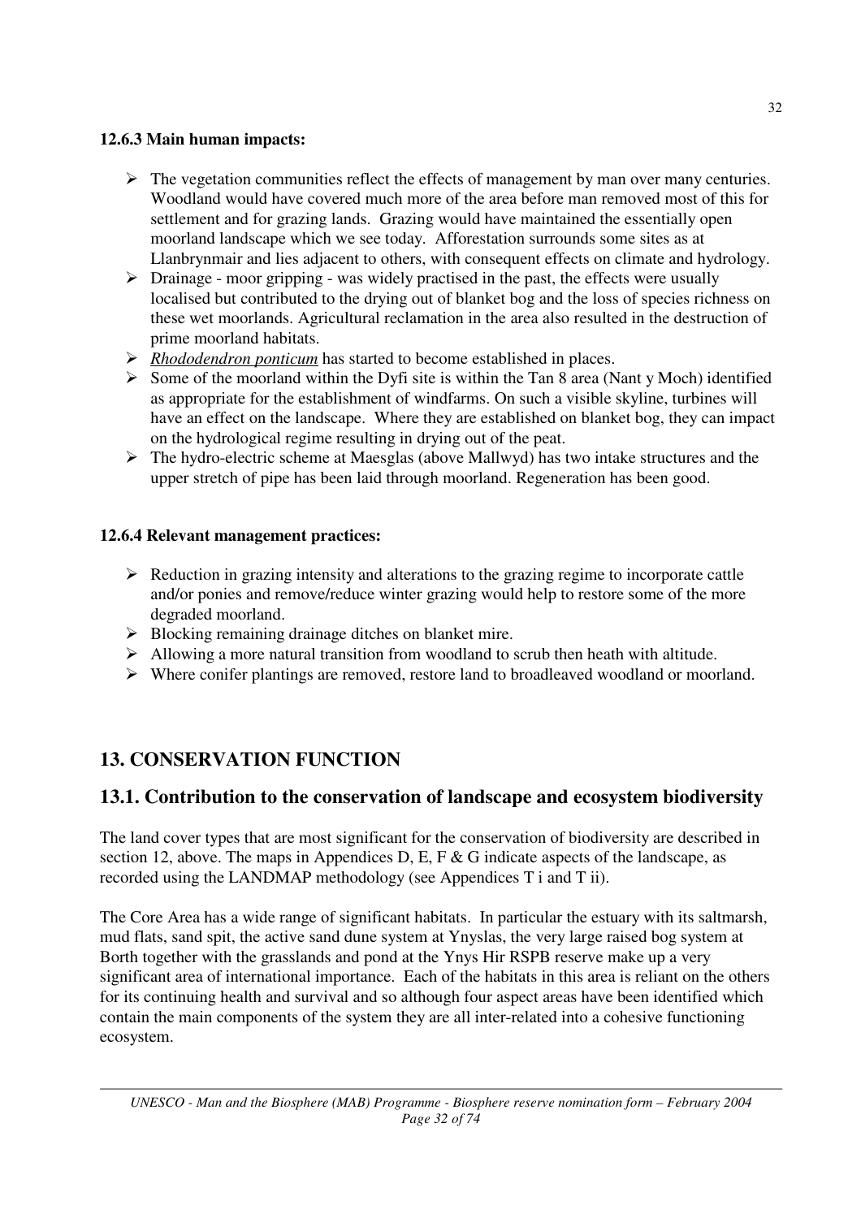**12.6.3 Main human impacts:**

- The vegetation communities reflect the effects of management by man over many centuries. Woodland would have covered much more of the area before man removed most of this for settlement and for grazing lands. Grazing would have maintained the essentially open moorland landscape which we see today. Afforestation surrounds some sites as at Llanbrynmair and lies adjacent to others, with consequent effects on climate and hydrology.
- Drainage - moor gripping - was widely practised in the past, the effects were usually localised but contributed to the drying out of blanket bog and the loss of species richness on these wet moorlands. Agricultural reclamation in the area also resulted in the destruction of prime moorland habitats.
- *Rhododendron ponticum* has started to become established in places.
- Some of the moorland within the Dyfi site is within the Tan 8 area (Nant y Moch) identified as appropriate for the establishment of windfarms. On such a visible skyline, turbines will have an effect on the landscape. Where they are established on blanket bog, they can impact on the hydrological regime resulting in drying out of the peat.
- The hydro-electric scheme at Maesglas (above Mallwyd) has two intake structures and the upper stretch of pipe has been laid through moorland. Regeneration has been good.

**12.6.4 Relevant management practices:**

- Reduction in grazing intensity and alterations to the grazing regime to incorporate cattle and/or ponies and remove/reduce winter grazing would help to restore some of the more degraded moorland.
- Blocking remaining drainage ditches on blanket mire.
- Allowing a more natural transition from woodland to scrub then heath with altitude.
- Where conifer plantings are removed, restore land to broadleaved woodland or moorland.

## 13. CONSERVATION FUNCTION

### 13.1. Contribution to the conservation of landscape and ecosystem biodiversity

The land cover types that are most significant for the conservation of biodiversity are described in section 12, above. The maps in Appendices D, E, F & G indicate aspects of the landscape, as recorded using the LANDMAP methodology (see Appendices T i and T ii).

The Core Area has a wide range of significant habitats. In particular the estuary with its saltmarsh, mud flats, sand spit, the active sand dune system at Ynyslas, the very large raised bog system at Borth together with the grasslands and pond at the Ynys Hir RSPB reserve make up a very significant area of international importance. Each of the habitats in this area is reliant on the others for its continuing health and survival and so although four aspect areas have been identified which contain the main components of the system they are all inter-related into a cohesive functioning ecosystem.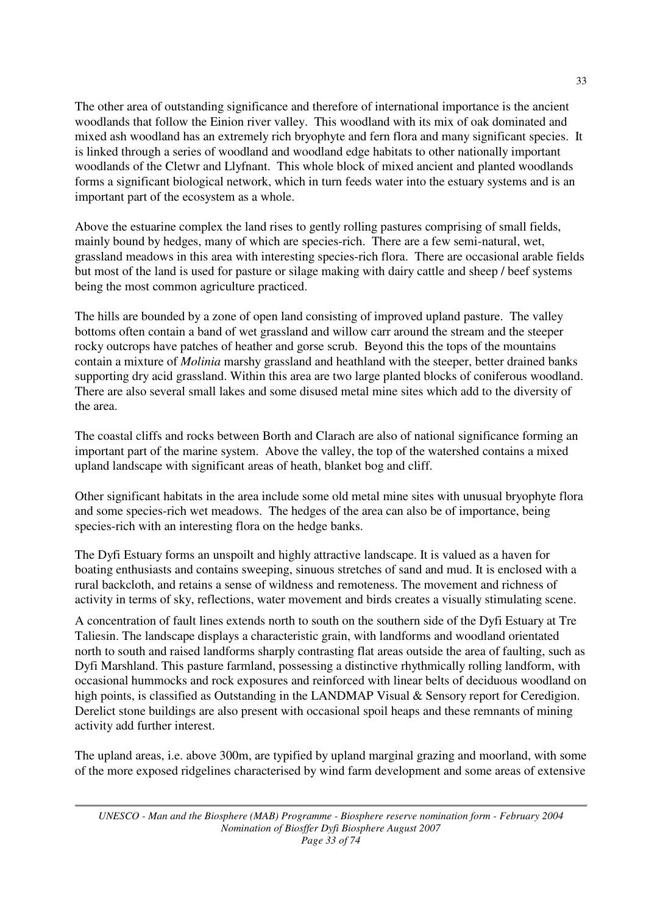The other area of outstanding significance and therefore of international importance is the ancient woodlands that follow the Einion river valley. This woodland with its mix of oak dominated and mixed ash woodland has an extremely rich bryophyte and fern flora and many significant species. It is linked through a series of woodland and woodland edge habitats to other nationally important woodlands of the Cletwr and Llyfnant. This whole block of mixed ancient and planted woodlands forms a significant biological network, which in turn feeds water into the estuary systems and is an important part of the ecosystem as a whole.

Above the estuarine complex the land rises to gently rolling pastures comprising of small fields, mainly bound by hedges, many of which are species-rich. There are a few semi-natural, wet, grassland meadows in this area with interesting species-rich flora. There are occasional arable fields but most of the land is used for pasture or silage making with dairy cattle and sheep / beef systems being the most common agriculture practiced.

The hills are bounded by a zone of open land consisting of improved upland pasture. The valley bottoms often contain a band of wet grassland and willow carr around the stream and the steeper rocky outcrops have patches of heather and gorse scrub. Beyond this the tops of the mountains contain a mixture of *Molinia* marshy grassland and heathland with the steeper, better drained banks supporting dry acid grassland. Within this area are two large planted blocks of coniferous woodland. There are also several small lakes and some disused metal mine sites which add to the diversity of the area.

The coastal cliffs and rocks between Borth and Clarach are also of national significance forming an important part of the marine system. Above the valley, the top of the watershed contains a mixed upland landscape with significant areas of heath, blanket bog and cliff.

Other significant habitats in the area include some old metal mine sites with unusual bryophyte flora and some species-rich wet meadows. The hedges of the area can also be of importance, being species-rich with an interesting flora on the hedge banks.

The Dyfi Estuary forms an unspoilt and highly attractive landscape. It is valued as a haven for boating enthusiasts and contains sweeping, sinuous stretches of sand and mud. It is enclosed with a rural backcloth, and retains a sense of wildness and remoteness. The movement and richness of activity in terms of sky, reflections, water movement and birds creates a visually stimulating scene.

A concentration of fault lines extends north to south on the southern side of the Dyfi Estuary at Tre Taliesin. The landscape displays a characteristic grain, with landforms and woodland orientated north to south and raised landforms sharply contrasting flat areas outside the area of faulting, such as Dyfi Marshland. This pasture farmland, possessing a distinctive rhythmically rolling landform, with occasional hummocks and rock exposures and reinforced with linear belts of deciduous woodland on high points, is classified as Outstanding in the LANDMAP Visual & Sensory report for Ceredigion. Derelict stone buildings are also present with occasional spoil heaps and these remnants of mining activity add further interest.

The upland areas, i.e. above 300m, are typified by upland marginal grazing and moorland, with some of the more exposed ridgelines characterised by wind farm development and some areas of extensive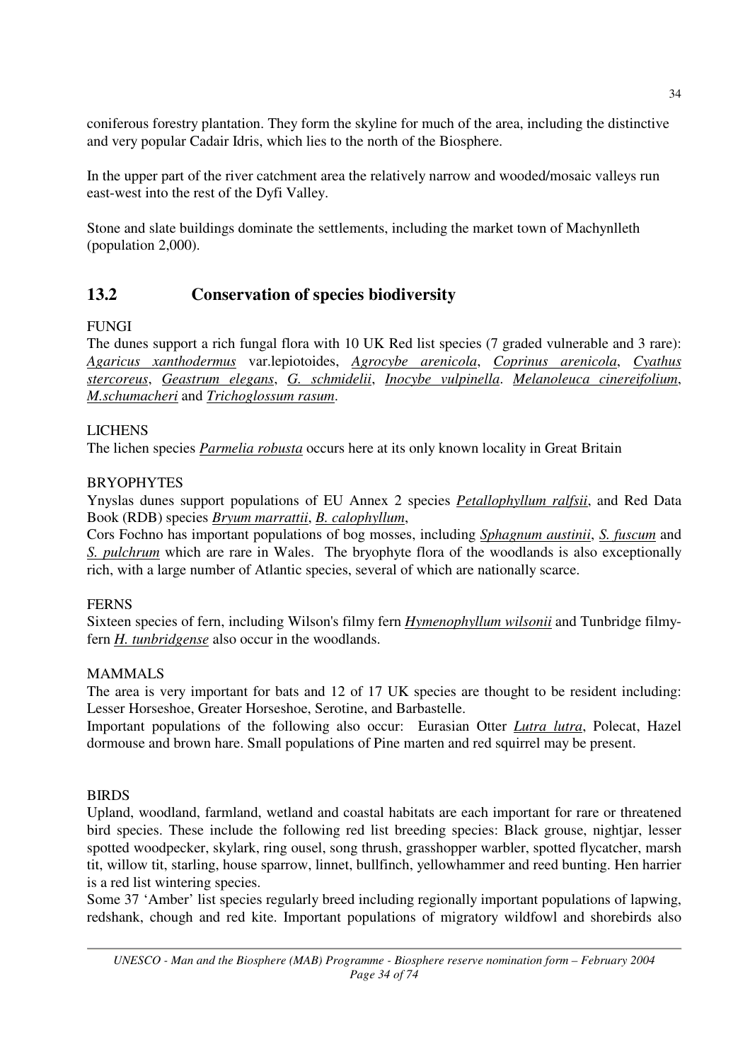coniferous forestry plantation. They form the skyline for much of the area, including the distinctive and very popular Cadair Idris, which lies to the north of the Biosphere.

In the upper part of the river catchment area the relatively narrow and wooded/mosaic valleys run east-west into the rest of the Dyfi Valley.

Stone and slate buildings dominate the settlements, including the market town of Machynlleth (population 2,000).

## 13.2 Conservation of species biodiversity

FUNGI

The dunes support a rich fungal flora with 10 UK Red list species (7 graded vulnerable and 3 rare): *Agaricus xanthodermus* var.lepiotoides, *Agrocybe arenicola*, *Coprinus arenicola*, *Cyathus stercoreus*, *Geastrum elegans*, *G. schmidelii*, *Inocybe vulpinella*. *Melanoleuca cinereifolium*, *M.schumacheri* and *Trichoglossum rasum*.

LICHENS

The lichen species ***Parmelia robusta*** occurs here at its only known locality in Great Britain

BRYOPHYTES

Ynyslas dunes support populations of EU Annex 2 species ***Petallophyllum ralfsii***, and Red Data Book (RDB) species *Bryum marrattii*, *B. calophyllum*,

Cors Fochno has important populations of bog mosses, including *Sphagnum austinii*, *S. fuscum* and *S. pulchrum* which are rare in Wales. The bryophyte flora of the woodlands is also exceptionally rich, with a large number of Atlantic species, several of which are nationally scarce.

FERNS

Sixteen species of fern, including Wilson's filmy fern ***Hymenophyllum wilsonii*** and Tunbridge filmy-fern ***H. tunbridgense*** also occur in the woodlands.

MAMMALS

The area is very important for bats and 12 of 17 UK species are thought to be resident including: Lesser Horseshoe, Greater Horseshoe, Serotine, and Barbastelle.

Important populations of the following also occur: Eurasian Otter *Lutra lutra*, Polecat, Hazel dormouse and brown hare. Small populations of Pine marten and red squirrel may be present.

BIRDS

Upland, woodland, farmland, wetland and coastal habitats are each important for rare or threatened bird species. These include the following red list breeding species: Black grouse, nightjar, lesser spotted woodpecker, skylark, ring ousel, song thrush, grasshopper warbler, spotted flycatcher, marsh tit, willow tit, starling, house sparrow, linnet, bullfinch, yellowhammer and reed bunting. Hen harrier is a red list wintering species.

Some 37 'Amber' list species regularly breed including regionally important populations of lapwing, redshank, chough and red kite. Important populations of migratory wildfowl and shorebirds also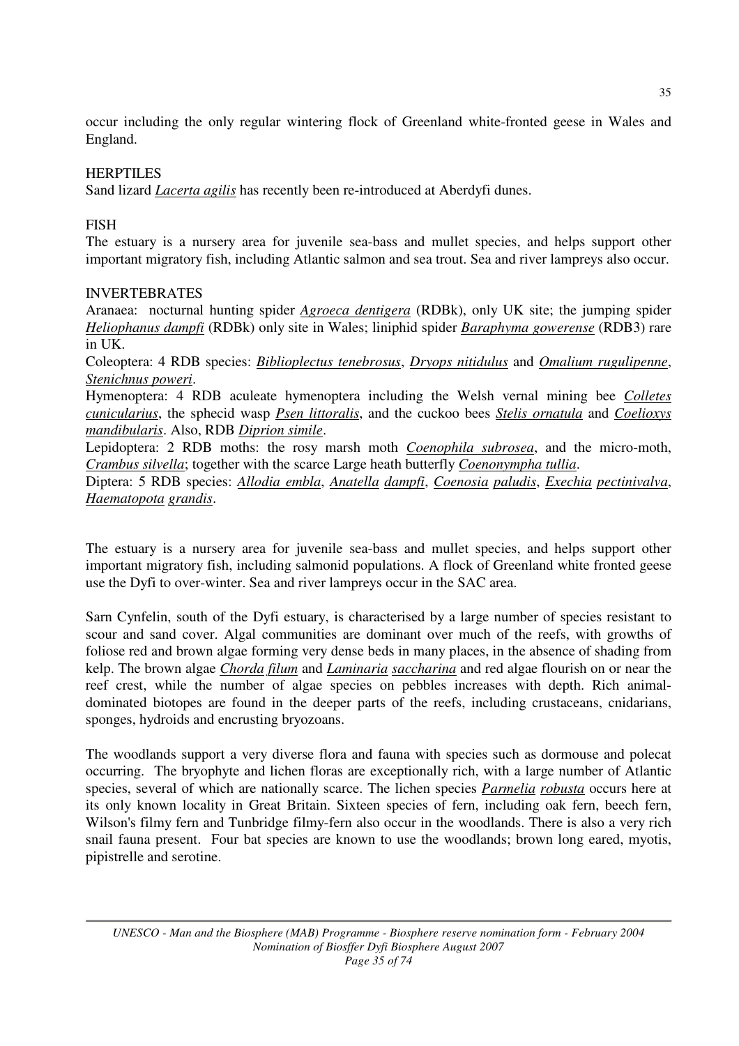occur including the only regular wintering flock of Greenland white-fronted geese in Wales and England.

HERPTILES

Sand lizard *Lacerta agilis* has recently been re-introduced at Aberdyfi dunes.

FISH

The estuary is a nursery area for juvenile sea-bass and mullet species, and helps support other important migratory fish, including Atlantic salmon and sea trout. Sea and river lampreys also occur.

INVERTEBRATES

Aranaea: nocturnal hunting spider *Agroeca dentigera* (RDBk), only UK site; the jumping spider *Heliophanus dampfi* (RDBk) only site in Wales; liniphid spider *Baraphyma gowerense* (RDB3) rare in UK.

Coleoptera: 4 RDB species: *Biblioplectus tenebrosus*, *Dryops nitidulus* and *Omalium rugulipenne*, *Stenichnus poweri*.

Hymenoptera: 4 RDB aculeate hymenoptera including the Welsh vernal mining bee *Colletes cunicularius*, the sphecid wasp *Psen littoralis*, and the cuckoo bees *Stelis ornatula* and *Coelioxys mandibularis*. Also, RDB *Diprion simile*.

Lepidoptera: 2 RDB moths: the rosy marsh moth *Coenophila subrosea*, and the micro-moth, *Crambus silvella*; together with the scarce Large heath butterfly *Coenonympha tullia*.

Diptera: 5 RDB species: *Allodia embla*, *Anatella dampfi*, *Coenosia paludis*, *Exechia pectinivalva*, *Haematopota grandis*.

The estuary is a nursery area for juvenile sea-bass and mullet species, and helps support other important migratory fish, including salmonid populations. A flock of Greenland white fronted geese use the Dyfi to over-winter. Sea and river lampreys occur in the SAC area.

Sarn Cynfelin, south of the Dyfi estuary, is characterised by a large number of species resistant to scour and sand cover. Algal communities are dominant over much of the reefs, with growths of foliose red and brown algae forming very dense beds in many places, in the absence of shading from kelp. The brown algae *Chorda filum* and *Laminaria saccharina* and red algae flourish on or near the reef crest, while the number of algae species on pebbles increases with depth. Rich animal-dominated biotopes are found in the deeper parts of the reefs, including crustaceans, cnidarians, sponges, hydroids and encrusting bryozoans.

The woodlands support a very diverse flora and fauna with species such as dormouse and polecat occurring. The bryophyte and lichen floras are exceptionally rich, with a large number of Atlantic species, several of which are nationally scarce. The lichen species *Parmelia robusta* occurs here at its only known locality in Great Britain. Sixteen species of fern, including oak fern, beech fern, Wilson's filmy fern and Tunbridge filmy-fern also occur in the woodlands. There is also a very rich snail fauna present. Four bat species are known to use the woodlands; brown long eared, myotis, pipistrelle and serotine.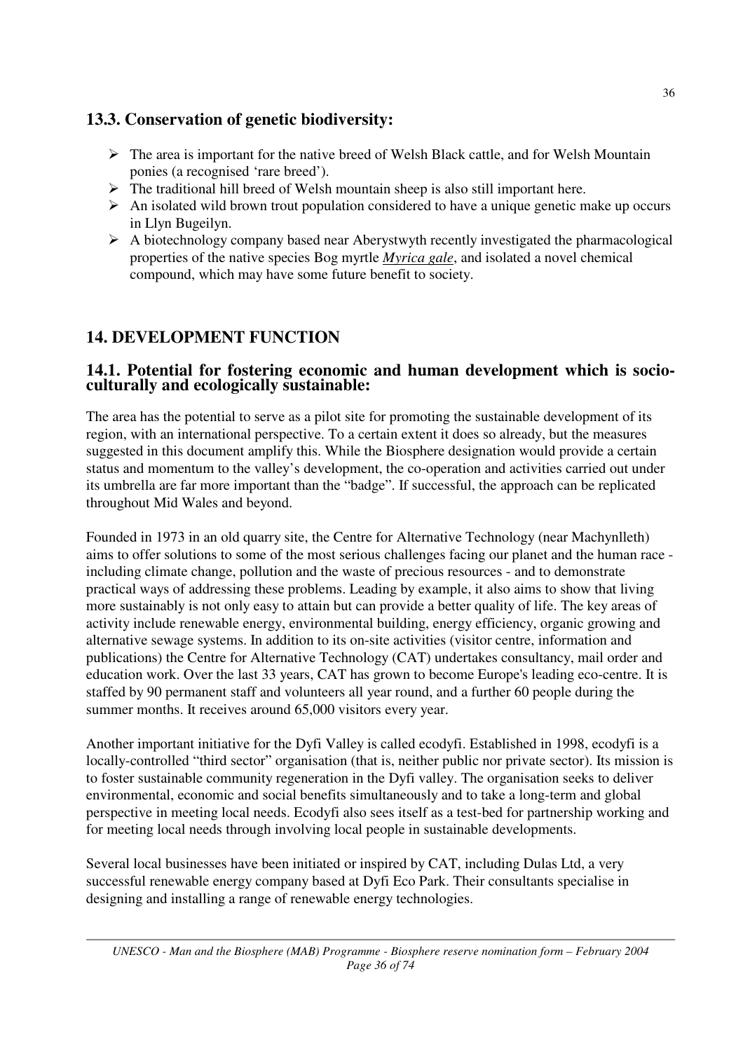## 13.3. Conservation of genetic biodiversity:

- The area is important for the native breed of Welsh Black cattle, and for Welsh Mountain ponies (a recognised 'rare breed').
- The traditional hill breed of Welsh mountain sheep is also still important here.
- An isolated wild brown trout population considered to have a unique genetic make up occurs in Llyn Bugeilyn.
- A biotechnology company based near Aberystwyth recently investigated the pharmacological properties of the native species Bog myrtle *Myrica gale*, and isolated a novel chemical compound, which may have some future benefit to society.

# 14. DEVELOPMENT FUNCTION

## 14.1. Potential for fostering economic and human development which is socio-culturally and ecologically sustainable:

The area has the potential to serve as a pilot site for promoting the sustainable development of its region, with an international perspective. To a certain extent it does so already, but the measures suggested in this document amplify this. While the Biosphere designation would provide a certain status and momentum to the valley's development, the co-operation and activities carried out under its umbrella are far more important than the "badge". If successful, the approach can be replicated throughout Mid Wales and beyond.

Founded in 1973 in an old quarry site, the Centre for Alternative Technology (near Machynlleth) aims to offer solutions to some of the most serious challenges facing our planet and the human race - including climate change, pollution and the waste of precious resources - and to demonstrate practical ways of addressing these problems. Leading by example, it also aims to show that living more sustainably is not only easy to attain but can provide a better quality of life. The key areas of activity include renewable energy, environmental building, energy efficiency, organic growing and alternative sewage systems. In addition to its on-site activities (visitor centre, information and publications) the Centre for Alternative Technology (CAT) undertakes consultancy, mail order and education work. Over the last 33 years, CAT has grown to become Europe's leading eco-centre. It is staffed by 90 permanent staff and volunteers all year round, and a further 60 people during the summer months. It receives around 65,000 visitors every year.

Another important initiative for the Dyfi Valley is called ecodyfi. Established in 1998, ecodyfi is a locally-controlled "third sector" organisation (that is, neither public nor private sector). Its mission is to foster sustainable community regeneration in the Dyfi valley. The organisation seeks to deliver environmental, economic and social benefits simultaneously and to take a long-term and global perspective in meeting local needs. Ecodyfi also sees itself as a test-bed for partnership working and for meeting local needs through involving local people in sustainable developments.

Several local businesses have been initiated or inspired by CAT, including Dulas Ltd, a very successful renewable energy company based at Dyfi Eco Park. Their consultants specialise in designing and installing a range of renewable energy technologies.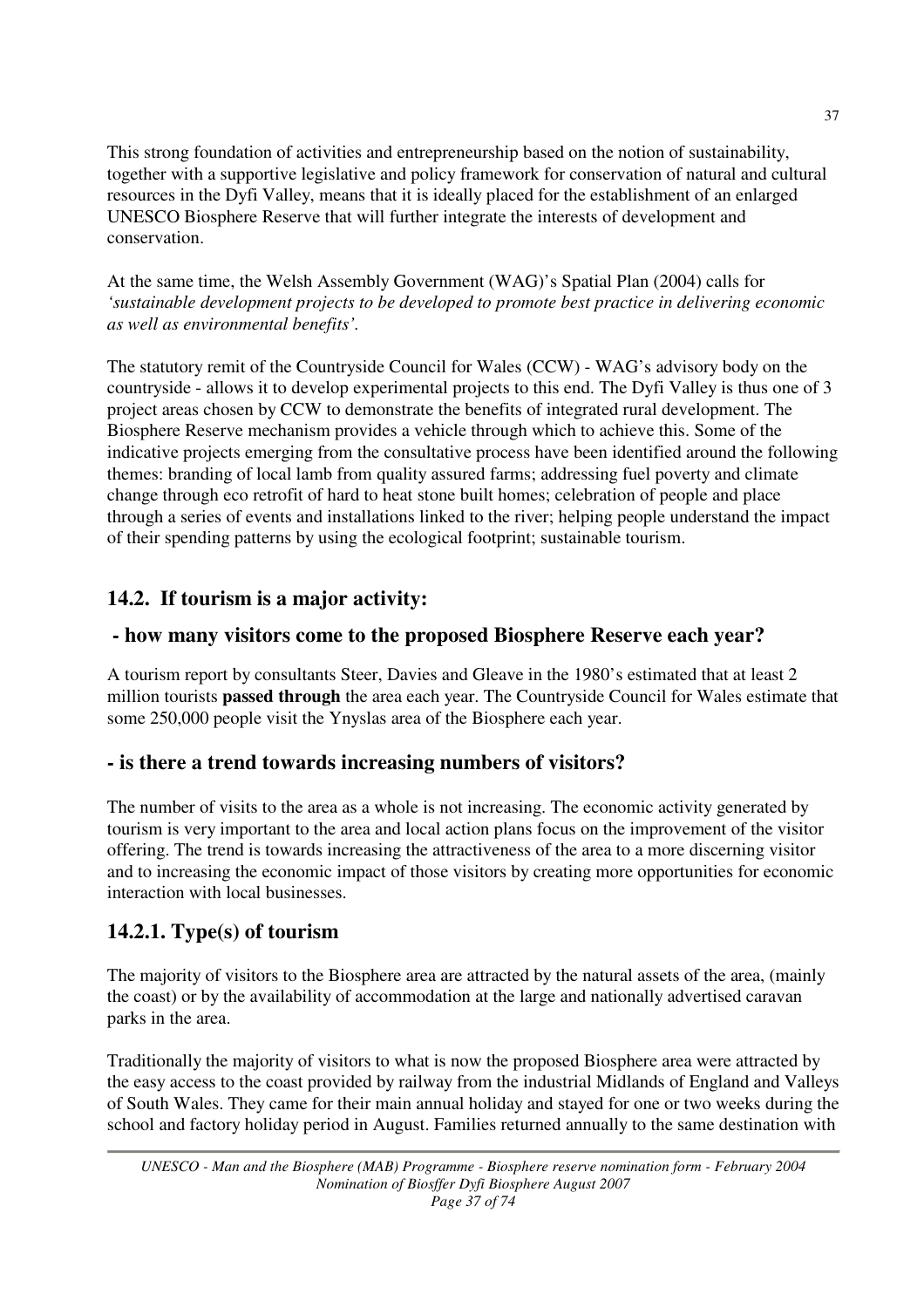This strong foundation of activities and entrepreneurship based on the notion of sustainability, together with a supportive legislative and policy framework for conservation of natural and cultural resources in the Dyfi Valley, means that it is ideally placed for the establishment of an enlarged UNESCO Biosphere Reserve that will further integrate the interests of development and conservation.

At the same time, the Welsh Assembly Government (WAG)'s Spatial Plan (2004) calls for *'sustainable development projects to be developed to promote best practice in delivering economic as well as environmental benefits'*.

The statutory remit of the Countryside Council for Wales (CCW) - WAG's advisory body on the countryside - allows it to develop experimental projects to this end. The Dyfi Valley is thus one of 3 project areas chosen by CCW to demonstrate the benefits of integrated rural development. The Biosphere Reserve mechanism provides a vehicle through which to achieve this. Some of the indicative projects emerging from the consultative process have been identified around the following themes: branding of local lamb from quality assured farms; addressing fuel poverty and climate change through eco retrofit of hard to heat stone built homes; celebration of people and place through a series of events and installations linked to the river; helping people understand the impact of their spending patterns by using the ecological footprint; sustainable tourism.

## 14.2. If tourism is a major activity:

## - how many visitors come to the proposed Biosphere Reserve each year?

A tourism report by consultants Steer, Davies and Gleave in the 1980's estimated that at least 2 million tourists **passed through** the area each year. The Countryside Council for Wales estimate that some 250,000 people visit the Ynyslas area of the Biosphere each year.

## - is there a trend towards increasing numbers of visitors?

The number of visits to the area as a whole is not increasing. The economic activity generated by tourism is very important to the area and local action plans focus on the improvement of the visitor offering. The trend is towards increasing the attractiveness of the area to a more discerning visitor and to increasing the economic impact of those visitors by creating more opportunities for economic interaction with local businesses.

## 14.2.1. Type(s) of tourism

The majority of visitors to the Biosphere area are attracted by the natural assets of the area, (mainly the coast) or by the availability of accommodation at the large and nationally advertised caravan parks in the area.

Traditionally the majority of visitors to what is now the proposed Biosphere area were attracted by the easy access to the coast provided by railway from the industrial Midlands of England and Valleys of South Wales. They came for their main annual holiday and stayed for one or two weeks during the school and factory holiday period in August. Families returned annually to the same destination with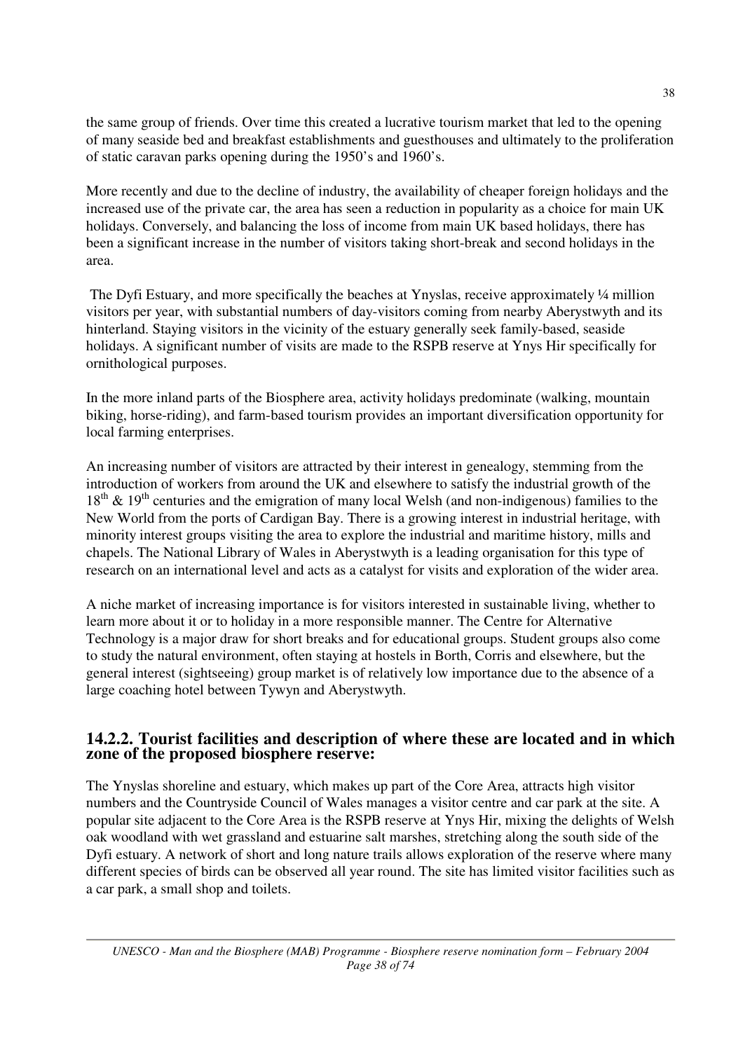the same group of friends. Over time this created a lucrative tourism market that led to the opening of many seaside bed and breakfast establishments and guesthouses and ultimately to the proliferation of static caravan parks opening during the 1950's and 1960's.

More recently and due to the decline of industry, the availability of cheaper foreign holidays and the increased use of the private car, the area has seen a reduction in popularity as a choice for main UK holidays. Conversely, and balancing the loss of income from main UK based holidays, there has been a significant increase in the number of visitors taking short-break and second holidays in the area.

The Dyfi Estuary, and more specifically the beaches at Ynyslas, receive approximately ¼ million visitors per year, with substantial numbers of day-visitors coming from nearby Aberystwyth and its hinterland. Staying visitors in the vicinity of the estuary generally seek family-based, seaside holidays. A significant number of visits are made to the RSPB reserve at Ynys Hir specifically for ornithological purposes.

In the more inland parts of the Biosphere area, activity holidays predominate (walking, mountain biking, horse-riding), and farm-based tourism provides an important diversification opportunity for local farming enterprises.

An increasing number of visitors are attracted by their interest in genealogy, stemming from the introduction of workers from around the UK and elsewhere to satisfy the industrial growth of the 18th & 19th centuries and the emigration of many local Welsh (and non-indigenous) families to the New World from the ports of Cardigan Bay. There is a growing interest in industrial heritage, with minority interest groups visiting the area to explore the industrial and maritime history, mills and chapels. The National Library of Wales in Aberystwyth is a leading organisation for this type of research on an international level and acts as a catalyst for visits and exploration of the wider area.

A niche market of increasing importance is for visitors interested in sustainable living, whether to learn more about it or to holiday in a more responsible manner. The Centre for Alternative Technology is a major draw for short breaks and for educational groups. Student groups also come to study the natural environment, often staying at hostels in Borth, Corris and elsewhere, but the general interest (sightseeing) group market is of relatively low importance due to the absence of a large coaching hotel between Tywyn and Aberystwyth.

## 14.2.2. Tourist facilities and description of where these are located and in which zone of the proposed biosphere reserve:

The Ynyslas shoreline and estuary, which makes up part of the Core Area, attracts high visitor numbers and the Countryside Council of Wales manages a visitor centre and car park at the site. A popular site adjacent to the Core Area is the RSPB reserve at Ynys Hir, mixing the delights of Welsh oak woodland with wet grassland and estuarine salt marshes, stretching along the south side of the Dyfi estuary. A network of short and long nature trails allows exploration of the reserve where many different species of birds can be observed all year round. The site has limited visitor facilities such as a car park, a small shop and toilets.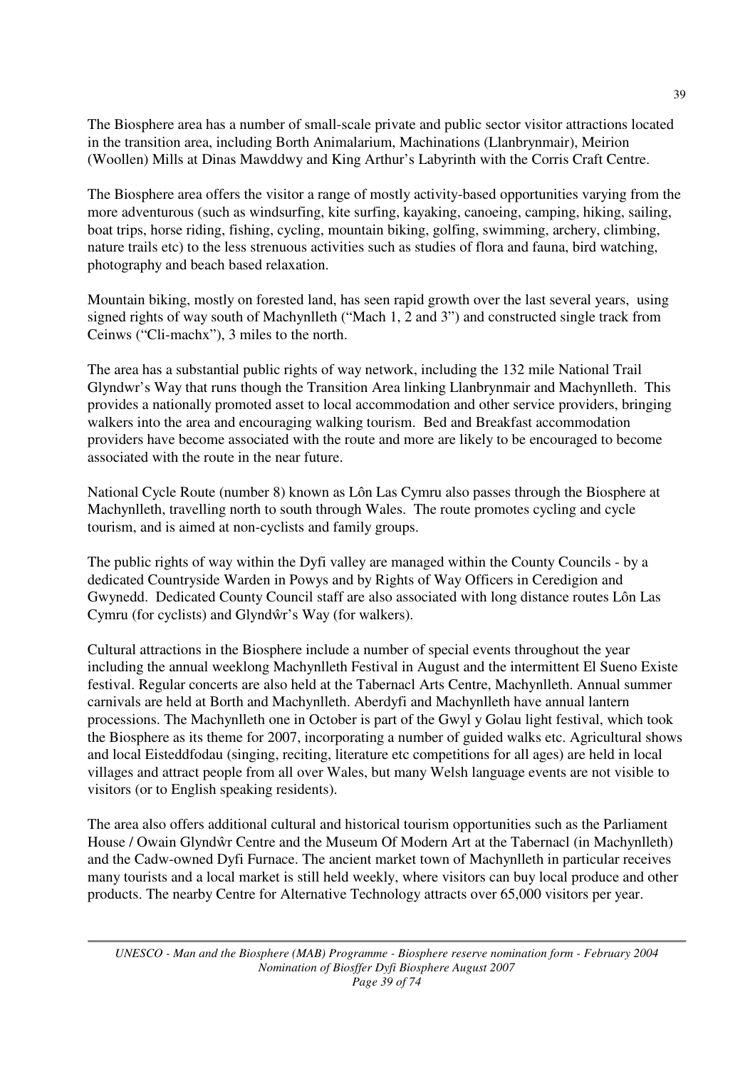The Biosphere area has a number of small-scale private and public sector visitor attractions located in the transition area, including Borth Animalarium, Machinations (Llanbrynmair), Meirion (Woollen) Mills at Dinas Mawddwy and King Arthur's Labyrinth with the Corris Craft Centre.

The Biosphere area offers the visitor a range of mostly activity-based opportunities varying from the more adventurous (such as windsurfing, kite surfing, kayaking, canoeing, camping, hiking, sailing, boat trips, horse riding, fishing, cycling, mountain biking, golfing, swimming, archery, climbing, nature trails etc) to the less strenuous activities such as studies of flora and fauna, bird watching, photography and beach based relaxation.

Mountain biking, mostly on forested land, has seen rapid growth over the last several years, using signed rights of way south of Machynlleth ("Mach 1, 2 and 3") and constructed single track from Ceinws ("Cli-machx"), 3 miles to the north.

The area has a substantial public rights of way network, including the 132 mile National Trail Glyndwr's Way that runs though the Transition Area linking Llanbrynmair and Machynlleth. This provides a nationally promoted asset to local accommodation and other service providers, bringing walkers into the area and encouraging walking tourism. Bed and Breakfast accommodation providers have become associated with the route and more are likely to be encouraged to become associated with the route in the near future.

National Cycle Route (number 8) known as Lôn Las Cymru also passes through the Biosphere at Machynlleth, travelling north to south through Wales. The route promotes cycling and cycle tourism, and is aimed at non-cyclists and family groups.

The public rights of way within the Dyfi valley are managed within the County Councils - by a dedicated Countryside Warden in Powys and by Rights of Way Officers in Ceredigion and Gwynedd. Dedicated County Council staff are also associated with long distance routes Lôn Las Cymru (for cyclists) and Glyndŵr's Way (for walkers).

Cultural attractions in the Biosphere include a number of special events throughout the year including the annual weeklong Machynlleth Festival in August and the intermittent El Sueno Existe festival. Regular concerts are also held at the Tabernacl Arts Centre, Machynlleth. Annual summer carnivals are held at Borth and Machynlleth. Aberdyfi and Machynlleth have annual lantern processions. The Machynlleth one in October is part of the Gwyl y Golau light festival, which took the Biosphere as its theme for 2007, incorporating a number of guided walks etc. Agricultural shows and local Eisteddfodau (singing, reciting, literature etc competitions for all ages) are held in local villages and attract people from all over Wales, but many Welsh language events are not visible to visitors (or to English speaking residents).

The area also offers additional cultural and historical tourism opportunities such as the Parliament House / Owain Glyndŵr Centre and the Museum Of Modern Art at the Tabernacl (in Machynlleth) and the Cadw-owned Dyfi Furnace. The ancient market town of Machynlleth in particular receives many tourists and a local market is still held weekly, where visitors can buy local produce and other products. The nearby Centre for Alternative Technology attracts over 65,000 visitors per year.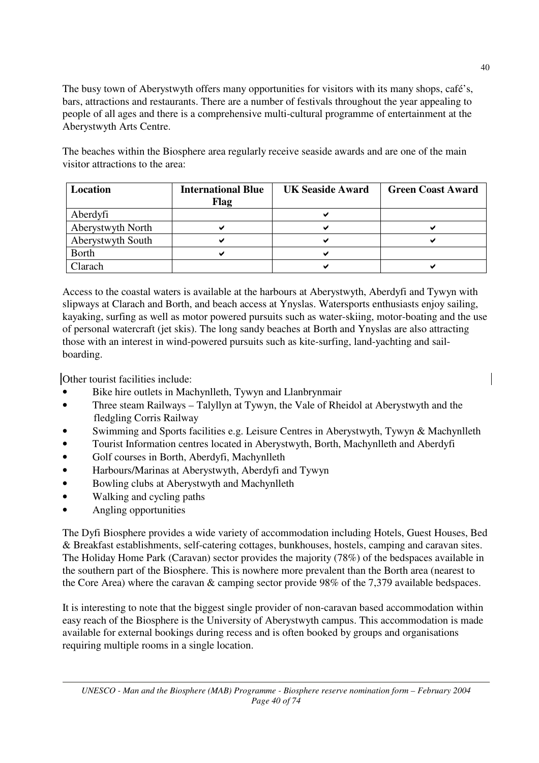The busy town of Aberystwyth offers many opportunities for visitors with its many shops, café's, bars, attractions and restaurants. There are a number of festivals throughout the year appealing to people of all ages and there is a comprehensive multi-cultural programme of entertainment at the Aberystwyth Arts Centre.

The beaches within the Biosphere area regularly receive seaside awards and are one of the main visitor attractions to the area:

| Location | International Blue Flag | UK Seaside Award | Green Coast Award |
|---|---|---|---|
| Aberdyfi | | ✔ | |
| Aberystwyth North | ✔ | ✔ | ✔ |
| Aberystwyth South | ✔ | ✔ | ✔ |
| Borth | ✔ | ✔ | |
| Clarach | | ✔ | ✔ |

Access to the coastal waters is available at the harbours at Aberystwyth, Aberdyfi and Tywyn with slipways at Clarach and Borth, and beach access at Ynyslas. Watersports enthusiasts enjoy sailing, kayaking, surfing as well as motor powered pursuits such as water-skiing, motor-boating and the use of personal watercraft (jet skis). The long sandy beaches at Borth and Ynyslas are also attracting those with an interest in wind-powered pursuits such as kite-surfing, land-yachting and sail-boarding.

Other tourist facilities include:

- Bike hire outlets in Machynlleth, Tywyn and Llanbrynmair
- Three steam Railways – Talyllyn at Tywyn, the Vale of Rheidol at Aberystwyth and the fledgling Corris Railway
- Swimming and Sports facilities e.g. Leisure Centres in Aberystwyth, Tywyn & Machynlleth
- Tourist Information centres located in Aberystwyth, Borth, Machynlleth and Aberdyfi
- Golf courses in Borth, Aberdyfi, Machynlleth
- Harbours/Marinas at Aberystwyth, Aberdyfi and Tywyn
- Bowling clubs at Aberystwyth and Machynlleth
- Walking and cycling paths
- Angling opportunities

The Dyfi Biosphere provides a wide variety of accommodation including Hotels, Guest Houses, Bed & Breakfast establishments, self-catering cottages, bunkhouses, hostels, camping and caravan sites. The Holiday Home Park (Caravan) sector provides the majority (78%) of the bedspaces available in the southern part of the Biosphere. This is nowhere more prevalent than the Borth area (nearest to the Core Area) where the caravan & camping sector provide 98% of the 7,379 available bedspaces.

It is interesting to note that the biggest single provider of non-caravan based accommodation within easy reach of the Biosphere is the University of Aberystwyth campus. This accommodation is made available for external bookings during recess and is often booked by groups and organisations requiring multiple rooms in a single location.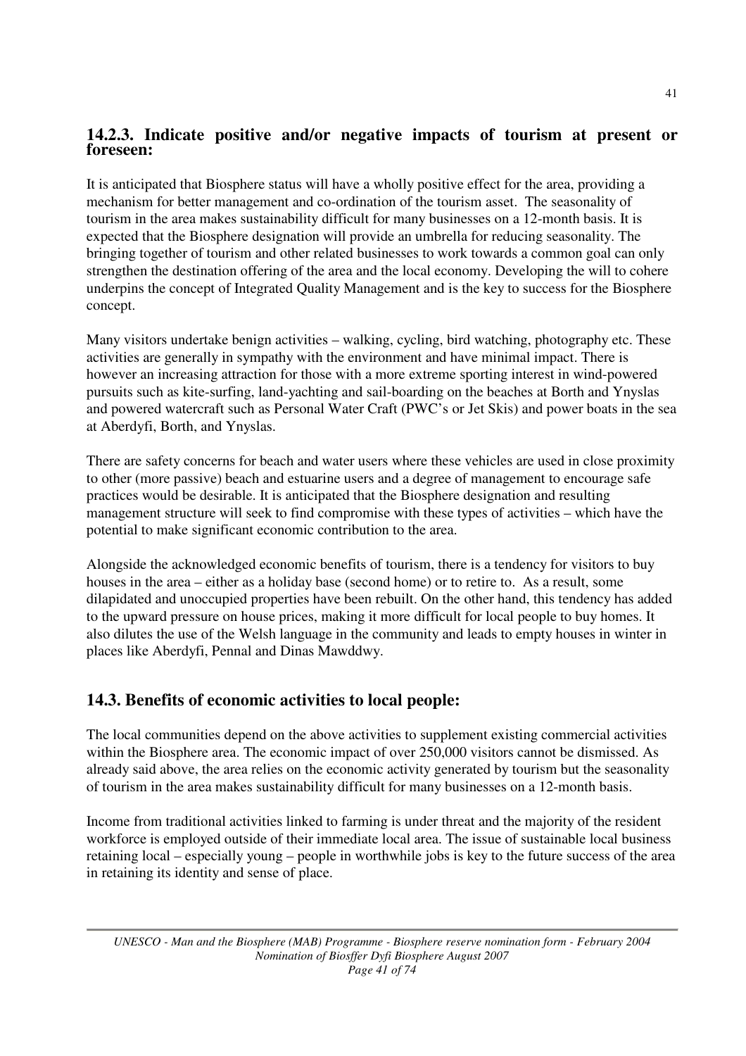### 14.2.3. Indicate positive and/or negative impacts of tourism at present or foreseen:

It is anticipated that Biosphere status will have a wholly positive effect for the area, providing a mechanism for better management and co-ordination of the tourism asset. The seasonality of tourism in the area makes sustainability difficult for many businesses on a 12-month basis. It is expected that the Biosphere designation will provide an umbrella for reducing seasonality. The bringing together of tourism and other related businesses to work towards a common goal can only strengthen the destination offering of the area and the local economy. Developing the will to cohere underpins the concept of Integrated Quality Management and is the key to success for the Biosphere concept.

Many visitors undertake benign activities – walking, cycling, bird watching, photography etc. These activities are generally in sympathy with the environment and have minimal impact. There is however an increasing attraction for those with a more extreme sporting interest in wind-powered pursuits such as kite-surfing, land-yachting and sail-boarding on the beaches at Borth and Ynyslas and powered watercraft such as Personal Water Craft (PWC's or Jet Skis) and power boats in the sea at Aberdyfi, Borth, and Ynyslas.

There are safety concerns for beach and water users where these vehicles are used in close proximity to other (more passive) beach and estuarine users and a degree of management to encourage safe practices would be desirable. It is anticipated that the Biosphere designation and resulting management structure will seek to find compromise with these types of activities – which have the potential to make significant economic contribution to the area.

Alongside the acknowledged economic benefits of tourism, there is a tendency for visitors to buy houses in the area – either as a holiday base (second home) or to retire to. As a result, some dilapidated and unoccupied properties have been rebuilt. On the other hand, this tendency has added to the upward pressure on house prices, making it more difficult for local people to buy homes. It also dilutes the use of the Welsh language in the community and leads to empty houses in winter in places like Aberdyfi, Pennal and Dinas Mawddwy.

## 14.3. Benefits of economic activities to local people:

The local communities depend on the above activities to supplement existing commercial activities within the Biosphere area. The economic impact of over 250,000 visitors cannot be dismissed. As already said above, the area relies on the economic activity generated by tourism but the seasonality of tourism in the area makes sustainability difficult for many businesses on a 12-month basis.

Income from traditional activities linked to farming is under threat and the majority of the resident workforce is employed outside of their immediate local area. The issue of sustainable local business retaining local – especially young – people in worthwhile jobs is key to the future success of the area in retaining its identity and sense of place.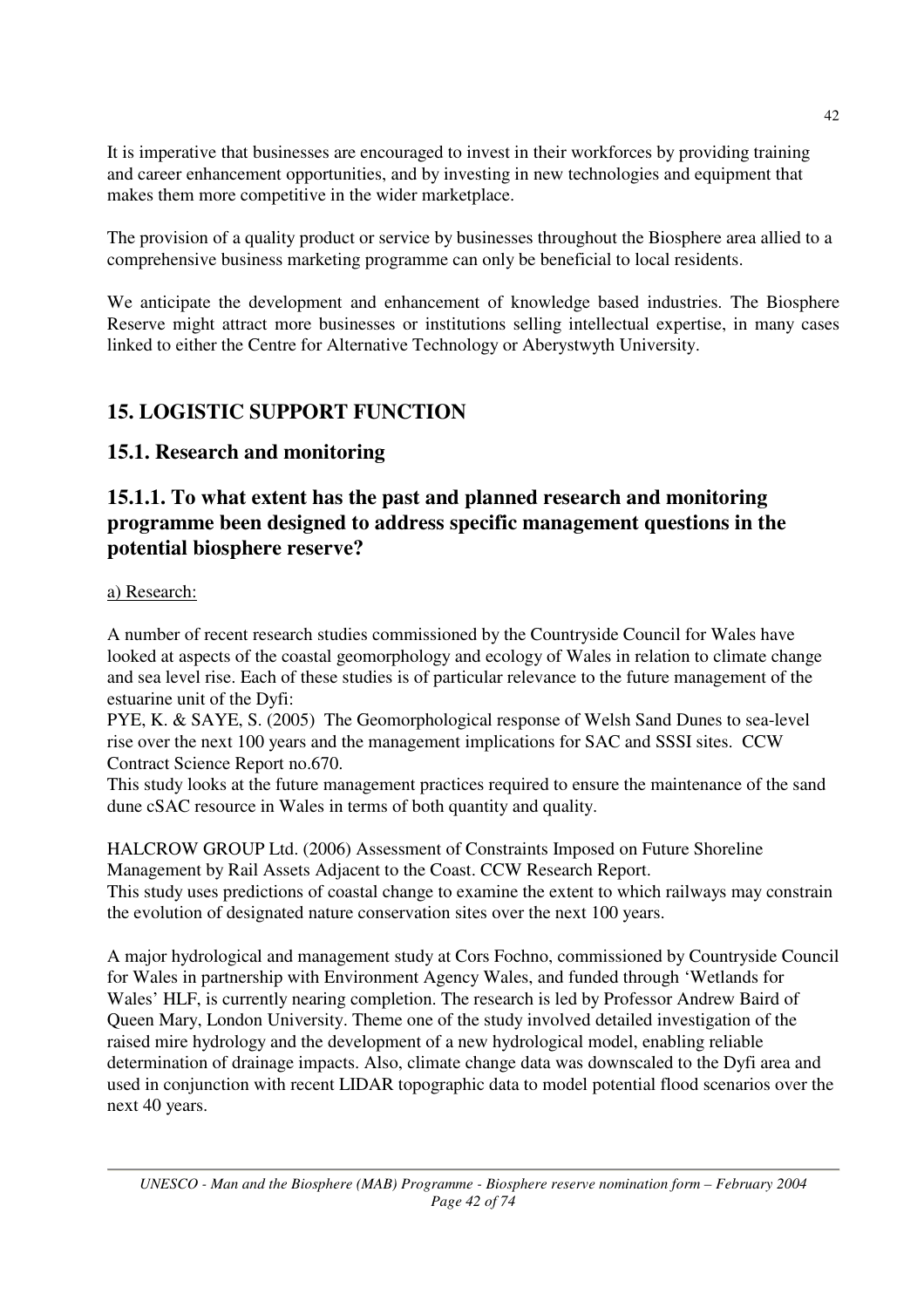It is imperative that businesses are encouraged to invest in their workforces by providing training and career enhancement opportunities, and by investing in new technologies and equipment that makes them more competitive in the wider marketplace.

The provision of a quality product or service by businesses throughout the Biosphere area allied to a comprehensive business marketing programme can only be beneficial to local residents.

We anticipate the development and enhancement of knowledge based industries. The Biosphere Reserve might attract more businesses or institutions selling intellectual expertise, in many cases linked to either the Centre for Alternative Technology or Aberystwyth University.

## 15. LOGISTIC SUPPORT FUNCTION

### 15.1. Research and monitoring

### 15.1.1. To what extent has the past and planned research and monitoring programme been designed to address specific management questions in the potential biosphere reserve?

a) Research:

A number of recent research studies commissioned by the Countryside Council for Wales have looked at aspects of the coastal geomorphology and ecology of Wales in relation to climate change and sea level rise. Each of these studies is of particular relevance to the future management of the estuarine unit of the Dyfi:

PYE, K. & SAYE, S. (2005) The Geomorphological response of Welsh Sand Dunes to sea-level rise over the next 100 years and the management implications for SAC and SSSI sites. CCW Contract Science Report no.670.

This study looks at the future management practices required to ensure the maintenance of the sand dune cSAC resource in Wales in terms of both quantity and quality.

HALCROW GROUP Ltd. (2006) Assessment of Constraints Imposed on Future Shoreline Management by Rail Assets Adjacent to the Coast. CCW Research Report.

This study uses predictions of coastal change to examine the extent to which railways may constrain the evolution of designated nature conservation sites over the next 100 years.

A major hydrological and management study at Cors Fochno, commissioned by Countryside Council for Wales in partnership with Environment Agency Wales, and funded through 'Wetlands for Wales' HLF, is currently nearing completion. The research is led by Professor Andrew Baird of Queen Mary, London University. Theme one of the study involved detailed investigation of the raised mire hydrology and the development of a new hydrological model, enabling reliable determination of drainage impacts. Also, climate change data was downscaled to the Dyfi area and used in conjunction with recent LIDAR topographic data to model potential flood scenarios over the next 40 years.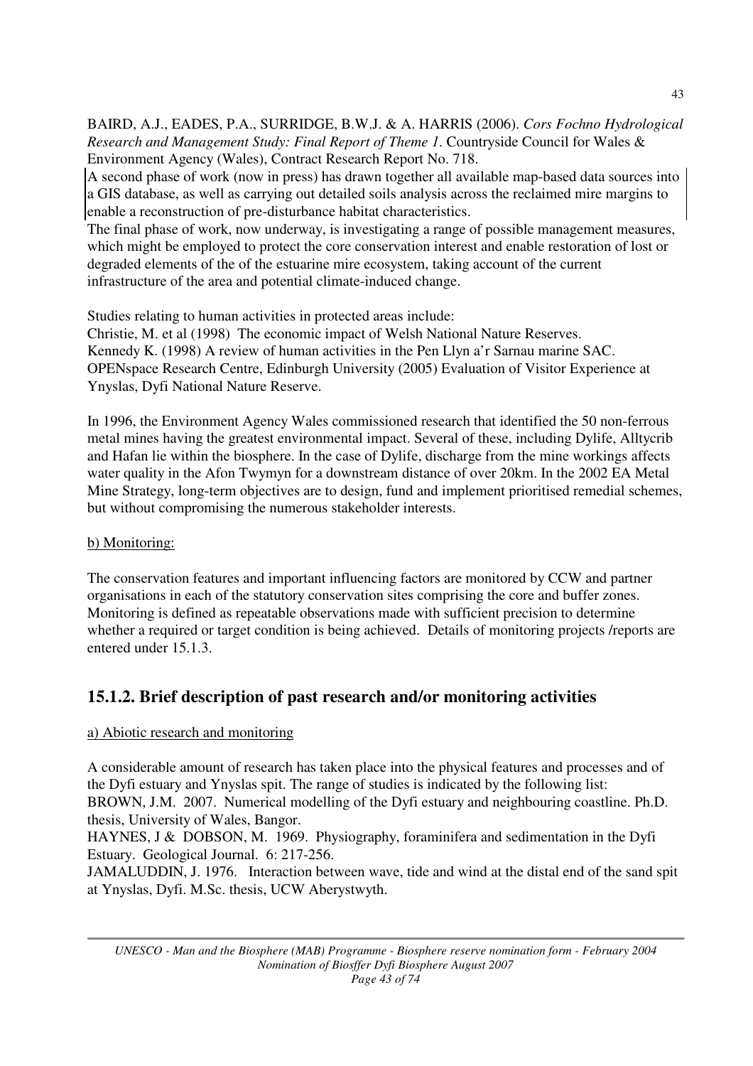BAIRD, A.J., EADES, P.A., SURRIDGE, B.W.J. & A. HARRIS (2006). *Cors Fochno Hydrological Research and Management Study: Final Report of Theme 1*. Countryside Council for Wales & Environment Agency (Wales), Contract Research Report No. 718.

A second phase of work (now in press) has drawn together all available map-based data sources into a GIS database, as well as carrying out detailed soils analysis across the reclaimed mire margins to enable a reconstruction of pre-disturbance habitat characteristics.

The final phase of work, now underway, is investigating a range of possible management measures, which might be employed to protect the core conservation interest and enable restoration of lost or degraded elements of the of the estuarine mire ecosystem, taking account of the current infrastructure of the area and potential climate-induced change.

Studies relating to human activities in protected areas include:

Christie, M. et al (1998) The economic impact of Welsh National Nature Reserves.
Kennedy K. (1998) A review of human activities in the Pen Llyn a'r Sarnau marine SAC.
OPENspace Research Centre, Edinburgh University (2005) Evaluation of Visitor Experience at Ynyslas, Dyfi National Nature Reserve.

In 1996, the Environment Agency Wales commissioned research that identified the 50 non-ferrous metal mines having the greatest environmental impact. Several of these, including Dylife, Alltycrib and Hafan lie within the biosphere. In the case of Dylife, discharge from the mine workings affects water quality in the Afon Twymyn for a downstream distance of over 20km. In the 2002 EA Metal Mine Strategy, long-term objectives are to design, fund and implement prioritised remedial schemes, but without compromising the numerous stakeholder interests.

b) Monitoring:

The conservation features and important influencing factors are monitored by CCW and partner organisations in each of the statutory conservation sites comprising the core and buffer zones. Monitoring is defined as repeatable observations made with sufficient precision to determine whether a required or target condition is being achieved. Details of monitoring projects /reports are entered under 15.1.3.

## 15.1.2. Brief description of past research and/or monitoring activities

a) Abiotic research and monitoring

A considerable amount of research has taken place into the physical features and processes and of the Dyfi estuary and Ynyslas spit. The range of studies is indicated by the following list:

BROWN, J.M. 2007. Numerical modelling of the Dyfi estuary and neighbouring coastline. Ph.D. thesis, University of Wales, Bangor.

HAYNES, J & DOBSON, M. 1969. Physiography, foraminifera and sedimentation in the Dyfi Estuary. Geological Journal. 6: 217-256.

JAMALUDDIN, J. 1976. Interaction between wave, tide and wind at the distal end of the sand spit at Ynyslas, Dyfi. M.Sc. thesis, UCW Aberystwyth.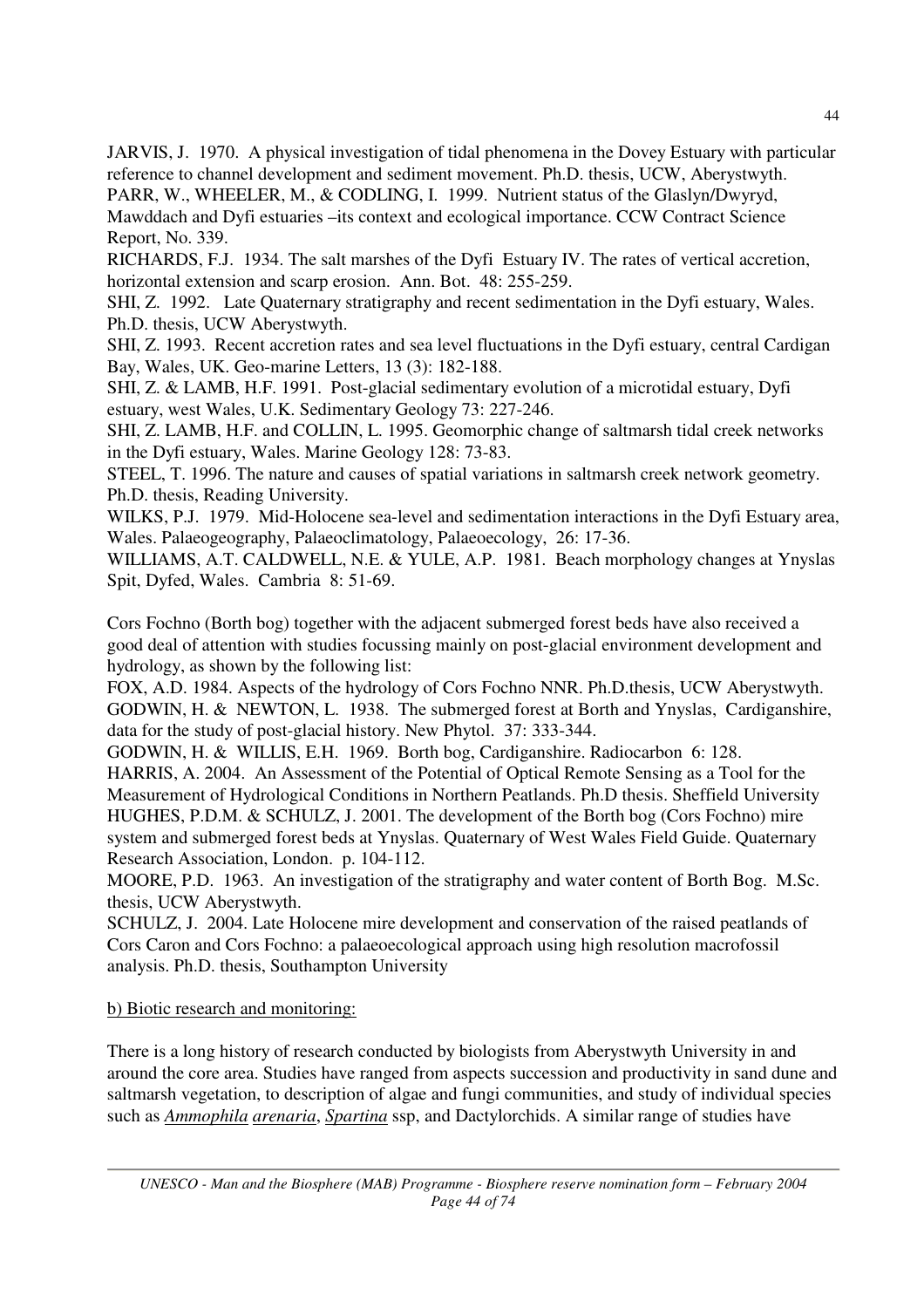JARVIS, J. 1970. A physical investigation of tidal phenomena in the Dovey Estuary with particular reference to channel development and sediment movement. Ph.D. thesis, UCW, Aberystwyth.
PARR, W., WHEELER, M., & CODLING, I. 1999. Nutrient status of the Glaslyn/Dwyryd, Mawddach and Dyfi estuaries –its context and ecological importance. CCW Contract Science Report, No. 339.
RICHARDS, F.J. 1934. The salt marshes of the Dyfi Estuary IV. The rates of vertical accretion, horizontal extension and scarp erosion. Ann. Bot. 48: 255-259.
SHI, Z. 1992. Late Quaternary stratigraphy and recent sedimentation in the Dyfi estuary, Wales. Ph.D. thesis, UCW Aberystwyth.
SHI, Z. 1993. Recent accretion rates and sea level fluctuations in the Dyfi estuary, central Cardigan Bay, Wales, UK. Geo-marine Letters, 13 (3): 182-188.
SHI, Z. & LAMB, H.F. 1991. Post-glacial sedimentary evolution of a microtidal estuary, Dyfi estuary, west Wales, U.K. Sedimentary Geology 73: 227-246.
SHI, Z. LAMB, H.F. and COLLIN, L. 1995. Geomorphic change of saltmarsh tidal creek networks in the Dyfi estuary, Wales. Marine Geology 128: 73-83.
STEEL, T. 1996. The nature and causes of spatial variations in saltmarsh creek network geometry. Ph.D. thesis, Reading University.
WILKS, P.J. 1979. Mid-Holocene sea-level and sedimentation interactions in the Dyfi Estuary area, Wales. Palaeogeography, Palaeoclimatology, Palaeoecology, 26: 17-36.
WILLIAMS, A.T. CALDWELL, N.E. & YULE, A.P. 1981. Beach morphology changes at Ynyslas Spit, Dyfed, Wales. Cambria 8: 51-69.

Cors Fochno (Borth bog) together with the adjacent submerged forest beds have also received a good deal of attention with studies focussing mainly on post-glacial environment development and hydrology, as shown by the following list:
FOX, A.D. 1984. Aspects of the hydrology of Cors Fochno NNR. Ph.D.thesis, UCW Aberystwyth.
GODWIN, H. & NEWTON, L. 1938. The submerged forest at Borth and Ynyslas, Cardiganshire, data for the study of post-glacial history. New Phytol. 37: 333-344.
GODWIN, H. & WILLIS, E.H. 1969. Borth bog, Cardiganshire. Radiocarbon 6: 128.
HARRIS, A. 2004. An Assessment of the Potential of Optical Remote Sensing as a Tool for the Measurement of Hydrological Conditions in Northern Peatlands. Ph.D thesis. Sheffield University
HUGHES, P.D.M. & SCHULZ, J. 2001. The development of the Borth bog (Cors Fochno) mire system and submerged forest beds at Ynyslas. Quaternary of West Wales Field Guide. Quaternary Research Association, London. p. 104-112.
MOORE, P.D. 1963. An investigation of the stratigraphy and water content of Borth Bog. M.Sc. thesis, UCW Aberystwyth.
SCHULZ, J. 2004. Late Holocene mire development and conservation of the raised peatlands of Cors Caron and Cors Fochno: a palaeoecological approach using high resolution macrofossil analysis. Ph.D. thesis, Southampton University

b) Biotic research and monitoring:

There is a long history of research conducted by biologists from Aberystwyth University in and around the core area. Studies have ranged from aspects succession and productivity in sand dune and saltmarsh vegetation, to description of algae and fungi communities, and study of individual species such as *Ammophila arenaria*, *Spartina* ssp, and Dactylorchids. A similar range of studies have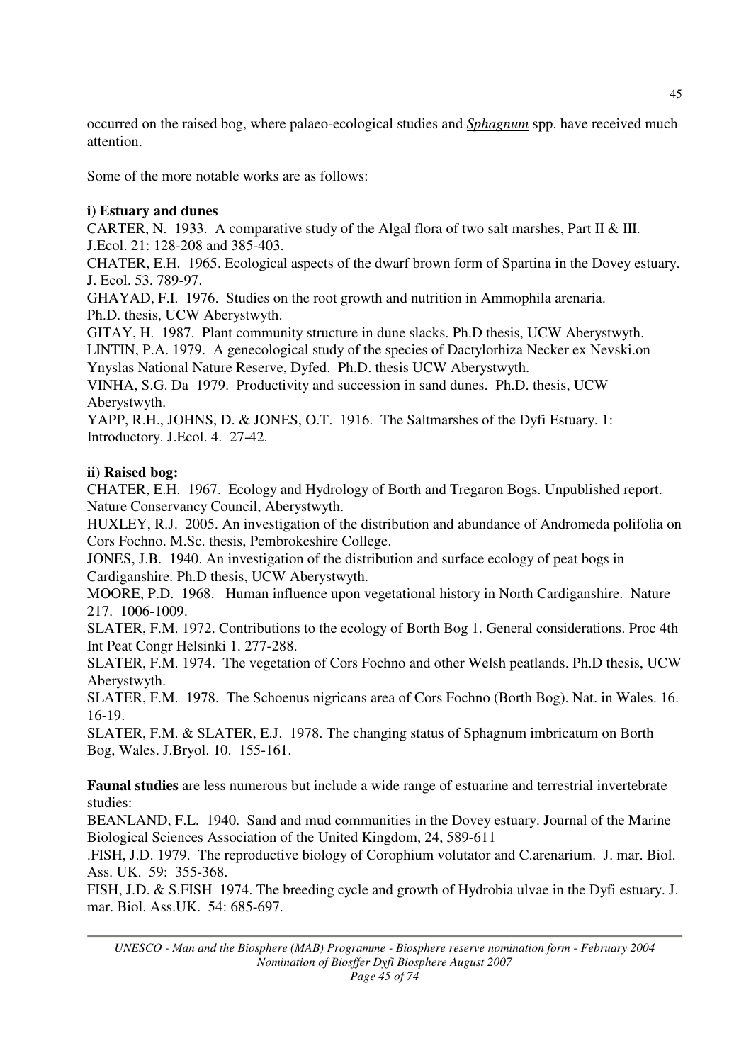occurred on the raised bog, where palaeo-ecological studies and _**Sphagnum**_ spp. have received much attention.

Some of the more notable works are as follows:

**i) Estuary and dunes**

CARTER, N. 1933. A comparative study of the Algal flora of two salt marshes, Part II & III. J.Ecol. 21: 128-208 and 385-403.

CHATER, E.H. 1965. Ecological aspects of the dwarf brown form of Spartina in the Dovey estuary. J. Ecol. 53. 789-97.

GHAYAD, F.I. 1976. Studies on the root growth and nutrition in Ammophila arenaria. Ph.D. thesis, UCW Aberystwyth.

GITAY, H. 1987. Plant community structure in dune slacks. Ph.D thesis, UCW Aberystwyth.

LINTIN, P.A. 1979. A genecological study of the species of Dactylorhiza Necker ex Nevski.on Ynyslas National Nature Reserve, Dyfed. Ph.D. thesis UCW Aberystwyth.

VINHA, S.G. Da 1979. Productivity and succession in sand dunes. Ph.D. thesis, UCW Aberystwyth.

YAPP, R.H., JOHNS, D. & JONES, O.T. 1916. The Saltmarshes of the Dyfi Estuary. 1: Introductory. J.Ecol. 4. 27-42.

**ii) Raised bog:**

CHATER, E.H. 1967. Ecology and Hydrology of Borth and Tregaron Bogs. Unpublished report. Nature Conservancy Council, Aberystwyth.

HUXLEY, R.J. 2005. An investigation of the distribution and abundance of Andromeda polifolia on Cors Fochno. M.Sc. thesis, Pembrokeshire College.

JONES, J.B. 1940. An investigation of the distribution and surface ecology of peat bogs in Cardiganshire. Ph.D thesis, UCW Aberystwyth.

MOORE, P.D. 1968. Human influence upon vegetational history in North Cardiganshire. Nature 217. 1006-1009.

SLATER, F.M. 1972. Contributions to the ecology of Borth Bog 1. General considerations. Proc 4th Int Peat Congr Helsinki 1. 277-288.

SLATER, F.M. 1974. The vegetation of Cors Fochno and other Welsh peatlands. Ph.D thesis, UCW Aberystwyth.

SLATER, F.M. 1978. The Schoenus nigricans area of Cors Fochno (Borth Bog). Nat. in Wales. 16. 16-19.

SLATER, F.M. & SLATER, E.J. 1978. The changing status of Sphagnum imbricatum on Borth Bog, Wales. J.Bryol. 10. 155-161.

**Faunal studies** are less numerous but include a wide range of estuarine and terrestrial invertebrate studies:

BEANLAND, F.L. 1940. Sand and mud communities in the Dovey estuary. Journal of the Marine Biological Sciences Association of the United Kingdom, 24, 589-611

.FISH, J.D. 1979. The reproductive biology of Corophium volutator and C.arenarium. J. mar. Biol. Ass. UK. 59: 355-368.

FISH, J.D. & S.FISH 1974. The breeding cycle and growth of Hydrobia ulvae in the Dyfi estuary. J. mar. Biol. Ass.UK. 54: 685-697.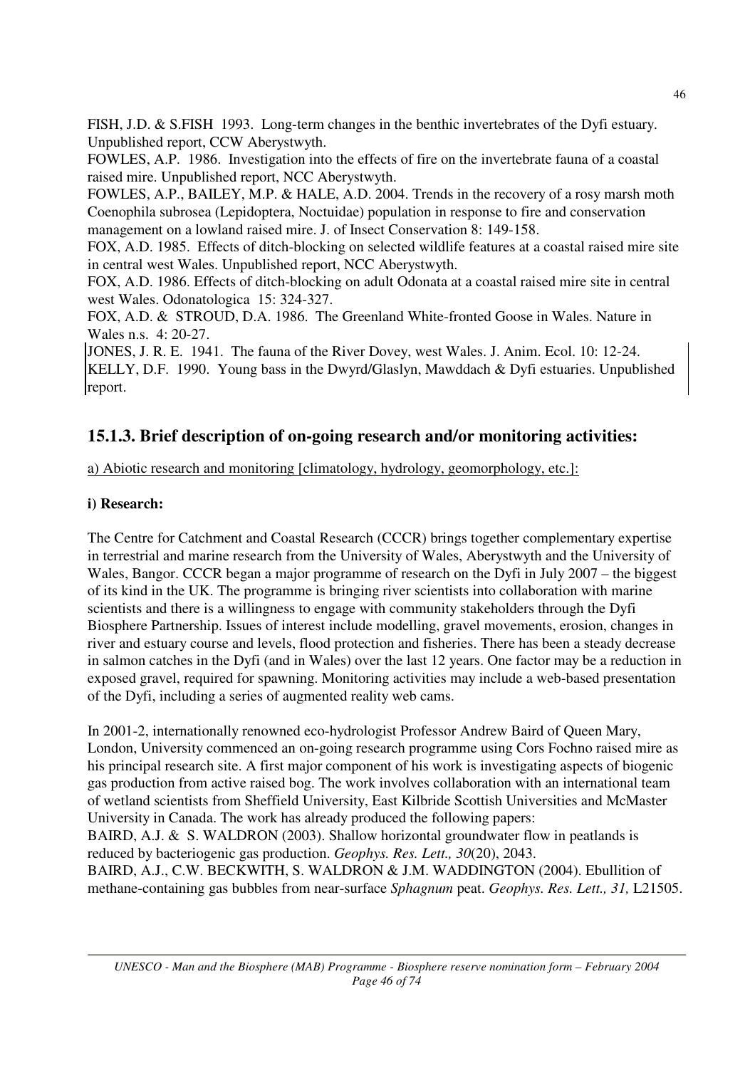FISH, J.D. & S.FISH 1993. Long-term changes in the benthic invertebrates of the Dyfi estuary. Unpublished report, CCW Aberystwyth.

FOWLES, A.P. 1986. Investigation into the effects of fire on the invertebrate fauna of a coastal raised mire. Unpublished report, NCC Aberystwyth.

FOWLES, A.P., BAILEY, M.P. & HALE, A.D. 2004. Trends in the recovery of a rosy marsh moth Coenophila subrosea (Lepidoptera, Noctuidae) population in response to fire and conservation management on a lowland raised mire. J. of Insect Conservation 8: 149-158.

FOX, A.D. 1985. Effects of ditch-blocking on selected wildlife features at a coastal raised mire site in central west Wales. Unpublished report, NCC Aberystwyth.

FOX, A.D. 1986. Effects of ditch-blocking on adult Odonata at a coastal raised mire site in central west Wales. Odonatologica 15: 324-327.

FOX, A.D. & STROUD, D.A. 1986. The Greenland White-fronted Goose in Wales. Nature in Wales n.s. 4: 20-27.

JONES, J. R. E. 1941. The fauna of the River Dovey, west Wales. J. Anim. Ecol. 10: 12-24.

KELLY, D.F. 1990. Young bass in the Dwyrd/Glaslyn, Mawddach & Dyfi estuaries. Unpublished report.

## 15.1.3. Brief description of on-going research and/or monitoring activities:

a) Abiotic research and monitoring [climatology, hydrology, geomorphology, etc.]:

**i) Research:**

The Centre for Catchment and Coastal Research (CCCR) brings together complementary expertise in terrestrial and marine research from the University of Wales, Aberystwyth and the University of Wales, Bangor. CCCR began a major programme of research on the Dyfi in July 2007 – the biggest of its kind in the UK. The programme is bringing river scientists into collaboration with marine scientists and there is a willingness to engage with community stakeholders through the Dyfi Biosphere Partnership. Issues of interest include modelling, gravel movements, erosion, changes in river and estuary course and levels, flood protection and fisheries. There has been a steady decrease in salmon catches in the Dyfi (and in Wales) over the last 12 years. One factor may be a reduction in exposed gravel, required for spawning. Monitoring activities may include a web-based presentation of the Dyfi, including a series of augmented reality web cams.

In 2001-2, internationally renowned eco-hydrologist Professor Andrew Baird of Queen Mary, London, University commenced an on-going research programme using Cors Fochno raised mire as his principal research site. A first major component of his work is investigating aspects of biogenic gas production from active raised bog. The work involves collaboration with an international team of wetland scientists from Sheffield University, East Kilbride Scottish Universities and McMaster University in Canada. The work has already produced the following papers:

BAIRD, A.J. & S. WALDRON (2003). Shallow horizontal groundwater flow in peatlands is reduced by bacteriogenic gas production. *Geophys. Res. Lett., 30*(20), 2043.

BAIRD, A.J., C.W. BECKWITH, S. WALDRON & J.M. WADDINGTON (2004). Ebullition of methane-containing gas bubbles from near-surface *Sphagnum* peat. *Geophys. Res. Lett., 31,* L21505.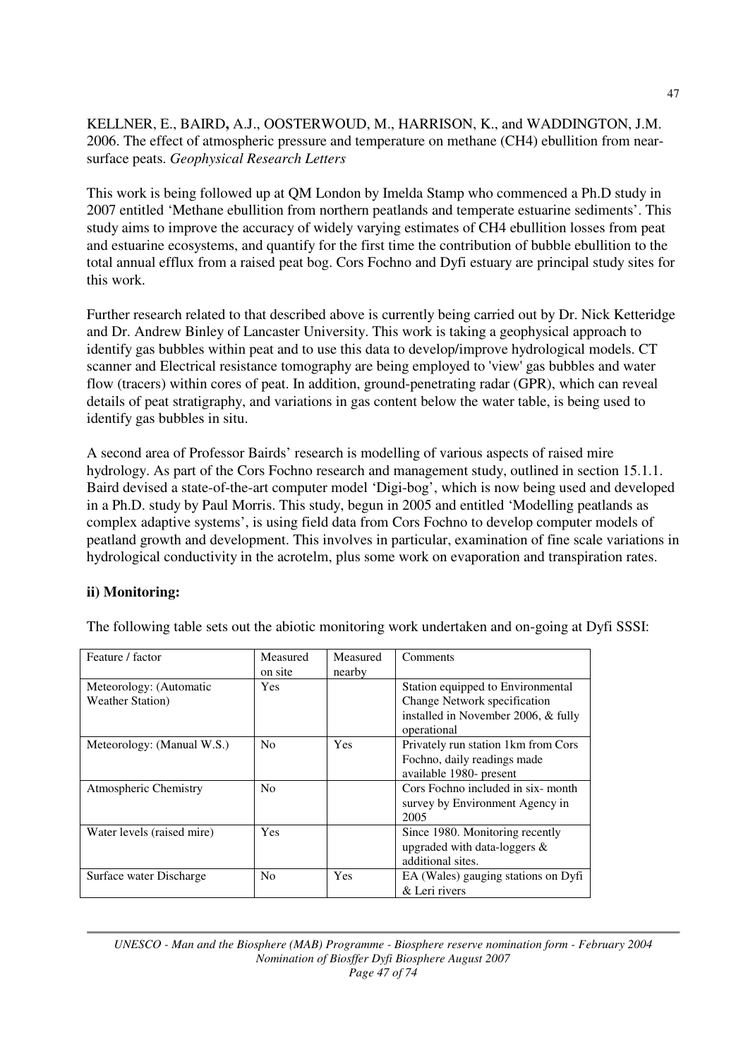KELLNER, E., BAIRD**,** A.J., OOSTERWOUD, M., HARRISON, K., and WADDINGTON, J.M. 2006. The effect of atmospheric pressure and temperature on methane (CH4) ebullition from near-surface peats. *Geophysical Research Letters*

This work is being followed up at QM London by Imelda Stamp who commenced a Ph.D study in 2007 entitled 'Methane ebullition from northern peatlands and temperate estuarine sediments'. This study aims to improve the accuracy of widely varying estimates of CH4 ebullition losses from peat and estuarine ecosystems, and quantify for the first time the contribution of bubble ebullition to the total annual efflux from a raised peat bog. Cors Fochno and Dyfi estuary are principal study sites for this work.

Further research related to that described above is currently being carried out by Dr. Nick Ketteridge and Dr. Andrew Binley of Lancaster University. This work is taking a geophysical approach to identify gas bubbles within peat and to use this data to develop/improve hydrological models. CT scanner and Electrical resistance tomography are being employed to 'view' gas bubbles and water flow (tracers) within cores of peat. In addition, ground-penetrating radar (GPR), which can reveal details of peat stratigraphy, and variations in gas content below the water table, is being used to identify gas bubbles in situ.

A second area of Professor Bairds' research is modelling of various aspects of raised mire hydrology. As part of the Cors Fochno research and management study, outlined in section 15.1.1. Baird devised a state-of-the-art computer model 'Digi-bog', which is now being used and developed in a Ph.D. study by Paul Morris. This study, begun in 2005 and entitled 'Modelling peatlands as complex adaptive systems', is using field data from Cors Fochno to develop computer models of peatland growth and development. This involves in particular, examination of fine scale variations in hydrological conductivity in the acrotelm, plus some work on evaporation and transpiration rates.

**ii) Monitoring:**

The following table sets out the abiotic monitoring work undertaken and on-going at Dyfi SSSI:

| Feature / factor | Measured on site | Measured nearby | Comments |
|---|---|---|---|
| Meteorology: (Automatic Weather Station) | Yes | | Station equipped to Environmental Change Network specification installed in November 2006, & fully operational |
| Meteorology: (Manual W.S.) | No | Yes | Privately run station 1km from Cors Fochno, daily readings made available 1980- present |
| Atmospheric Chemistry | No | | Cors Fochno included in six- month survey by Environment Agency in 2005 |
| Water levels (raised mire) | Yes | | Since 1980. Monitoring recently upgraded with data-loggers & additional sites. |
| Surface water Discharge | No | Yes | EA (Wales) gauging stations on Dyfi & Leri rivers |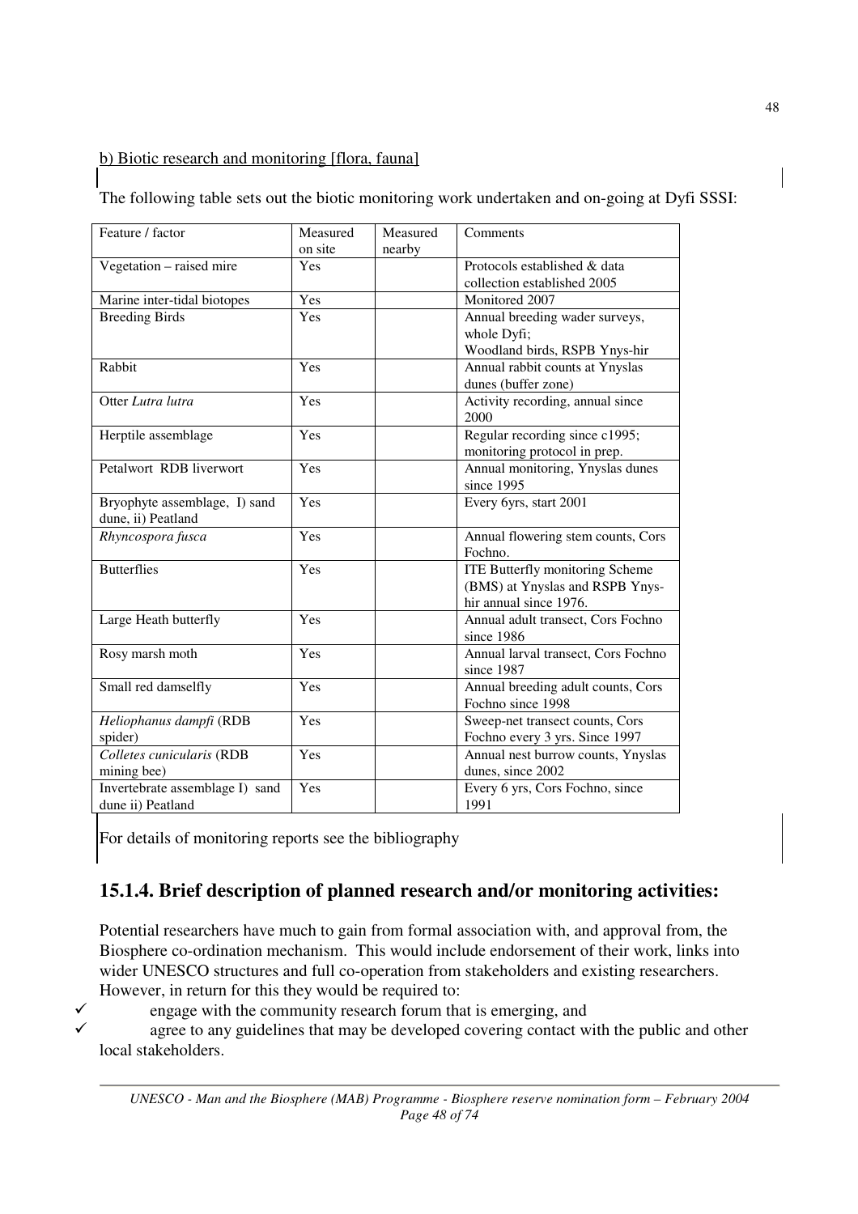b) Biotic research and monitoring [flora, fauna]

The following table sets out the biotic monitoring work undertaken and on-going at Dyfi SSSI:

| Feature / factor | Measured on site | Measured nearby | Comments |
|---|---|---|---|
| Vegetation – raised mire | Yes | | Protocols established & data collection established 2005 |
| Marine inter-tidal biotopes | Yes | | Monitored 2007 |
| Breeding Birds | Yes | | Annual breeding wader surveys, whole Dyfi; Woodland birds, RSPB Ynys-hir |
| Rabbit | Yes | | Annual rabbit counts at Ynyslas dunes (buffer zone) |
| Otter *Lutra lutra* | Yes | | Activity recording, annual since 2000 |
| Herptile assemblage | Yes | | Regular recording since c1995; monitoring protocol in prep. |
| Petalwort RDB liverwort | Yes | | Annual monitoring, Ynyslas dunes since 1995 |
| Bryophyte assemblage, I) sand dune, ii) Peatland | Yes | | Every 6yrs, start 2001 |
| *Rhyncospora fusca* | Yes | | Annual flowering stem counts, Cors Fochno. |
| Butterflies | Yes | | ITE Butterfly monitoring Scheme (BMS) at Ynyslas and RSPB Ynys-hir annual since 1976. |
| Large Heath butterfly | Yes | | Annual adult transect, Cors Fochno since 1986 |
| Rosy marsh moth | Yes | | Annual larval transect, Cors Fochno since 1987 |
| Small red damselfly | Yes | | Annual breeding adult counts, Cors Fochno since 1998 |
| *Heliophanus dampfi* (RDB spider) | Yes | | Sweep-net transect counts, Cors Fochno every 3 yrs. Since 1997 |
| *Colletes cunicularis* (RDB mining bee) | Yes | | Annual nest burrow counts, Ynyslas dunes, since 2002 |
| Invertebrate assemblage I) sand dune ii) Peatland | Yes | | Every 6 yrs, Cors Fochno, since 1991 |

For details of monitoring reports see the bibliography

## 15.1.4. Brief description of planned research and/or monitoring activities:

Potential researchers have much to gain from formal association with, and approval from, the Biosphere co-ordination mechanism. This would include endorsement of their work, links into wider UNESCO structures and full co-operation from stakeholders and existing researchers. However, in return for this they would be required to:

- ✓ engage with the community research forum that is emerging, and
- ✓ agree to any guidelines that may be developed covering contact with the public and other local stakeholders.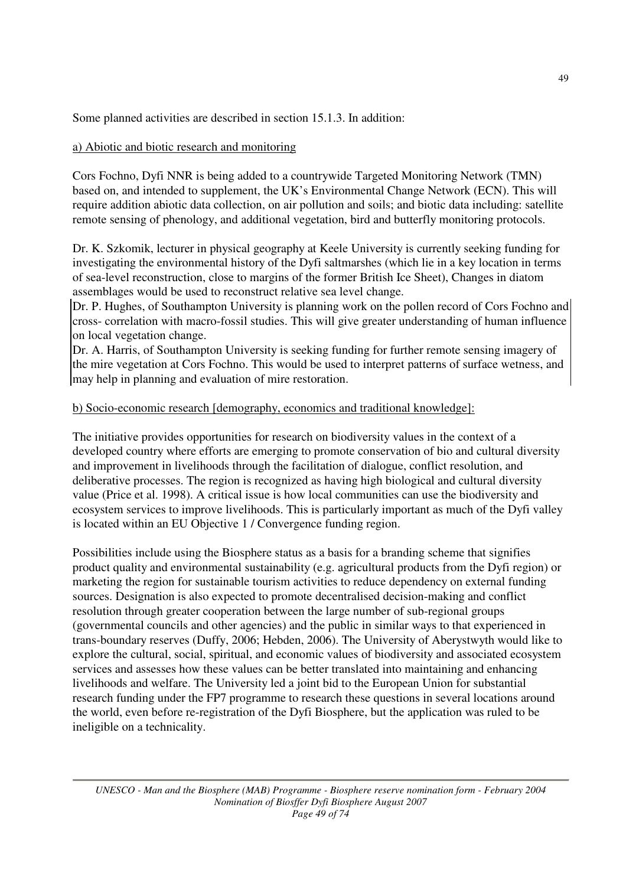Some planned activities are described in section 15.1.3. In addition:

a) Abiotic and biotic research and monitoring

Cors Fochno, Dyfi NNR is being added to a countrywide Targeted Monitoring Network (TMN) based on, and intended to supplement, the UK's Environmental Change Network (ECN). This will require addition abiotic data collection, on air pollution and soils; and biotic data including: satellite remote sensing of phenology, and additional vegetation, bird and butterfly monitoring protocols.

Dr. K. Szkomik, lecturer in physical geography at Keele University is currently seeking funding for investigating the environmental history of the Dyfi saltmarshes (which lie in a key location in terms of sea-level reconstruction, close to margins of the former British Ice Sheet), Changes in diatom assemblages would be used to reconstruct relative sea level change.
Dr. P. Hughes, of Southampton University is planning work on the pollen record of Cors Fochno and cross- correlation with macro-fossil studies. This will give greater understanding of human influence on local vegetation change.
Dr. A. Harris, of Southampton University is seeking funding for further remote sensing imagery of the mire vegetation at Cors Fochno. This would be used to interpret patterns of surface wetness, and may help in planning and evaluation of mire restoration.

b) Socio-economic research [demography, economics and traditional knowledge]:

The initiative provides opportunities for research on biodiversity values in the context of a developed country where efforts are emerging to promote conservation of bio and cultural diversity and improvement in livelihoods through the facilitation of dialogue, conflict resolution, and deliberative processes. The region is recognized as having high biological and cultural diversity value (Price et al. 1998). A critical issue is how local communities can use the biodiversity and ecosystem services to improve livelihoods. This is particularly important as much of the Dyfi valley is located within an EU Objective 1 / Convergence funding region.

Possibilities include using the Biosphere status as a basis for a branding scheme that signifies product quality and environmental sustainability (e.g. agricultural products from the Dyfi region) or marketing the region for sustainable tourism activities to reduce dependency on external funding sources. Designation is also expected to promote decentralised decision-making and conflict resolution through greater cooperation between the large number of sub-regional groups (governmental councils and other agencies) and the public in similar ways to that experienced in trans-boundary reserves (Duffy, 2006; Hebden, 2006). The University of Aberystwyth would like to explore the cultural, social, spiritual, and economic values of biodiversity and associated ecosystem services and assesses how these values can be better translated into maintaining and enhancing livelihoods and welfare. The University led a joint bid to the European Union for substantial research funding under the FP7 programme to research these questions in several locations around the world, even before re-registration of the Dyfi Biosphere, but the application was ruled to be ineligible on a technicality.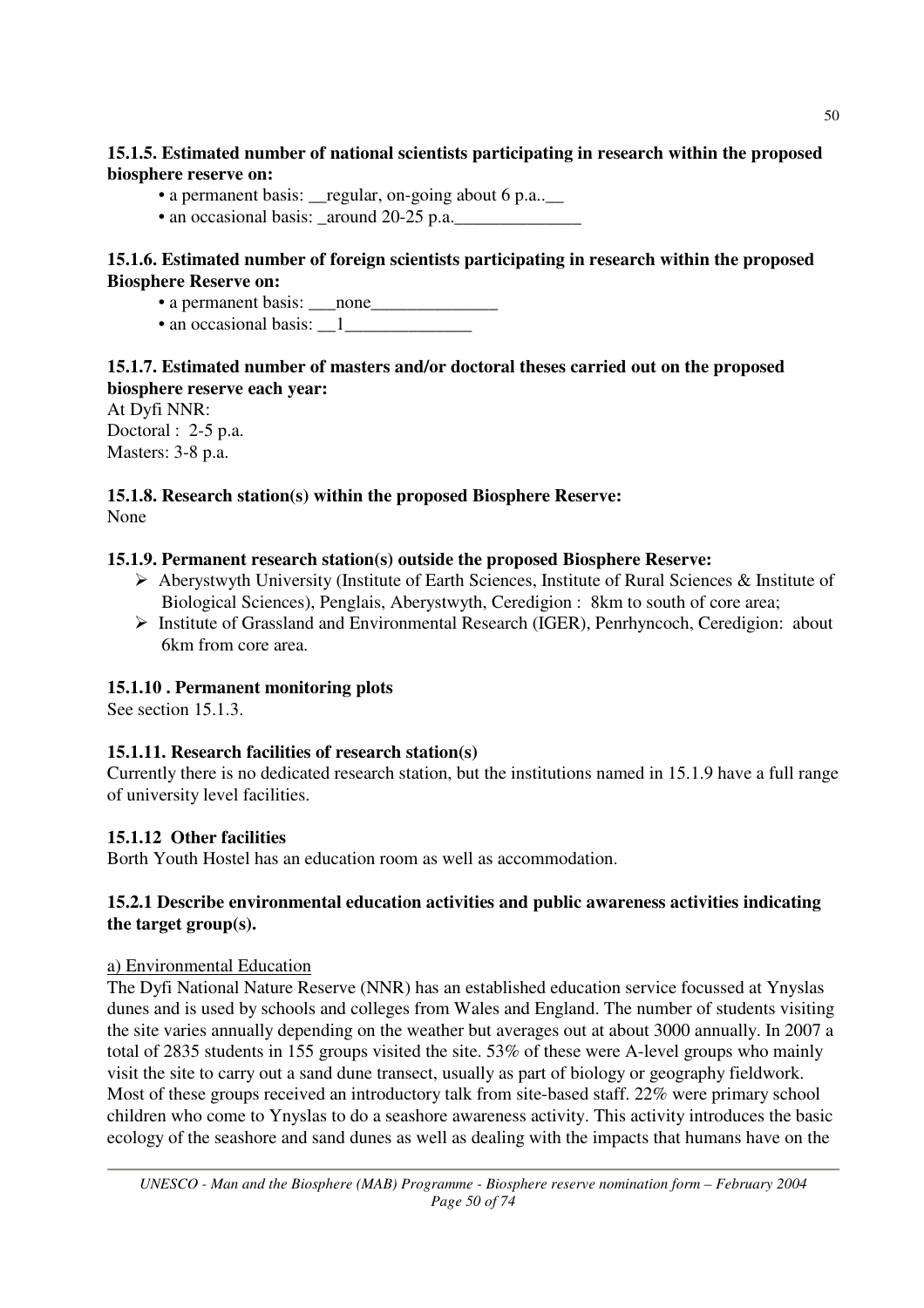**15.1.5. Estimated number of national scientists participating in research within the proposed biosphere reserve on:**

- a permanent basis: __regular, on-going about 6 p.a..__
- an occasional basis: _around 20-25 p.a.______________

**15.1.6. Estimated number of foreign scientists participating in research within the proposed Biosphere Reserve on:**

- a permanent basis: ___none______________
- an occasional basis: __1______________

**15.1.7. Estimated number of masters and/or doctoral theses carried out on the proposed biosphere reserve each year:**

At Dyfi NNR:
Doctoral : 2-5 p.a.
Masters: 3-8 p.a.

**15.1.8. Research station(s) within the proposed Biosphere Reserve:**

None

**15.1.9. Permanent research station(s) outside the proposed Biosphere Reserve:**

- Aberystwyth University (Institute of Earth Sciences, Institute of Rural Sciences & Institute of Biological Sciences), Penglais, Aberystwyth, Ceredigion : 8km to south of core area;
- Institute of Grassland and Environmental Research (IGER), Penrhyncoch, Ceredigion: about 6km from core area.

**15.1.10 . Permanent monitoring plots**

See section 15.1.3.

**15.1.11. Research facilities of research station(s)**

Currently there is no dedicated research station, but the institutions named in 15.1.9 have a full range of university level facilities.

**15.1.12 Other facilities**

Borth Youth Hostel has an education room as well as accommodation.

**15.2.1 Describe environmental education activities and public awareness activities indicating the target group(s).**

a) Environmental Education

The Dyfi National Nature Reserve (NNR) has an established education service focussed at Ynyslas dunes and is used by schools and colleges from Wales and England. The number of students visiting the site varies annually depending on the weather but averages out at about 3000 annually. In 2007 a total of 2835 students in 155 groups visited the site. 53% of these were A-level groups who mainly visit the site to carry out a sand dune transect, usually as part of biology or geography fieldwork. Most of these groups received an introductory talk from site-based staff. 22% were primary school children who come to Ynyslas to do a seashore awareness activity. This activity introduces the basic ecology of the seashore and sand dunes as well as dealing with the impacts that humans have on the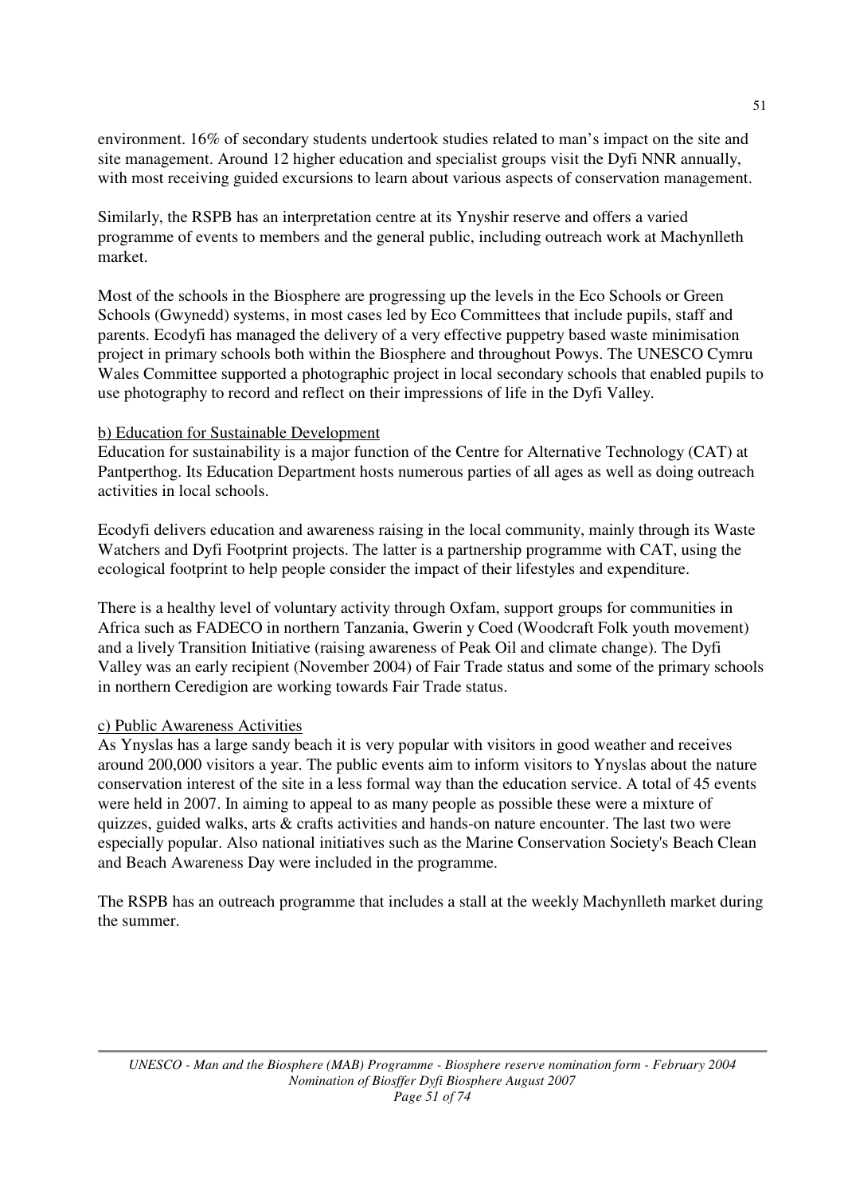environment. 16% of secondary students undertook studies related to man's impact on the site and site management. Around 12 higher education and specialist groups visit the Dyfi NNR annually, with most receiving guided excursions to learn about various aspects of conservation management.

Similarly, the RSPB has an interpretation centre at its Ynyshir reserve and offers a varied programme of events to members and the general public, including outreach work at Machynlleth market.

Most of the schools in the Biosphere are progressing up the levels in the Eco Schools or Green Schools (Gwynedd) systems, in most cases led by Eco Committees that include pupils, staff and parents. Ecodyfi has managed the delivery of a very effective puppetry based waste minimisation project in primary schools both within the Biosphere and throughout Powys. The UNESCO Cymru Wales Committee supported a photographic project in local secondary schools that enabled pupils to use photography to record and reflect on their impressions of life in the Dyfi Valley.

b) Education for Sustainable Development

Education for sustainability is a major function of the Centre for Alternative Technology (CAT) at Pantperthog. Its Education Department hosts numerous parties of all ages as well as doing outreach activities in local schools.

Ecodyfi delivers education and awareness raising in the local community, mainly through its Waste Watchers and Dyfi Footprint projects. The latter is a partnership programme with CAT, using the ecological footprint to help people consider the impact of their lifestyles and expenditure.

There is a healthy level of voluntary activity through Oxfam, support groups for communities in Africa such as FADECO in northern Tanzania, Gwerin y Coed (Woodcraft Folk youth movement) and a lively Transition Initiative (raising awareness of Peak Oil and climate change). The Dyfi Valley was an early recipient (November 2004) of Fair Trade status and some of the primary schools in northern Ceredigion are working towards Fair Trade status.

c) Public Awareness Activities

As Ynyslas has a large sandy beach it is very popular with visitors in good weather and receives around 200,000 visitors a year. The public events aim to inform visitors to Ynyslas about the nature conservation interest of the site in a less formal way than the education service. A total of 45 events were held in 2007. In aiming to appeal to as many people as possible these were a mixture of quizzes, guided walks, arts & crafts activities and hands-on nature encounter. The last two were especially popular. Also national initiatives such as the Marine Conservation Society's Beach Clean and Beach Awareness Day were included in the programme.

The RSPB has an outreach programme that includes a stall at the weekly Machynlleth market during the summer.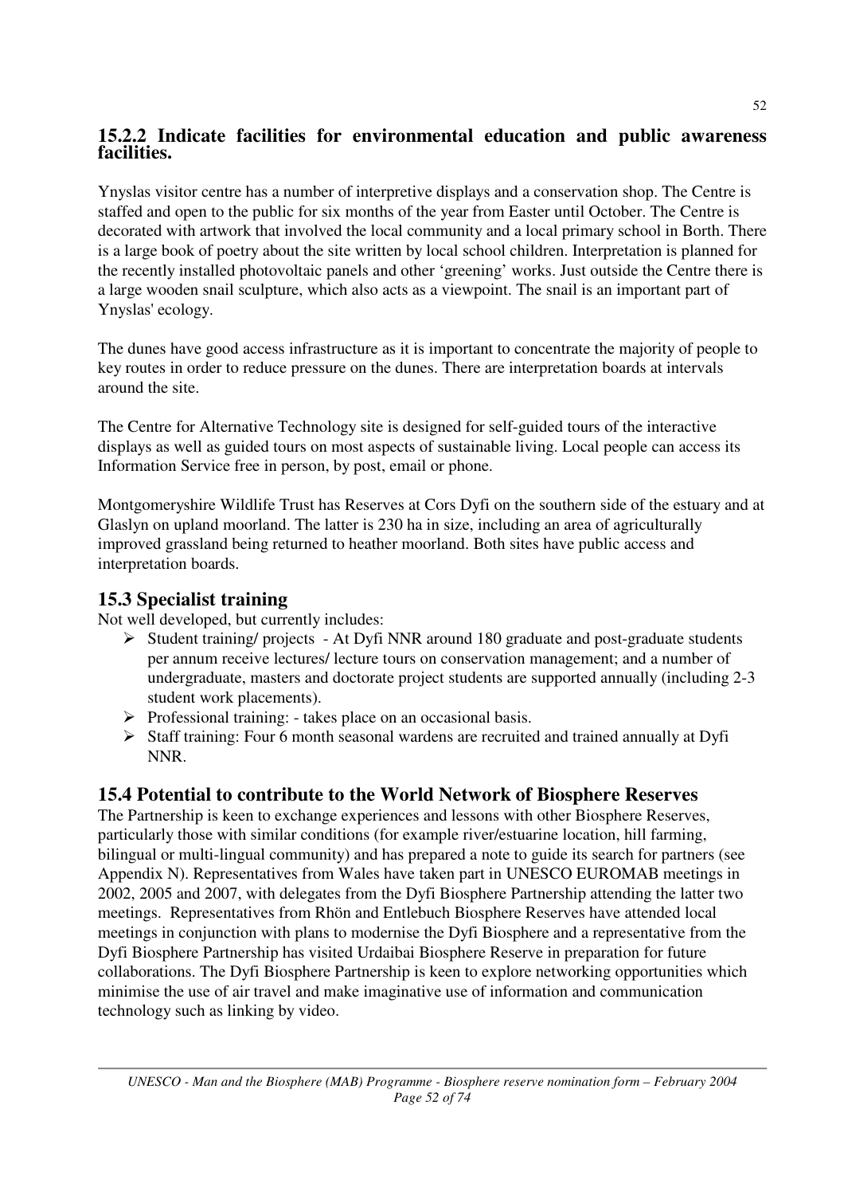### 15.2.2 Indicate facilities for environmental education and public awareness facilities.

Ynyslas visitor centre has a number of interpretive displays and a conservation shop. The Centre is staffed and open to the public for six months of the year from Easter until October. The Centre is decorated with artwork that involved the local community and a local primary school in Borth. There is a large book of poetry about the site written by local school children. Interpretation is planned for the recently installed photovoltaic panels and other 'greening' works. Just outside the Centre there is a large wooden snail sculpture, which also acts as a viewpoint. The snail is an important part of Ynyslas' ecology.

The dunes have good access infrastructure as it is important to concentrate the majority of people to key routes in order to reduce pressure on the dunes. There are interpretation boards at intervals around the site.

The Centre for Alternative Technology site is designed for self-guided tours of the interactive displays as well as guided tours on most aspects of sustainable living. Local people can access its Information Service free in person, by post, email or phone.

Montgomeryshire Wildlife Trust has Reserves at Cors Dyfi on the southern side of the estuary and at Glaslyn on upland moorland. The latter is 230 ha in size, including an area of agriculturally improved grassland being returned to heather moorland. Both sites have public access and interpretation boards.

## 15.3 Specialist training

Not well developed, but currently includes:

- Student training/ projects - At Dyfi NNR around 180 graduate and post-graduate students per annum receive lectures/ lecture tours on conservation management; and a number of undergraduate, masters and doctorate project students are supported annually (including 2-3 student work placements).
- Professional training: - takes place on an occasional basis.
- Staff training: Four 6 month seasonal wardens are recruited and trained annually at Dyfi NNR.

## 15.4 Potential to contribute to the World Network of Biosphere Reserves

The Partnership is keen to exchange experiences and lessons with other Biosphere Reserves, particularly those with similar conditions (for example river/estuarine location, hill farming, bilingual or multi-lingual community) and has prepared a note to guide its search for partners (see Appendix N). Representatives from Wales have taken part in UNESCO EUROMAB meetings in 2002, 2005 and 2007, with delegates from the Dyfi Biosphere Partnership attending the latter two meetings. Representatives from Rhön and Entlebuch Biosphere Reserves have attended local meetings in conjunction with plans to modernise the Dyfi Biosphere and a representative from the Dyfi Biosphere Partnership has visited Urdaibai Biosphere Reserve in preparation for future collaborations. The Dyfi Biosphere Partnership is keen to explore networking opportunities which minimise the use of air travel and make imaginative use of information and communication technology such as linking by video.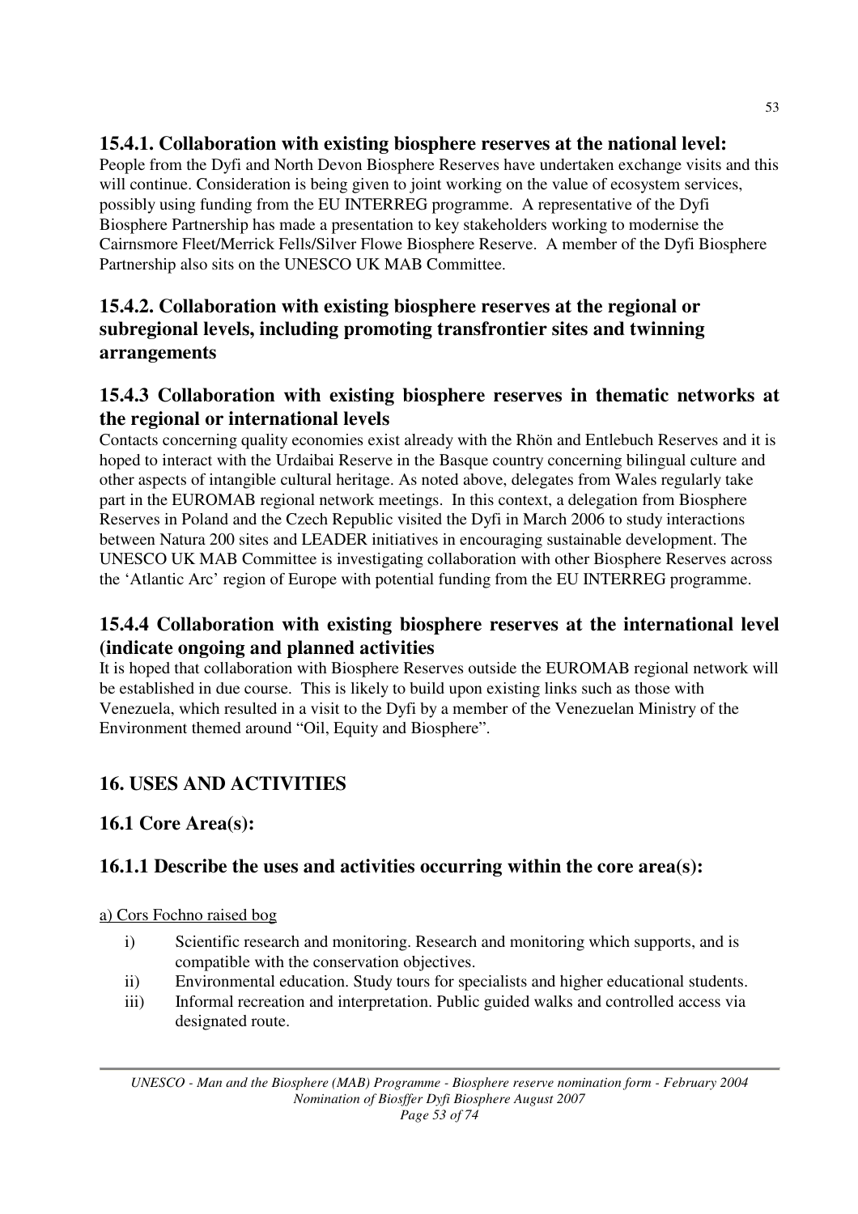### 15.4.1. Collaboration with existing biosphere reserves at the national level:

People from the Dyfi and North Devon Biosphere Reserves have undertaken exchange visits and this will continue. Consideration is being given to joint working on the value of ecosystem services, possibly using funding from the EU INTERREG programme. A representative of the Dyfi Biosphere Partnership has made a presentation to key stakeholders working to modernise the Cairnsmore Fleet/Merrick Fells/Silver Flowe Biosphere Reserve. A member of the Dyfi Biosphere Partnership also sits on the UNESCO UK MAB Committee.

### 15.4.2. Collaboration with existing biosphere reserves at the regional or subregional levels, including promoting transfrontier sites and twinning arrangements

### 15.4.3 Collaboration with existing biosphere reserves in thematic networks at the regional or international levels

Contacts concerning quality economies exist already with the Rhön and Entlebuch Reserves and it is hoped to interact with the Urdaibai Reserve in the Basque country concerning bilingual culture and other aspects of intangible cultural heritage. As noted above, delegates from Wales regularly take part in the EUROMAB regional network meetings. In this context, a delegation from Biosphere Reserves in Poland and the Czech Republic visited the Dyfi in March 2006 to study interactions between Natura 200 sites and LEADER initiatives in encouraging sustainable development. The UNESCO UK MAB Committee is investigating collaboration with other Biosphere Reserves across the 'Atlantic Arc' region of Europe with potential funding from the EU INTERREG programme.

### 15.4.4 Collaboration with existing biosphere reserves at the international level (indicate ongoing and planned activities

It is hoped that collaboration with Biosphere Reserves outside the EUROMAB regional network will be established in due course. This is likely to build upon existing links such as those with Venezuela, which resulted in a visit to the Dyfi by a member of the Venezuelan Ministry of the Environment themed around "Oil, Equity and Biosphere".

## 16. USES AND ACTIVITIES

### 16.1 Core Area(s):

### 16.1.1 Describe the uses and activities occurring within the core area(s):

a) Cors Fochno raised bog

i) Scientific research and monitoring. Research and monitoring which supports, and is compatible with the conservation objectives.

ii) Environmental education. Study tours for specialists and higher educational students.

iii) Informal recreation and interpretation. Public guided walks and controlled access via designated route.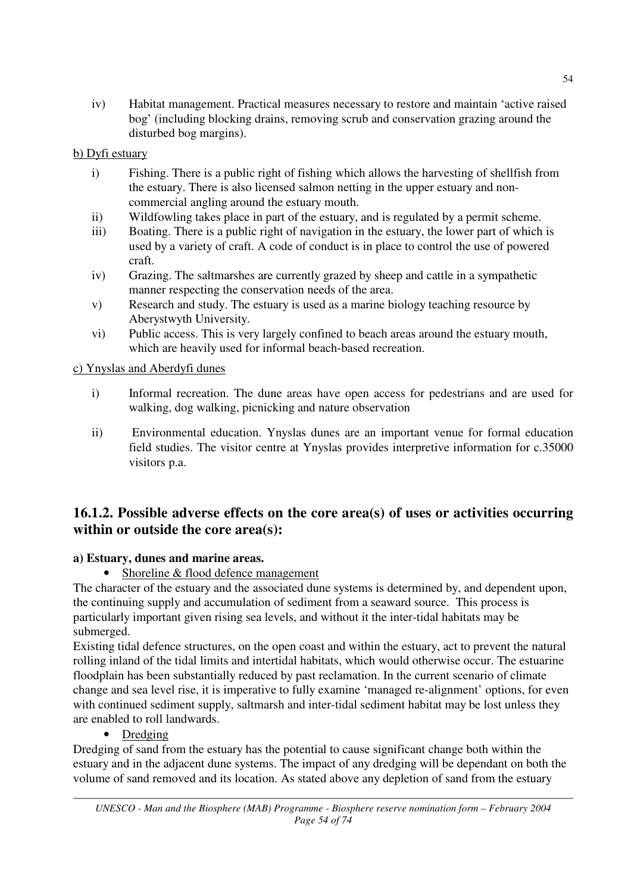iv) Habitat management. Practical measures necessary to restore and maintain 'active raised bog' (including blocking drains, removing scrub and conservation grazing around the disturbed bog margins).

b) Dyfi estuary

i) Fishing. There is a public right of fishing which allows the harvesting of shellfish from the estuary. There is also licensed salmon netting in the upper estuary and non-commercial angling around the estuary mouth.

ii) Wildfowling takes place in part of the estuary, and is regulated by a permit scheme.

iii) Boating. There is a public right of navigation in the estuary, the lower part of which is used by a variety of craft. A code of conduct is in place to control the use of powered craft.

iv) Grazing. The saltmarshes are currently grazed by sheep and cattle in a sympathetic manner respecting the conservation needs of the area.

v) Research and study. The estuary is used as a marine biology teaching resource by Aberystwyth University.

vi) Public access. This is very largely confined to beach areas around the estuary mouth, which are heavily used for informal beach-based recreation.

c) Ynyslas and Aberdyfi dunes

i) Informal recreation. The dune areas have open access for pedestrians and are used for walking, dog walking, picnicking and nature observation

ii) Environmental education. Ynyslas dunes are an important venue for formal education field studies. The visitor centre at Ynyslas provides interpretive information for c.35000 visitors p.a.

## 16.1.2. Possible adverse effects on the core area(s) of uses or activities occurring within or outside the core area(s):

**a) Estuary, dunes and marine areas.**

- Shoreline & flood defence management

The character of the estuary and the associated dune systems is determined by, and dependent upon, the continuing supply and accumulation of sediment from a seaward source. This process is particularly important given rising sea levels, and without it the inter-tidal habitats may be submerged.

Existing tidal defence structures, on the open coast and within the estuary, act to prevent the natural rolling inland of the tidal limits and intertidal habitats, which would otherwise occur. The estuarine floodplain has been substantially reduced by past reclamation. In the current scenario of climate change and sea level rise, it is imperative to fully examine 'managed re-alignment' options, for even with continued sediment supply, saltmarsh and inter-tidal sediment habitat may be lost unless they are enabled to roll landwards.

- Dredging

Dredging of sand from the estuary has the potential to cause significant change both within the estuary and in the adjacent dune systems. The impact of any dredging will be dependant on both the volume of sand removed and its location. As stated above any depletion of sand from the estuary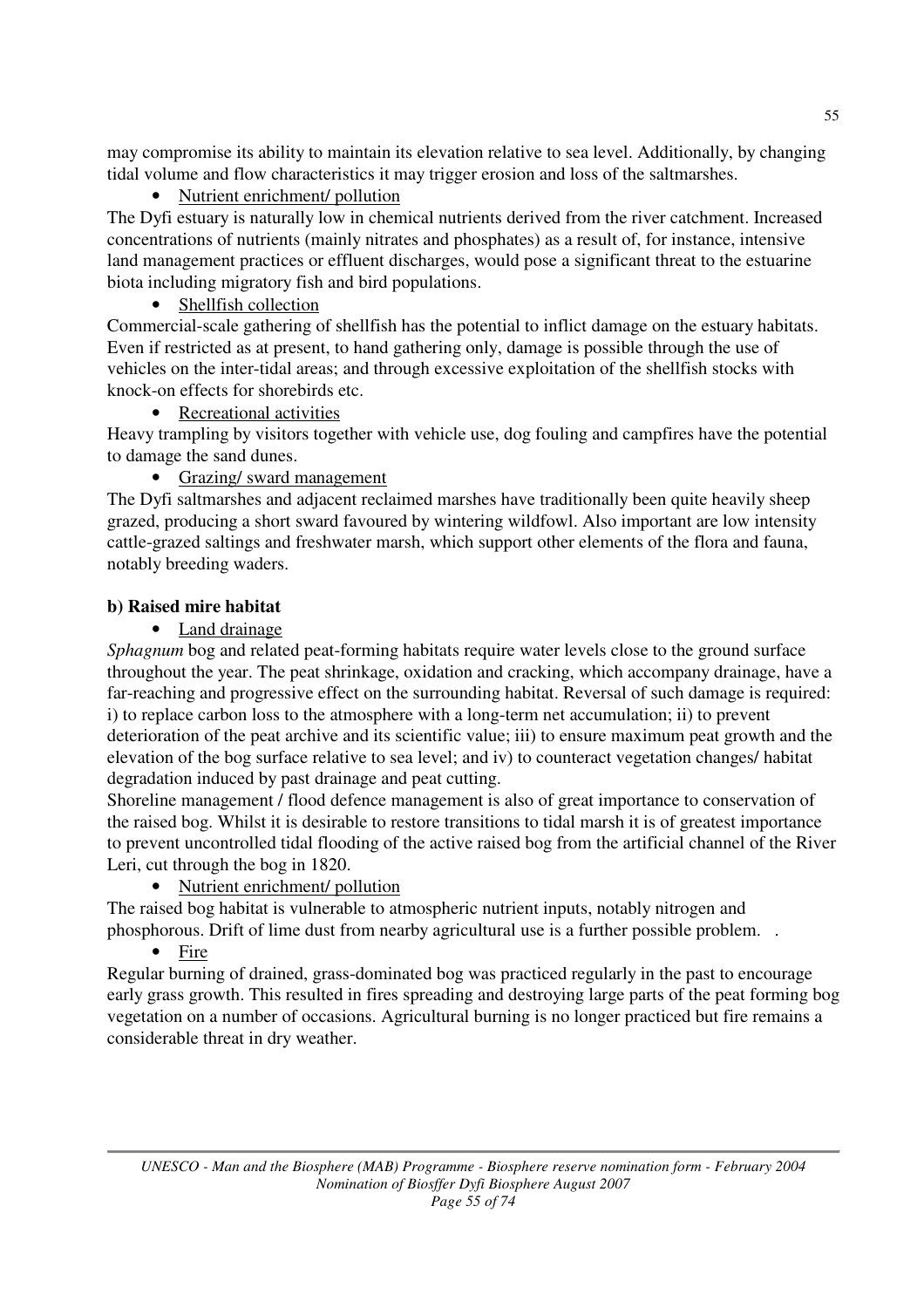may compromise its ability to maintain its elevation relative to sea level. Additionally, by changing tidal volume and flow characteristics it may trigger erosion and loss of the saltmarshes.

- Nutrient enrichment/ pollution

The Dyfi estuary is naturally low in chemical nutrients derived from the river catchment. Increased concentrations of nutrients (mainly nitrates and phosphates) as a result of, for instance, intensive land management practices or effluent discharges, would pose a significant threat to the estuarine biota including migratory fish and bird populations.

- Shellfish collection

Commercial-scale gathering of shellfish has the potential to inflict damage on the estuary habitats. Even if restricted as at present, to hand gathering only, damage is possible through the use of vehicles on the inter-tidal areas; and through excessive exploitation of the shellfish stocks with knock-on effects for shorebirds etc.

- Recreational activities

Heavy trampling by visitors together with vehicle use, dog fouling and campfires have the potential to damage the sand dunes.

- Grazing/ sward management

The Dyfi saltmarshes and adjacent reclaimed marshes have traditionally been quite heavily sheep grazed, producing a short sward favoured by wintering wildfowl. Also important are low intensity cattle-grazed saltings and freshwater marsh, which support other elements of the flora and fauna, notably breeding waders.

**b) Raised mire habitat**

- Land drainage

*Sphagnum* bog and related peat-forming habitats require water levels close to the ground surface throughout the year. The peat shrinkage, oxidation and cracking, which accompany drainage, have a far-reaching and progressive effect on the surrounding habitat. Reversal of such damage is required: i) to replace carbon loss to the atmosphere with a long-term net accumulation; ii) to prevent deterioration of the peat archive and its scientific value; iii) to ensure maximum peat growth and the elevation of the bog surface relative to sea level; and iv) to counteract vegetation changes/ habitat degradation induced by past drainage and peat cutting.

Shoreline management / flood defence management is also of great importance to conservation of the raised bog. Whilst it is desirable to restore transitions to tidal marsh it is of greatest importance to prevent uncontrolled tidal flooding of the active raised bog from the artificial channel of the River Leri, cut through the bog in 1820.

- Nutrient enrichment/ pollution

The raised bog habitat is vulnerable to atmospheric nutrient inputs, notably nitrogen and phosphorous. Drift of lime dust from nearby agricultural use is a further possible problem. .

- Fire

Regular burning of drained, grass-dominated bog was practiced regularly in the past to encourage early grass growth. This resulted in fires spreading and destroying large parts of the peat forming bog vegetation on a number of occasions. Agricultural burning is no longer practiced but fire remains a considerable threat in dry weather.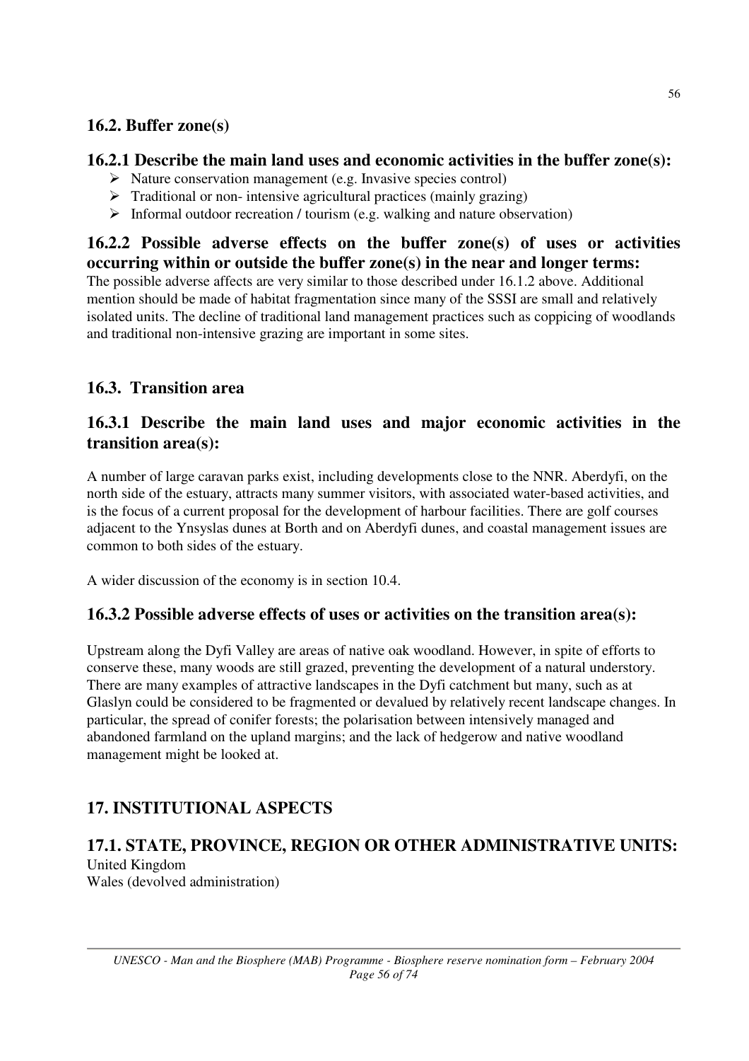## 16.2. Buffer zone(s)

### 16.2.1 Describe the main land uses and economic activities in the buffer zone(s):

- Nature conservation management (e.g. Invasive species control)
- Traditional or non- intensive agricultural practices (mainly grazing)
- Informal outdoor recreation / tourism (e.g. walking and nature observation)

### 16.2.2 Possible adverse effects on the buffer zone(s) of uses or activities occurring within or outside the buffer zone(s) in the near and longer terms:

The possible adverse affects are very similar to those described under 16.1.2 above. Additional mention should be made of habitat fragmentation since many of the SSSI are small and relatively isolated units. The decline of traditional land management practices such as coppicing of woodlands and traditional non-intensive grazing are important in some sites.

## 16.3. Transition area

### 16.3.1 Describe the main land uses and major economic activities in the transition area(s):

A number of large caravan parks exist, including developments close to the NNR. Aberdyfi, on the north side of the estuary, attracts many summer visitors, with associated water-based activities, and is the focus of a current proposal for the development of harbour facilities. There are golf courses adjacent to the Ynsyslas dunes at Borth and on Aberdyfi dunes, and coastal management issues are common to both sides of the estuary.

A wider discussion of the economy is in section 10.4.

### 16.3.2 Possible adverse effects of uses or activities on the transition area(s):

Upstream along the Dyfi Valley are areas of native oak woodland. However, in spite of efforts to conserve these, many woods are still grazed, preventing the development of a natural understory. There are many examples of attractive landscapes in the Dyfi catchment but many, such as at Glaslyn could be considered to be fragmented or devalued by relatively recent landscape changes. In particular, the spread of conifer forests; the polarisation between intensively managed and abandoned farmland on the upland margins; and the lack of hedgerow and native woodland management might be looked at.

# 17. INSTITUTIONAL ASPECTS

## 17.1. STATE, PROVINCE, REGION OR OTHER ADMINISTRATIVE UNITS:

United Kingdom
Wales (devolved administration)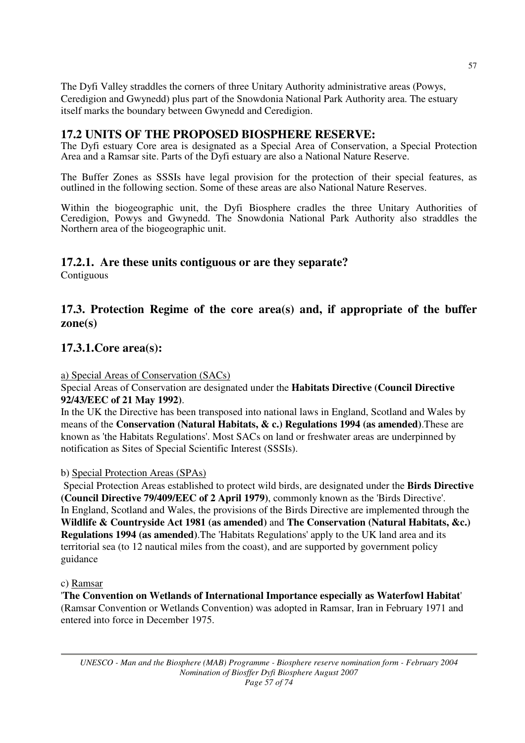The Dyfi Valley straddles the corners of three Unitary Authority administrative areas (Powys, Ceredigion and Gwynedd) plus part of the Snowdonia National Park Authority area. The estuary itself marks the boundary between Gwynedd and Ceredigion.

## 17.2 UNITS OF THE PROPOSED BIOSPHERE RESERVE:

The Dyfi estuary Core area is designated as a Special Area of Conservation, a Special Protection Area and a Ramsar site. Parts of the Dyfi estuary are also a National Nature Reserve.

The Buffer Zones as SSSIs have legal provision for the protection of their special features, as outlined in the following section. Some of these areas are also National Nature Reserves.

Within the biogeographic unit, the Dyfi Biosphere cradles the three Unitary Authorities of Ceredigion, Powys and Gwynedd. The Snowdonia National Park Authority also straddles the Northern area of the biogeographic unit.

### 17.2.1. Are these units contiguous or are they separate?

Contiguous

## 17.3. Protection Regime of the core area(s) and, if appropriate of the buffer zone(s)

### 17.3.1.Core area(s):

a) Special Areas of Conservation (SACs)

Special Areas of Conservation are designated under the **Habitats Directive (Council Directive 92/43/EEC of 21 May 1992)**.
In the UK the Directive has been transposed into national laws in England, Scotland and Wales by means of the **Conservation (Natural Habitats, & c.) Regulations 1994 (as amended)**.These are known as 'the Habitats Regulations'. Most SACs on land or freshwater areas are underpinned by notification as Sites of Special Scientific Interest (SSSIs).

b) Special Protection Areas (SPAs)

Special Protection Areas established to protect wild birds, are designated under the **Birds Directive (Council Directive 79/409/EEC of 2 April 1979)**, commonly known as the 'Birds Directive'.
In England, Scotland and Wales, the provisions of the Birds Directive are implemented through the **Wildlife & Countryside Act 1981 (as amended)** and **The Conservation (Natural Habitats, &c.) Regulations 1994 (as amended)**.The 'Habitats Regulations' apply to the UK land area and its territorial sea (to 12 nautical miles from the coast), and are supported by government policy guidance

c) Ramsar

'**The Convention on Wetlands of International Importance especially as Waterfowl Habitat**' (Ramsar Convention or Wetlands Convention) was adopted in Ramsar, Iran in February 1971 and entered into force in December 1975.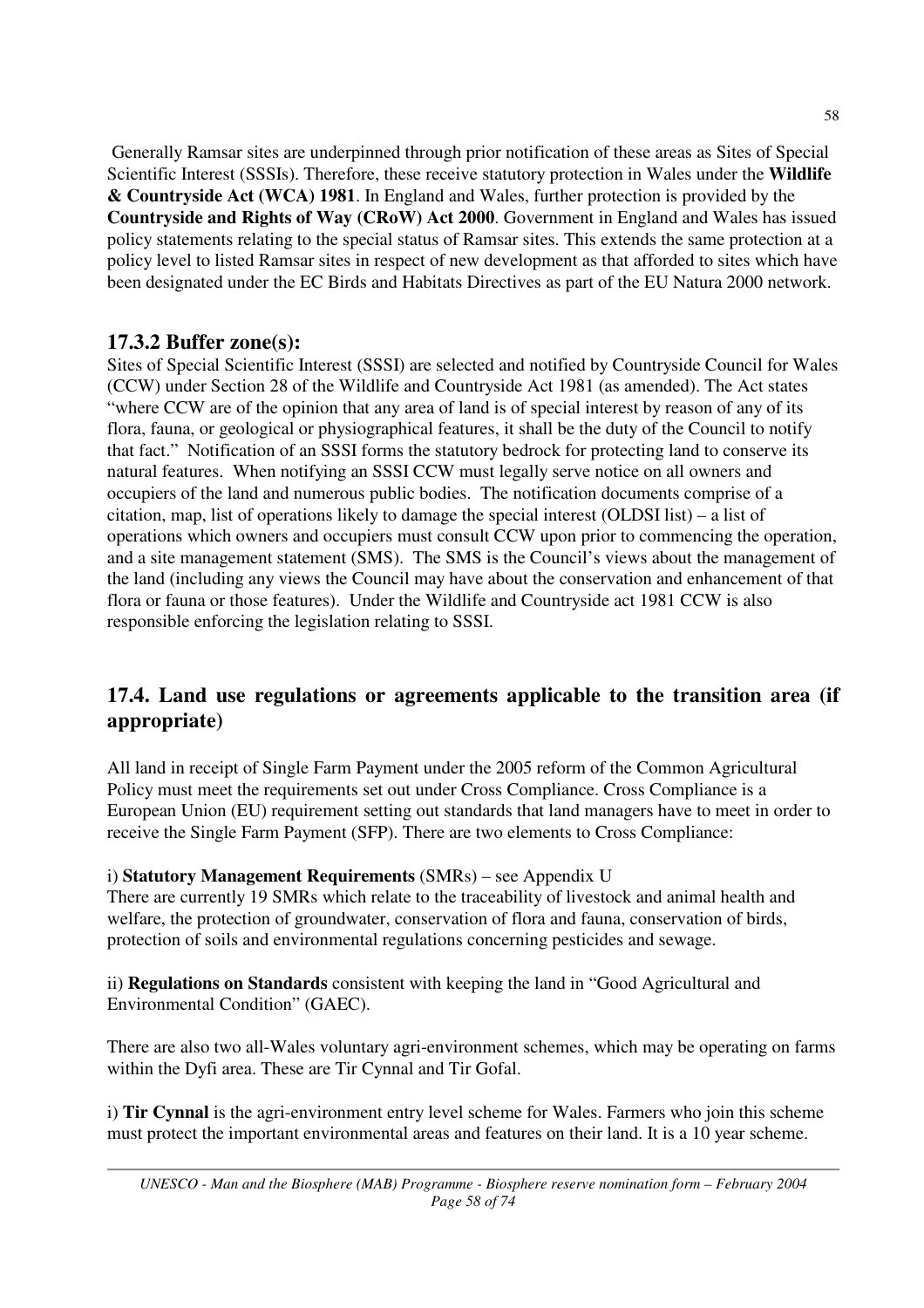Generally Ramsar sites are underpinned through prior notification of these areas as Sites of Special Scientific Interest (SSSIs). Therefore, these receive statutory protection in Wales under the **Wildlife & Countryside Act (WCA) 1981**. In England and Wales, further protection is provided by the **Countryside and Rights of Way (CRoW) Act 2000**. Government in England and Wales has issued policy statements relating to the special status of Ramsar sites. This extends the same protection at a policy level to listed Ramsar sites in respect of new development as that afforded to sites which have been designated under the EC Birds and Habitats Directives as part of the EU Natura 2000 network.

### 17.3.2 Buffer zone(s):

Sites of Special Scientific Interest (SSSI) are selected and notified by Countryside Council for Wales (CCW) under Section 28 of the Wildlife and Countryside Act 1981 (as amended). The Act states "where CCW are of the opinion that any area of land is of special interest by reason of any of its flora, fauna, or geological or physiographical features, it shall be the duty of the Council to notify that fact." Notification of an SSSI forms the statutory bedrock for protecting land to conserve its natural features. When notifying an SSSI CCW must legally serve notice on all owners and occupiers of the land and numerous public bodies. The notification documents comprise of a citation, map, list of operations likely to damage the special interest (OLDSI list) – a list of operations which owners and occupiers must consult CCW upon prior to commencing the operation, and a site management statement (SMS). The SMS is the Council's views about the management of the land (including any views the Council may have about the conservation and enhancement of that flora or fauna or those features). Under the Wildlife and Countryside act 1981 CCW is also responsible enforcing the legislation relating to SSSI.

## 17.4. Land use regulations or agreements applicable to the transition area (if appropriate)

All land in receipt of Single Farm Payment under the 2005 reform of the Common Agricultural Policy must meet the requirements set out under Cross Compliance. Cross Compliance is a European Union (EU) requirement setting out standards that land managers have to meet in order to receive the Single Farm Payment (SFP). There are two elements to Cross Compliance:

i) **Statutory Management Requirements** (SMRs) – see Appendix U
There are currently 19 SMRs which relate to the traceability of livestock and animal health and welfare, the protection of groundwater, conservation of flora and fauna, conservation of birds, protection of soils and environmental regulations concerning pesticides and sewage.

ii) **Regulations on Standards** consistent with keeping the land in "Good Agricultural and Environmental Condition" (GAEC).

There are also two all-Wales voluntary agri-environment schemes, which may be operating on farms within the Dyfi area. These are Tir Cynnal and Tir Gofal.

i) **Tir Cynnal** is the agri-environment entry level scheme for Wales. Farmers who join this scheme must protect the important environmental areas and features on their land. It is a 10 year scheme.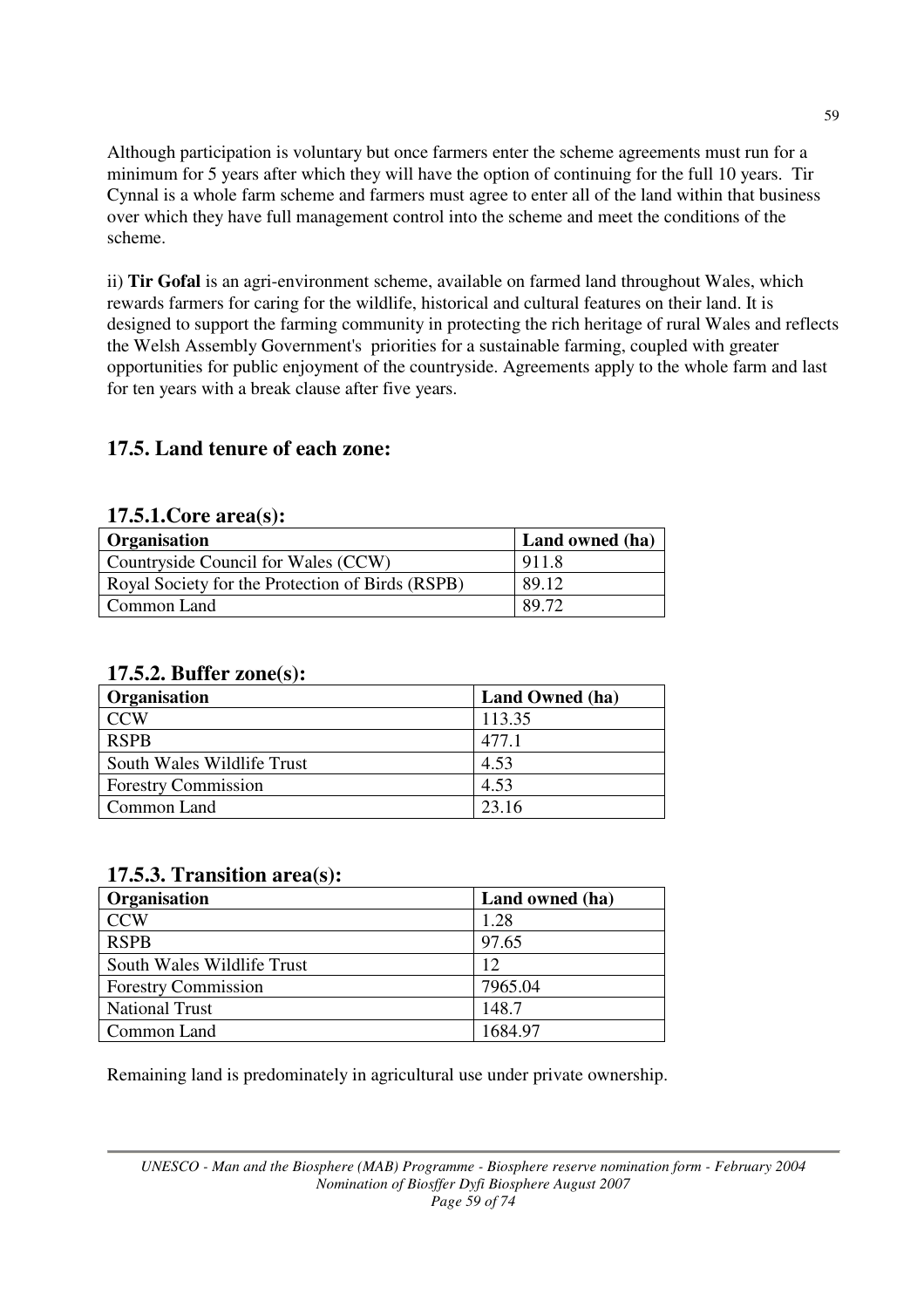Although participation is voluntary but once farmers enter the scheme agreements must run for a minimum for 5 years after which they will have the option of continuing for the full 10 years. Tir Cynnal is a whole farm scheme and farmers must agree to enter all of the land within that business over which they have full management control into the scheme and meet the conditions of the scheme.

ii) **Tir Gofal** is an agri-environment scheme, available on farmed land throughout Wales, which rewards farmers for caring for the wildlife, historical and cultural features on their land. It is designed to support the farming community in protecting the rich heritage of rural Wales and reflects the Welsh Assembly Government's priorities for a sustainable farming, coupled with greater opportunities for public enjoyment of the countryside. Agreements apply to the whole farm and last for ten years with a break clause after five years.

## 17.5. Land tenure of each zone:

### 17.5.1.Core area(s):

| Organisation | Land owned (ha) |
|---|---|
| Countryside Council for Wales (CCW) | 911.8 |
| Royal Society for the Protection of Birds (RSPB) | 89.12 |
| Common Land | 89.72 |

### 17.5.2. Buffer zone(s):

| Organisation | Land Owned (ha) |
|---|---|
| CCW | 113.35 |
| RSPB | 477.1 |
| South Wales Wildlife Trust | 4.53 |
| Forestry Commission | 4.53 |
| Common Land | 23.16 |

### 17.5.3. Transition area(s):

| Organisation | Land owned (ha) |
|---|---|
| CCW | 1.28 |
| RSPB | 97.65 |
| South Wales Wildlife Trust | 12 |
| Forestry Commission | 7965.04 |
| National Trust | 148.7 |
| Common Land | 1684.97 |

Remaining land is predominately in agricultural use under private ownership.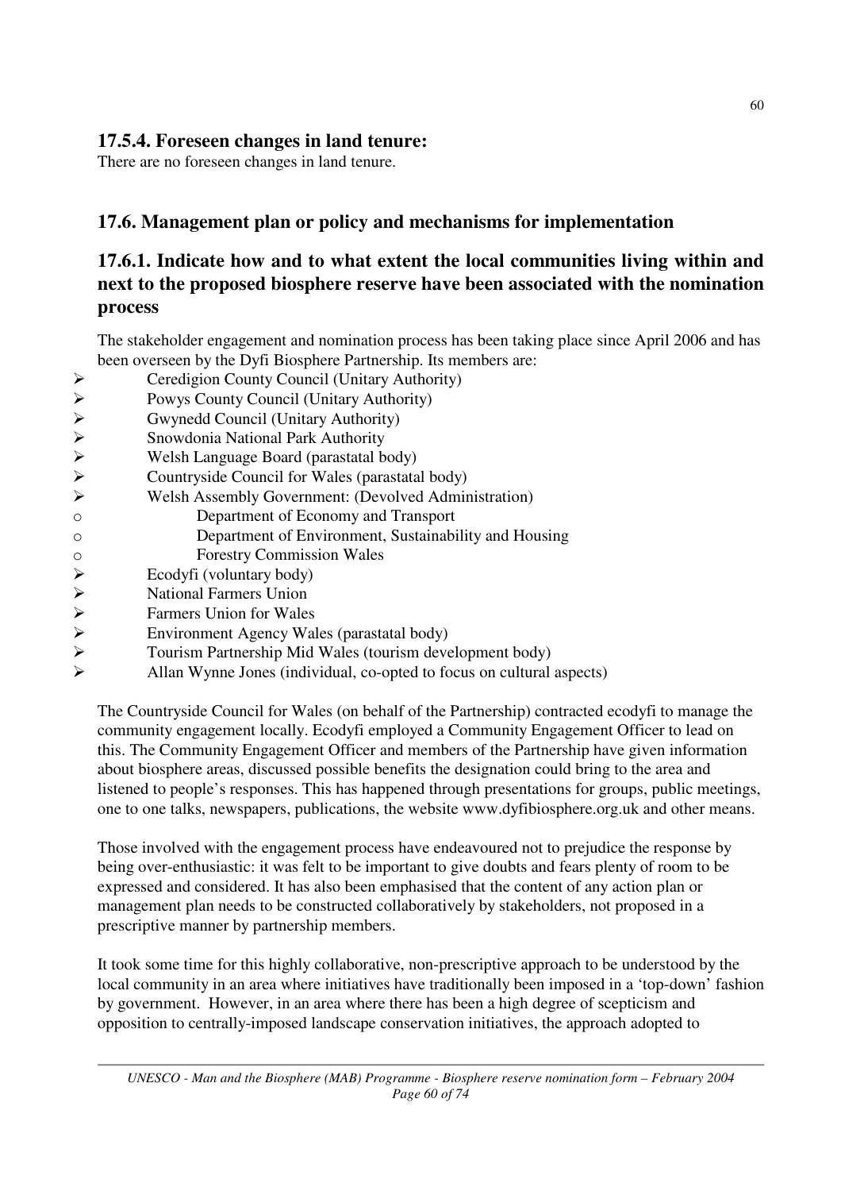### 17.5.4. Foreseen changes in land tenure:

There are no foreseen changes in land tenure.

## 17.6. Management plan or policy and mechanisms for implementation

### 17.6.1. Indicate how and to what extent the local communities living within and next to the proposed biosphere reserve have been associated with the nomination process

The stakeholder engagement and nomination process has been taking place since April 2006 and has been overseen by the Dyfi Biosphere Partnership. Its members are:

- Ceredigion County Council (Unitary Authority)
- Powys County Council (Unitary Authority)
- Gwynedd Council (Unitary Authority)
- Snowdonia National Park Authority
- Welsh Language Board (parastatal body)
- Countryside Council for Wales (parastatal body)
- Welsh Assembly Government: (Devolved Administration)
  - Department of Economy and Transport
  - Department of Environment, Sustainability and Housing
  - Forestry Commission Wales
- Ecodyfi (voluntary body)
- National Farmers Union
- Farmers Union for Wales
- Environment Agency Wales (parastatal body)
- Tourism Partnership Mid Wales (tourism development body)
- Allan Wynne Jones (individual, co-opted to focus on cultural aspects)

The Countryside Council for Wales (on behalf of the Partnership) contracted ecodyfi to manage the community engagement locally. Ecodyfi employed a Community Engagement Officer to lead on this. The Community Engagement Officer and members of the Partnership have given information about biosphere areas, discussed possible benefits the designation could bring to the area and listened to people's responses. This has happened through presentations for groups, public meetings, one to one talks, newspapers, publications, the website www.dyfibiosphere.org.uk and other means.

Those involved with the engagement process have endeavoured not to prejudice the response by being over-enthusiastic: it was felt to be important to give doubts and fears plenty of room to be expressed and considered. It has also been emphasised that the content of any action plan or management plan needs to be constructed collaboratively by stakeholders, not proposed in a prescriptive manner by partnership members.

It took some time for this highly collaborative, non-prescriptive approach to be understood by the local community in an area where initiatives have traditionally been imposed in a 'top-down' fashion by government. However, in an area where there has been a high degree of scepticism and opposition to centrally-imposed landscape conservation initiatives, the approach adopted to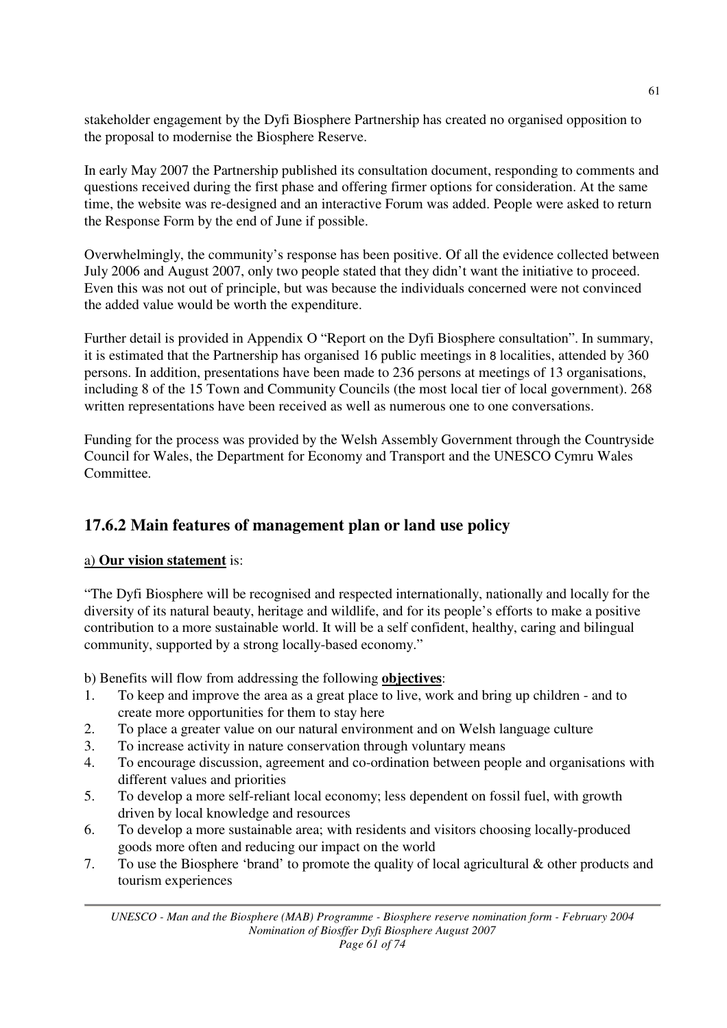stakeholder engagement by the Dyfi Biosphere Partnership has created no organised opposition to the proposal to modernise the Biosphere Reserve.

In early May 2007 the Partnership published its consultation document, responding to comments and questions received during the first phase and offering firmer options for consideration. At the same time, the website was re-designed and an interactive Forum was added. People were asked to return the Response Form by the end of June if possible.

Overwhelmingly, the community's response has been positive. Of all the evidence collected between July 2006 and August 2007, only two people stated that they didn't want the initiative to proceed. Even this was not out of principle, but was because the individuals concerned were not convinced the added value would be worth the expenditure.

Further detail is provided in Appendix O "Report on the Dyfi Biosphere consultation". In summary, it is estimated that the Partnership has organised 16 public meetings in 8 localities, attended by 360 persons. In addition, presentations have been made to 236 persons at meetings of 13 organisations, including 8 of the 15 Town and Community Councils (the most local tier of local government). 268 written representations have been received as well as numerous one to one conversations.

Funding for the process was provided by the Welsh Assembly Government through the Countryside Council for Wales, the Department for Economy and Transport and the UNESCO Cymru Wales Committee.

## 17.6.2 Main features of management plan or land use policy

a) **Our vision statement** is:

"The Dyfi Biosphere will be recognised and respected internationally, nationally and locally for the diversity of its natural beauty, heritage and wildlife, and for its people's efforts to make a positive contribution to a more sustainable world. It will be a self confident, healthy, caring and bilingual community, supported by a strong locally-based economy."

b) Benefits will flow from addressing the following **objectives**:

1. To keep and improve the area as a great place to live, work and bring up children - and to create more opportunities for them to stay here
2. To place a greater value on our natural environment and on Welsh language culture
3. To increase activity in nature conservation through voluntary means
4. To encourage discussion, agreement and co-ordination between people and organisations with different values and priorities
5. To develop a more self-reliant local economy; less dependent on fossil fuel, with growth driven by local knowledge and resources
6. To develop a more sustainable area; with residents and visitors choosing locally-produced goods more often and reducing our impact on the world
7. To use the Biosphere 'brand' to promote the quality of local agricultural & other products and tourism experiences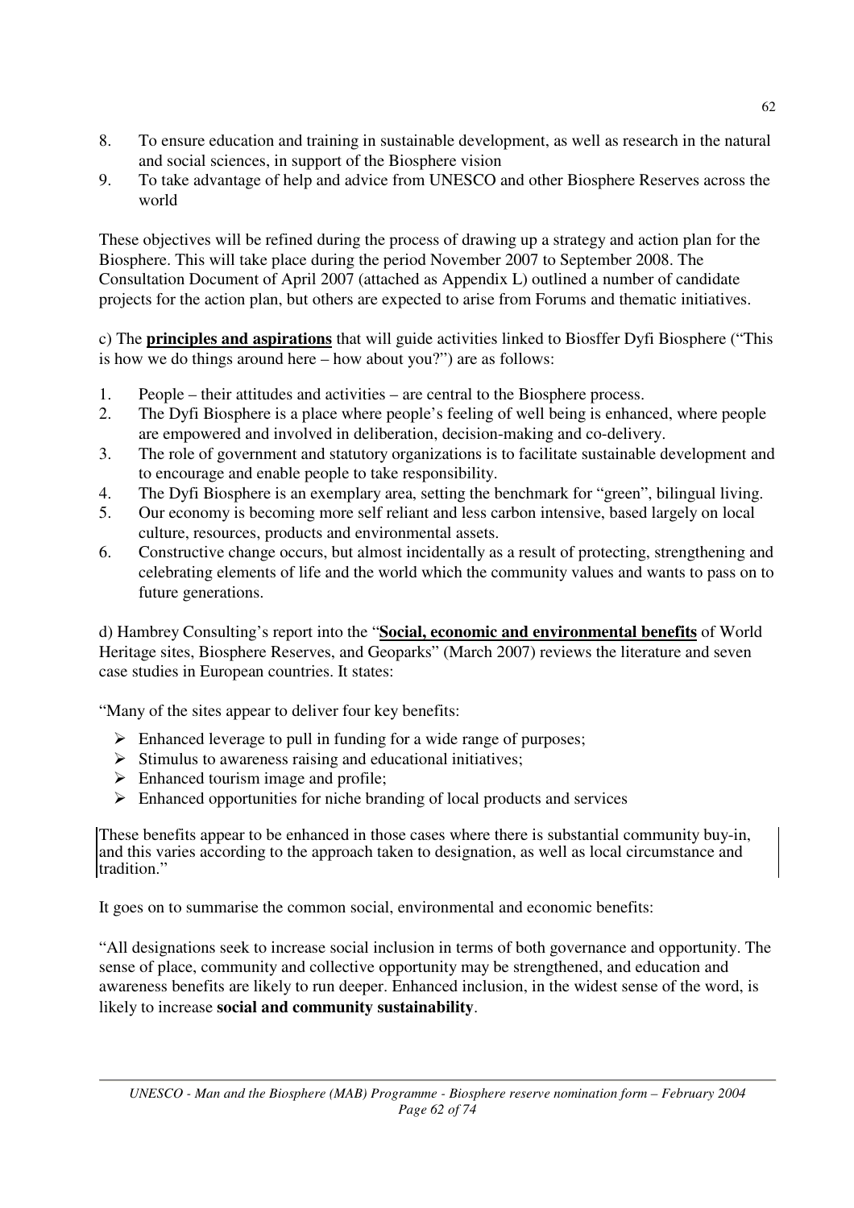8. To ensure education and training in sustainable development, as well as research in the natural and social sciences, in support of the Biosphere vision
9. To take advantage of help and advice from UNESCO and other Biosphere Reserves across the world

These objectives will be refined during the process of drawing up a strategy and action plan for the Biosphere. This will take place during the period November 2007 to September 2008. The Consultation Document of April 2007 (attached as Appendix L) outlined a number of candidate projects for the action plan, but others are expected to arise from Forums and thematic initiatives.

c) The **principles and aspirations** that will guide activities linked to Biosffer Dyfi Biosphere ("This is how we do things around here – how about you?") are as follows:

1. People – their attitudes and activities – are central to the Biosphere process.
2. The Dyfi Biosphere is a place where people's feeling of well being is enhanced, where people are empowered and involved in deliberation, decision-making and co-delivery.
3. The role of government and statutory organizations is to facilitate sustainable development and to encourage and enable people to take responsibility.
4. The Dyfi Biosphere is an exemplary area, setting the benchmark for "green", bilingual living.
5. Our economy is becoming more self reliant and less carbon intensive, based largely on local culture, resources, products and environmental assets.
6. Constructive change occurs, but almost incidentally as a result of protecting, strengthening and celebrating elements of life and the world which the community values and wants to pass on to future generations.

d) Hambrey Consulting's report into the "**Social, economic and environmental benefits** of World Heritage sites, Biosphere Reserves, and Geoparks" (March 2007) reviews the literature and seven case studies in European countries. It states:

"Many of the sites appear to deliver four key benefits:

- Enhanced leverage to pull in funding for a wide range of purposes;
- Stimulus to awareness raising and educational initiatives;
- Enhanced tourism image and profile;
- Enhanced opportunities for niche branding of local products and services

These benefits appear to be enhanced in those cases where there is substantial community buy-in, and this varies according to the approach taken to designation, as well as local circumstance and tradition."

It goes on to summarise the common social, environmental and economic benefits:

"All designations seek to increase social inclusion in terms of both governance and opportunity. The sense of place, community and collective opportunity may be strengthened, and education and awareness benefits are likely to run deeper. Enhanced inclusion, in the widest sense of the word, is likely to increase **social and community sustainability**.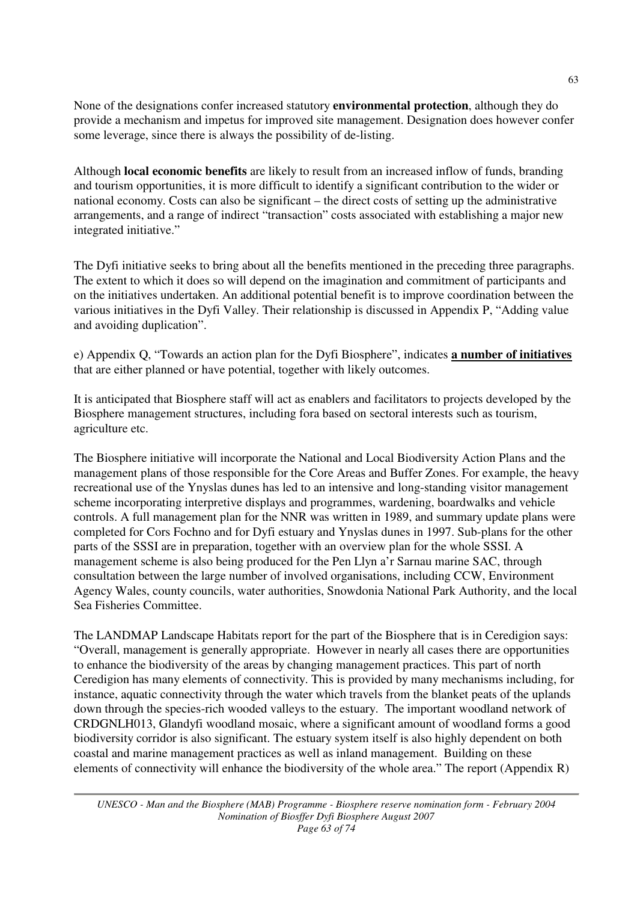None of the designations confer increased statutory **environmental protection**, although they do provide a mechanism and impetus for improved site management. Designation does however confer some leverage, since there is always the possibility of de-listing.

Although **local economic benefits** are likely to result from an increased inflow of funds, branding and tourism opportunities, it is more difficult to identify a significant contribution to the wider or national economy. Costs can also be significant – the direct costs of setting up the administrative arrangements, and a range of indirect "transaction" costs associated with establishing a major new integrated initiative."

The Dyfi initiative seeks to bring about all the benefits mentioned in the preceding three paragraphs. The extent to which it does so will depend on the imagination and commitment of participants and on the initiatives undertaken. An additional potential benefit is to improve coordination between the various initiatives in the Dyfi Valley. Their relationship is discussed in Appendix P, "Adding value and avoiding duplication".

e) Appendix Q, "Towards an action plan for the Dyfi Biosphere", indicates **a number of initiatives** that are either planned or have potential, together with likely outcomes.

It is anticipated that Biosphere staff will act as enablers and facilitators to projects developed by the Biosphere management structures, including fora based on sectoral interests such as tourism, agriculture etc.

The Biosphere initiative will incorporate the National and Local Biodiversity Action Plans and the management plans of those responsible for the Core Areas and Buffer Zones. For example, the heavy recreational use of the Ynyslas dunes has led to an intensive and long-standing visitor management scheme incorporating interpretive displays and programmes, wardening, boardwalks and vehicle controls. A full management plan for the NNR was written in 1989, and summary update plans were completed for Cors Fochno and for Dyfi estuary and Ynyslas dunes in 1997. Sub-plans for the other parts of the SSSI are in preparation, together with an overview plan for the whole SSSI. A management scheme is also being produced for the Pen Llyn a'r Sarnau marine SAC, through consultation between the large number of involved organisations, including CCW, Environment Agency Wales, county councils, water authorities, Snowdonia National Park Authority, and the local Sea Fisheries Committee.

The LANDMAP Landscape Habitats report for the part of the Biosphere that is in Ceredigion says: "Overall, management is generally appropriate. However in nearly all cases there are opportunities to enhance the biodiversity of the areas by changing management practices. This part of north Ceredigion has many elements of connectivity. This is provided by many mechanisms including, for instance, aquatic connectivity through the water which travels from the blanket peats of the uplands down through the species-rich wooded valleys to the estuary. The important woodland network of CRDGNLH013, Glandyfi woodland mosaic, where a significant amount of woodland forms a good biodiversity corridor is also significant. The estuary system itself is also highly dependent on both coastal and marine management practices as well as inland management. Building on these elements of connectivity will enhance the biodiversity of the whole area." The report (Appendix R)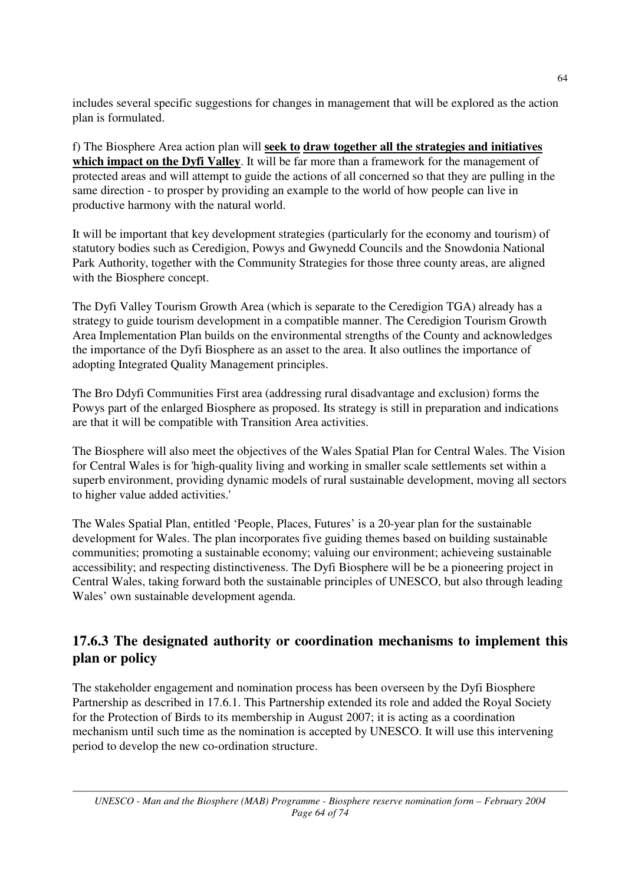includes several specific suggestions for changes in management that will be explored as the action plan is formulated.

f) The Biosphere Area action plan will **seek to draw together all the strategies and initiatives which impact on the Dyfi Valley**. It will be far more than a framework for the management of protected areas and will attempt to guide the actions of all concerned so that they are pulling in the same direction - to prosper by providing an example to the world of how people can live in productive harmony with the natural world.

It will be important that key development strategies (particularly for the economy and tourism) of statutory bodies such as Ceredigion, Powys and Gwynedd Councils and the Snowdonia National Park Authority, together with the Community Strategies for those three county areas, are aligned with the Biosphere concept.

The Dyfi Valley Tourism Growth Area (which is separate to the Ceredigion TGA) already has a strategy to guide tourism development in a compatible manner. The Ceredigion Tourism Growth Area Implementation Plan builds on the environmental strengths of the County and acknowledges the importance of the Dyfi Biosphere as an asset to the area. It also outlines the importance of adopting Integrated Quality Management principles.

The Bro Ddyfi Communities First area (addressing rural disadvantage and exclusion) forms the Powys part of the enlarged Biosphere as proposed. Its strategy is still in preparation and indications are that it will be compatible with Transition Area activities.

The Biosphere will also meet the objectives of the Wales Spatial Plan for Central Wales. The Vision for Central Wales is for 'high-quality living and working in smaller scale settlements set within a superb environment, providing dynamic models of rural sustainable development, moving all sectors to higher value added activities.'

The Wales Spatial Plan, entitled 'People, Places, Futures' is a 20-year plan for the sustainable development for Wales. The plan incorporates five guiding themes based on building sustainable communities; promoting a sustainable economy; valuing our environment; achieveing sustainable accessibility; and respecting distinctiveness. The Dyfi Biosphere will be be a pioneering project in Central Wales, taking forward both the sustainable principles of UNESCO, but also through leading Wales' own sustainable development agenda.

## 17.6.3 The designated authority or coordination mechanisms to implement this plan or policy

The stakeholder engagement and nomination process has been overseen by the Dyfi Biosphere Partnership as described in 17.6.1. This Partnership extended its role and added the Royal Society for the Protection of Birds to its membership in August 2007; it is acting as a coordination mechanism until such time as the nomination is accepted by UNESCO. It will use this intervening period to develop the new co-ordination structure.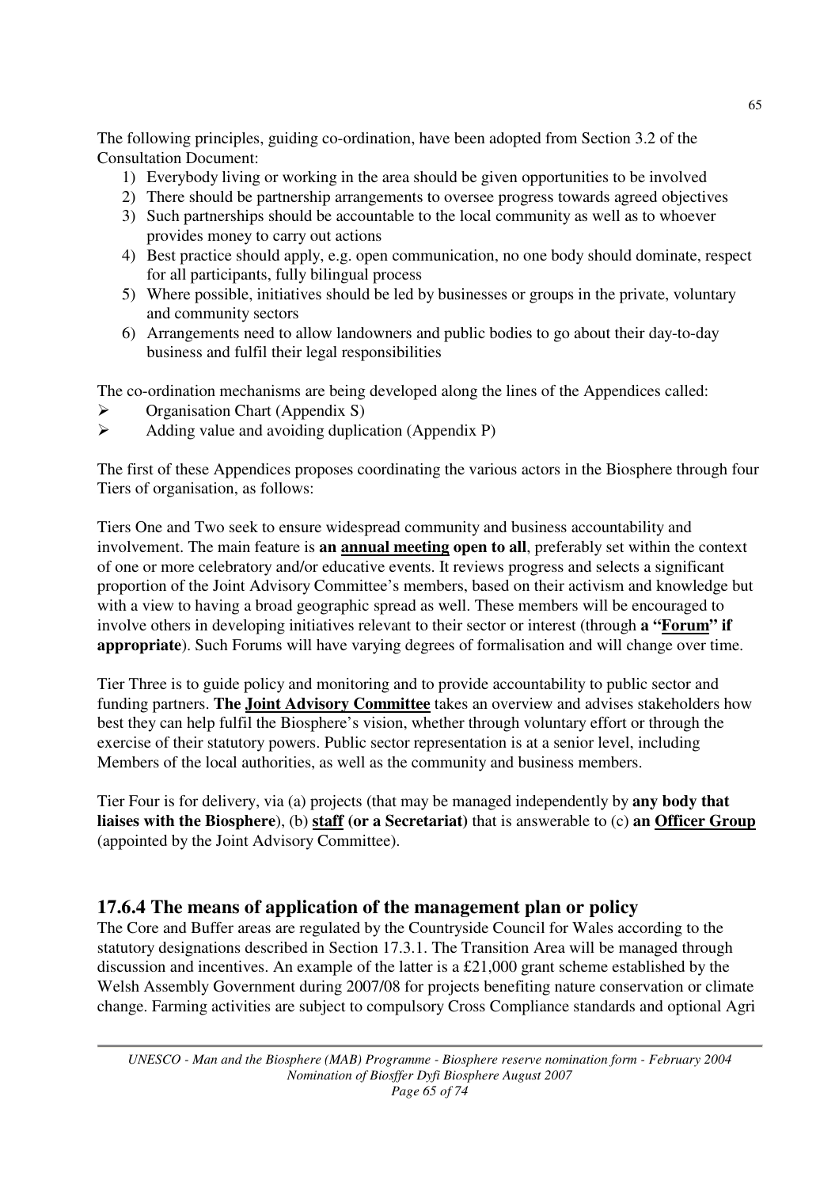The following principles, guiding co-ordination, have been adopted from Section 3.2 of the Consultation Document:

1) Everybody living or working in the area should be given opportunities to be involved
2) There should be partnership arrangements to oversee progress towards agreed objectives
3) Such partnerships should be accountable to the local community as well as to whoever provides money to carry out actions
4) Best practice should apply, e.g. open communication, no one body should dominate, respect for all participants, fully bilingual process
5) Where possible, initiatives should be led by businesses or groups in the private, voluntary and community sectors
6) Arrangements need to allow landowners and public bodies to go about their day-to-day business and fulfil their legal responsibilities

The co-ordination mechanisms are being developed along the lines of the Appendices called:

- Organisation Chart (Appendix S)
- Adding value and avoiding duplication (Appendix P)

The first of these Appendices proposes coordinating the various actors in the Biosphere through four Tiers of organisation, as follows:

Tiers One and Two seek to ensure widespread community and business accountability and involvement. The main feature is **an <u>annual meeting</u> open to all**, preferably set within the context of one or more celebratory and/or educative events. It reviews progress and selects a significant proportion of the Joint Advisory Committee's members, based on their activism and knowledge but with a view to having a broad geographic spread as well. These members will be encouraged to involve others in developing initiatives relevant to their sector or interest (through **a "<u>Forum</u>" if appropriate**). Such Forums will have varying degrees of formalisation and will change over time.

Tier Three is to guide policy and monitoring and to provide accountability to public sector and funding partners. **The <u>Joint Advisory Committee</u>** takes an overview and advises stakeholders how best they can help fulfil the Biosphere's vision, whether through voluntary effort or through the exercise of their statutory powers. Public sector representation is at a senior level, including Members of the local authorities, as well as the community and business members.

Tier Four is for delivery, via (a) projects (that may be managed independently by **any body that liaises with the Biosphere**), (b) **<u>staff</u> (or a Secretariat)** that is answerable to (c) **an <u>Officer Group</u>** (appointed by the Joint Advisory Committee).

## 17.6.4 The means of application of the management plan or policy

The Core and Buffer areas are regulated by the Countryside Council for Wales according to the statutory designations described in Section 17.3.1. The Transition Area will be managed through discussion and incentives. An example of the latter is a £21,000 grant scheme established by the Welsh Assembly Government during 2007/08 for projects benefiting nature conservation or climate change. Farming activities are subject to compulsory Cross Compliance standards and optional Agri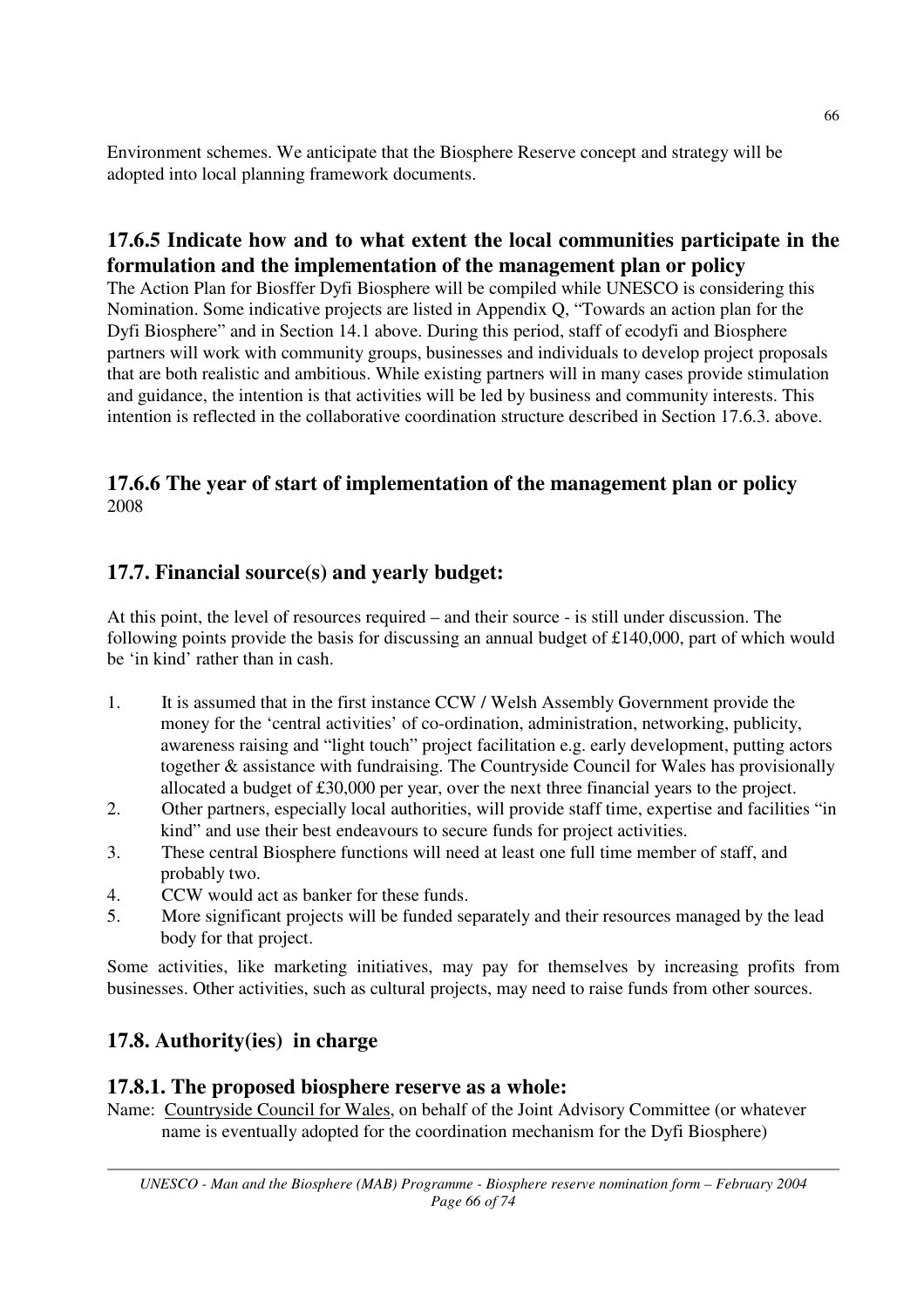Environment schemes. We anticipate that the Biosphere Reserve concept and strategy will be adopted into local planning framework documents.

### 17.6.5 Indicate how and to what extent the local communities participate in the formulation and the implementation of the management plan or policy

The Action Plan for Biosffer Dyfi Biosphere will be compiled while UNESCO is considering this Nomination. Some indicative projects are listed in Appendix Q, "Towards an action plan for the Dyfi Biosphere" and in Section 14.1 above. During this period, staff of ecodyfi and Biosphere partners will work with community groups, businesses and individuals to develop project proposals that are both realistic and ambitious. While existing partners will in many cases provide stimulation and guidance, the intention is that activities will be led by business and community interests. This intention is reflected in the collaborative coordination structure described in Section 17.6.3. above.

### 17.6.6 The year of start of implementation of the management plan or policy

2008

## 17.7. Financial source(s) and yearly budget:

At this point, the level of resources required – and their source - is still under discussion. The following points provide the basis for discussing an annual budget of £140,000, part of which would be 'in kind' rather than in cash.

1. It is assumed that in the first instance CCW / Welsh Assembly Government provide the money for the 'central activities' of co-ordination, administration, networking, publicity, awareness raising and "light touch" project facilitation e.g. early development, putting actors together & assistance with fundraising. The Countryside Council for Wales has provisionally allocated a budget of £30,000 per year, over the next three financial years to the project.
2. Other partners, especially local authorities, will provide staff time, expertise and facilities "in kind" and use their best endeavours to secure funds for project activities.
3. These central Biosphere functions will need at least one full time member of staff, and probably two.
4. CCW would act as banker for these funds.
5. More significant projects will be funded separately and their resources managed by the lead body for that project.

Some activities, like marketing initiatives, may pay for themselves by increasing profits from businesses. Other activities, such as cultural projects, may need to raise funds from other sources.

## 17.8. Authority(ies) in charge

### 17.8.1. The proposed biosphere reserve as a whole:

Name: Countryside Council for Wales, on behalf of the Joint Advisory Committee (or whatever name is eventually adopted for the coordination mechanism for the Dyfi Biosphere)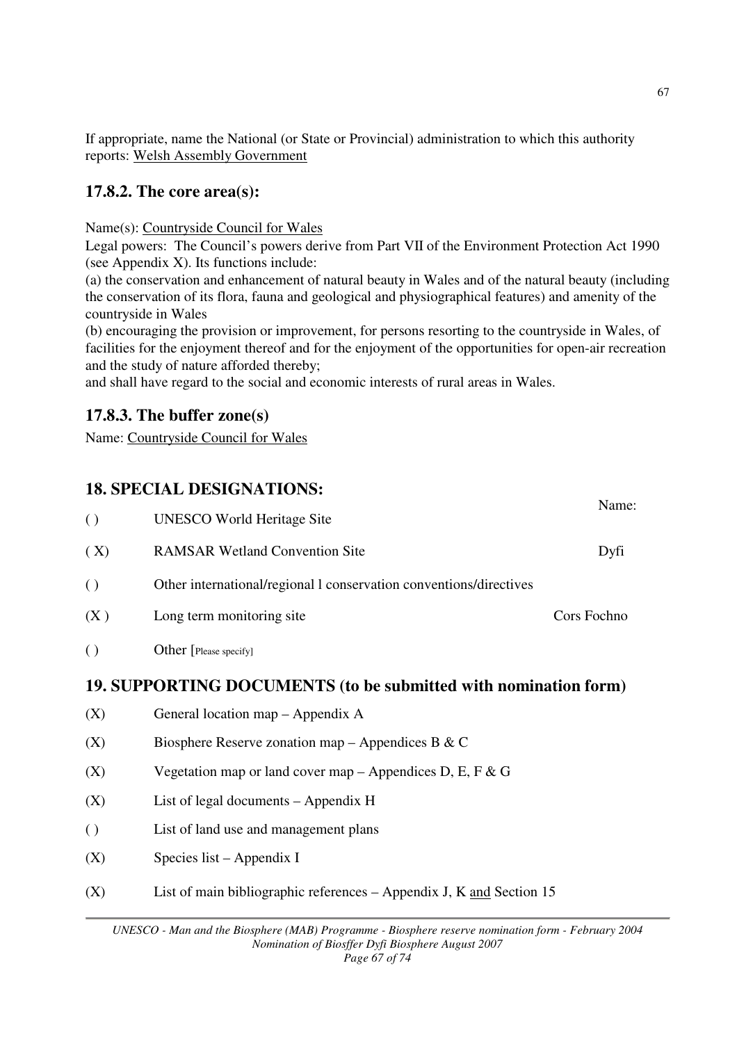If appropriate, name the National (or State or Provincial) administration to which this authority reports: Welsh Assembly Government

### 17.8.2. The core area(s):

Name(s): Countryside Council for Wales

Legal powers: The Council's powers derive from Part VII of the Environment Protection Act 1990 (see Appendix X). Its functions include:

(a) the conservation and enhancement of natural beauty in Wales and of the natural beauty (including the conservation of its flora, fauna and geological and physiographical features) and amenity of the countryside in Wales

(b) encouraging the provision or improvement, for persons resorting to the countryside in Wales, of facilities for the enjoyment thereof and for the enjoyment of the opportunities for open-air recreation and the study of nature afforded thereby;

and shall have regard to the social and economic interests of rural areas in Wales.

### 17.8.3. The buffer zone(s)

Name: Countryside Council for Wales

## 18. SPECIAL DESIGNATIONS:

| | | Name: |
|---|---|---|
| ( ) | UNESCO World Heritage Site | |
| ( X) | RAMSAR Wetland Convention Site | Dyfi |
| ( ) | Other international/regional l conservation conventions/directives | |
| (X ) | Long term monitoring site | Cors Fochno |
| ( ) | Other [Please specify] | |

## 19. SUPPORTING DOCUMENTS (to be submitted with nomination form)

(X) General location map – Appendix A

(X) Biosphere Reserve zonation map – Appendices B & C

(X) Vegetation map or land cover map – Appendices D, E, F & G

(X) List of legal documents – Appendix H

( ) List of land use and management plans

(X) Species list – Appendix I

(X) List of main bibliographic references – Appendix J, K and Section 15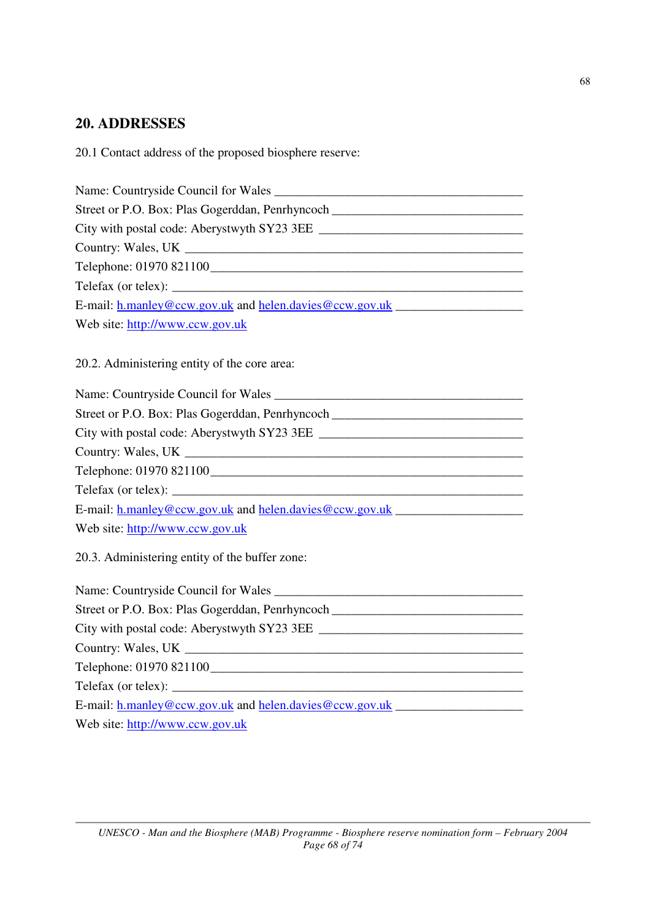## 20. ADDRESSES

20.1 Contact address of the proposed biosphere reserve:

Name: Countryside Council for Wales ________________________________________
Street or P.O. Box: Plas Gogerddan, Penrhyncoch ______________________________
City with postal code: Aberystwyth SY23 3EE _________________________________
Country: Wales, UK ______________________________________________________
Telephone: 01970 821100___________________________________________________
Telefax (or telex): ________________________________________________________
E-mail: h.manley@ccw.gov.uk and helen.davies@ccw.gov.uk ____________________
Web site: http://www.ccw.gov.uk

20.2. Administering entity of the core area:

Name: Countryside Council for Wales ________________________________________
Street or P.O. Box: Plas Gogerddan, Penrhyncoch ______________________________
City with postal code: Aberystwyth SY23 3EE _________________________________
Country: Wales, UK ______________________________________________________
Telephone: 01970 821100___________________________________________________
Telefax (or telex): ________________________________________________________
E-mail: h.manley@ccw.gov.uk and helen.davies@ccw.gov.uk ____________________
Web site: http://www.ccw.gov.uk

20.3. Administering entity of the buffer zone:

Name: Countryside Council for Wales ________________________________________
Street or P.O. Box: Plas Gogerddan, Penrhyncoch ______________________________
City with postal code: Aberystwyth SY23 3EE _________________________________
Country: Wales, UK ______________________________________________________
Telephone: 01970 821100___________________________________________________
Telefax (or telex): ________________________________________________________
E-mail: h.manley@ccw.gov.uk and helen.davies@ccw.gov.uk ____________________
Web site: http://www.ccw.gov.uk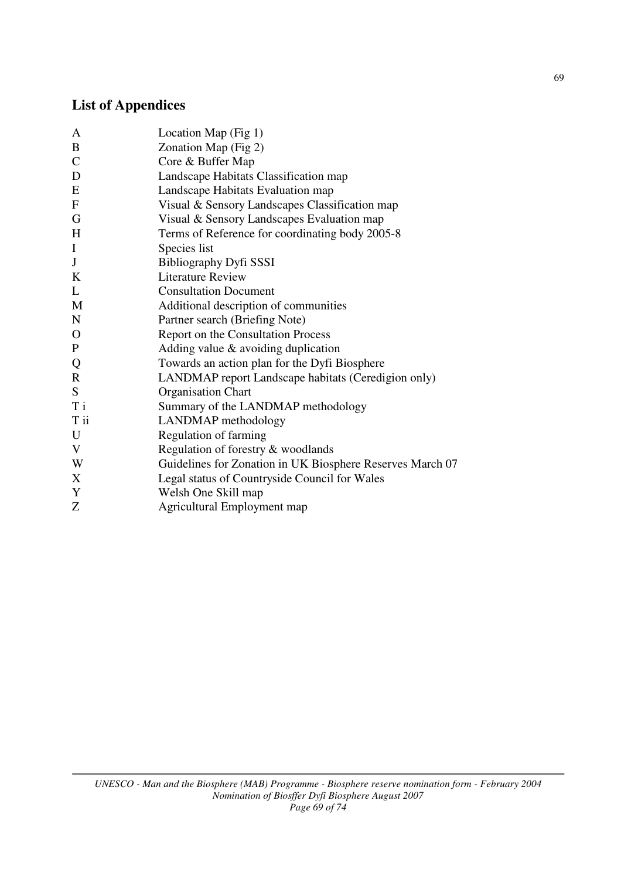## List of Appendices

| | |
|---|---|
| A | Location Map (Fig 1) |
| B | Zonation Map (Fig 2) |
| C | Core & Buffer Map |
| D | Landscape Habitats Classification map |
| E | Landscape Habitats Evaluation map |
| F | Visual & Sensory Landscapes Classification map |
| G | Visual & Sensory Landscapes Evaluation map |
| H | Terms of Reference for coordinating body 2005-8 |
| I | Species list |
| J | Bibliography Dyfi SSSI |
| K | Literature Review |
| L | Consultation Document |
| M | Additional description of communities |
| N | Partner search (Briefing Note) |
| O | Report on the Consultation Process |
| P | Adding value & avoiding duplication |
| Q | Towards an action plan for the Dyfi Biosphere |
| R | LANDMAP report Landscape habitats (Ceredigion only) |
| S | Organisation Chart |
| T i | Summary of the LANDMAP methodology |
| T ii | LANDMAP methodology |
| U | Regulation of farming |
| V | Regulation of forestry & woodlands |
| W | Guidelines for Zonation in UK Biosphere Reserves March 07 |
| X | Legal status of Countryside Council for Wales |
| Y | Welsh One Skill map |
| Z | Agricultural Employment map |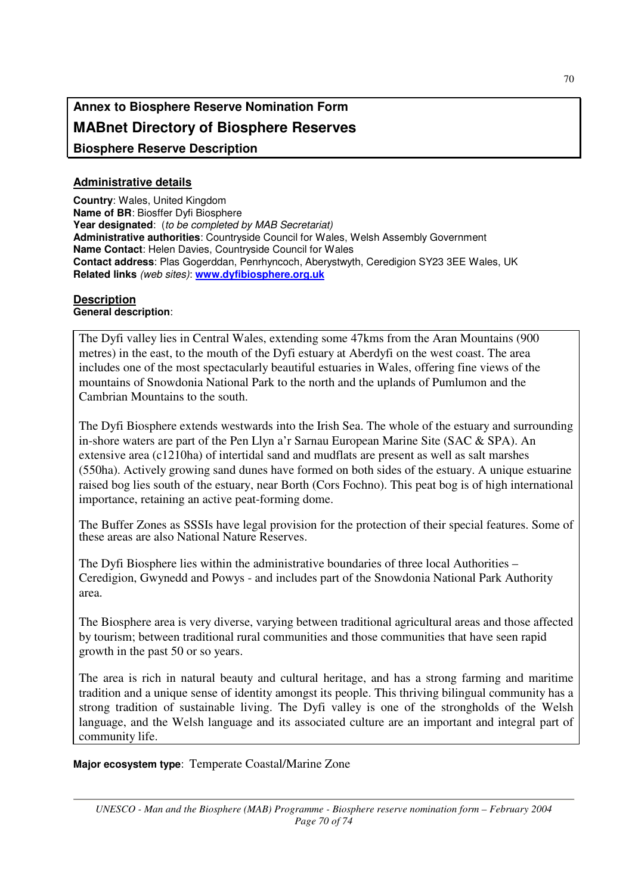## Annex to Biosphere Reserve Nomination Form

## MABnet Directory of Biosphere Reserves

### Biosphere Reserve Description

### Administrative details

**Country**: Wales, United Kingdom
**Name of BR**: Biosffer Dyfi Biosphere
**Year designated**: (*to be completed by MAB Secretariat)*
**Administrative authorities**: Countryside Council for Wales, Welsh Assembly Government
**Name Contact**: Helen Davies, Countryside Council for Wales
**Contact address**: Plas Gogerddan, Penrhyncoch, Aberystwyth, Ceredigion SY23 3EE Wales, UK
**Related links** *(web sites)*: **www.dyfibiosphere.org.uk**

### Description

**General description**:

The Dyfi valley lies in Central Wales, extending some 47kms from the Aran Mountains (900 metres) in the east, to the mouth of the Dyfi estuary at Aberdyfi on the west coast. The area includes one of the most spectacularly beautiful estuaries in Wales, offering fine views of the mountains of Snowdonia National Park to the north and the uplands of Pumlumon and the Cambrian Mountains to the south.

The Dyfi Biosphere extends westwards into the Irish Sea. The whole of the estuary and surrounding in-shore waters are part of the Pen Llyn a'r Sarnau European Marine Site (SAC & SPA). An extensive area (c1210ha) of intertidal sand and mudflats are present as well as salt marshes (550ha). Actively growing sand dunes have formed on both sides of the estuary. A unique estuarine raised bog lies south of the estuary, near Borth (Cors Fochno). This peat bog is of high international importance, retaining an active peat-forming dome.

The Buffer Zones as SSSIs have legal provision for the protection of their special features. Some of these areas are also National Nature Reserves.

The Dyfi Biosphere lies within the administrative boundaries of three local Authorities – Ceredigion, Gwynedd and Powys - and includes part of the Snowdonia National Park Authority area.

The Biosphere area is very diverse, varying between traditional agricultural areas and those affected by tourism; between traditional rural communities and those communities that have seen rapid growth in the past 50 or so years.

The area is rich in natural beauty and cultural heritage, and has a strong farming and maritime tradition and a unique sense of identity amongst its people. This thriving bilingual community has a strong tradition of sustainable living. The Dyfi valley is one of the strongholds of the Welsh language, and the Welsh language and its associated culture are an important and integral part of community life.

**Major ecosystem type**: Temperate Coastal/Marine Zone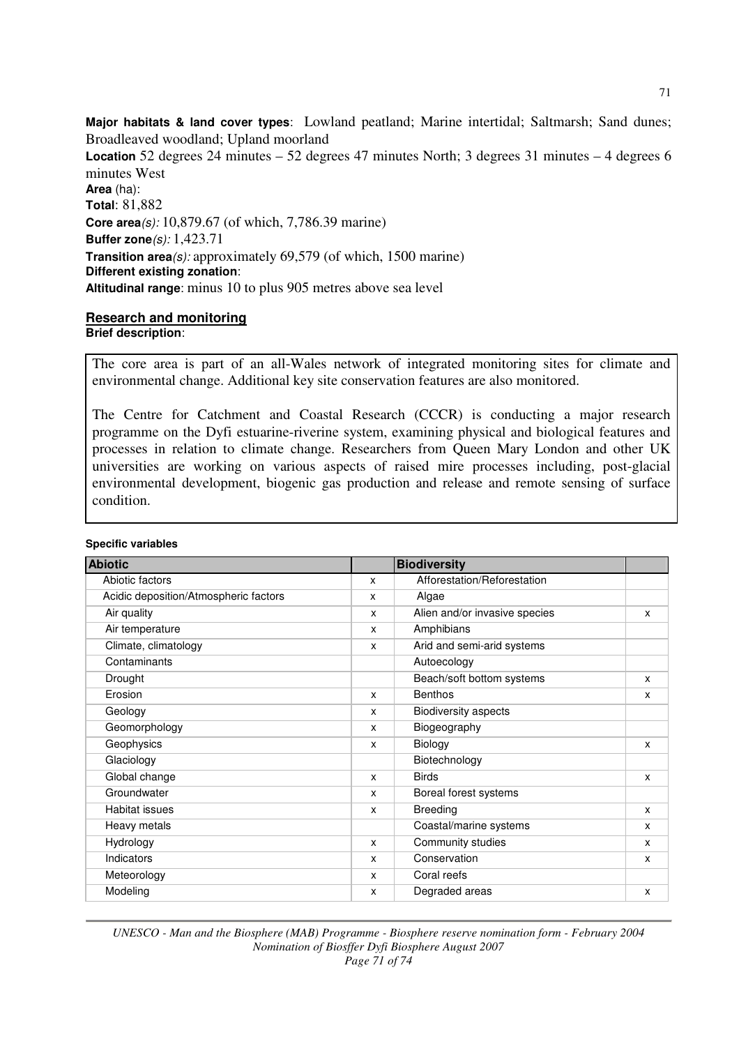**Major habitats & land cover types**: Lowland peatland; Marine intertidal; Saltmarsh; Sand dunes; Broadleaved woodland; Upland moorland

**Location** 52 degrees 24 minutes – 52 degrees 47 minutes North; 3 degrees 31 minutes – 4 degrees 6 minutes West

**Area** (ha):

**Total**: 81,882

**Core area***(s):* 10,879.67 (of which, 7,786.39 marine)

**Buffer zone***(s):* 1,423.71

**Transition area***(s):* approximately 69,579 (of which, 1500 marine)

**Different existing zonation**:

**Altitudinal range**: minus 10 to plus 905 metres above sea level

## Research and monitoring

**Brief description**:

The core area is part of an all-Wales network of integrated monitoring sites for climate and environmental change. Additional key site conservation features are also monitored.

The Centre for Catchment and Coastal Research (CCCR) is conducting a major research programme on the Dyfi estuarine-riverine system, examining physical and biological features and processes in relation to climate change. Researchers from Queen Mary London and other UK universities are working on various aspects of raised mire processes including, post-glacial environmental development, biogenic gas production and release and remote sensing of surface condition.

**Specific variables**

| Abiotic | | Biodiversity | |
|---|---|---|---|
| Abiotic factors | x | Afforestation/Reforestation | |
| Acidic deposition/Atmospheric factors | x | Algae | |
| Air quality | x | Alien and/or invasive species | x |
| Air temperature | x | Amphibians | |
| Climate, climatology | x | Arid and semi-arid systems | |
| Contaminants | | Autoecology | |
| Drought | | Beach/soft bottom systems | x |
| Erosion | x | Benthos | x |
| Geology | x | Biodiversity aspects | |
| Geomorphology | x | Biogeography | |
| Geophysics | x | Biology | x |
| Glaciology | | Biotechnology | |
| Global change | x | Birds | x |
| Groundwater | x | Boreal forest systems | |
| Habitat issues | x | Breeding | x |
| Heavy metals | | Coastal/marine systems | x |
| Hydrology | x | Community studies | x |
| Indicators | x | Conservation | x |
| Meteorology | x | Coral reefs | |
| Modeling | x | Degraded areas | x |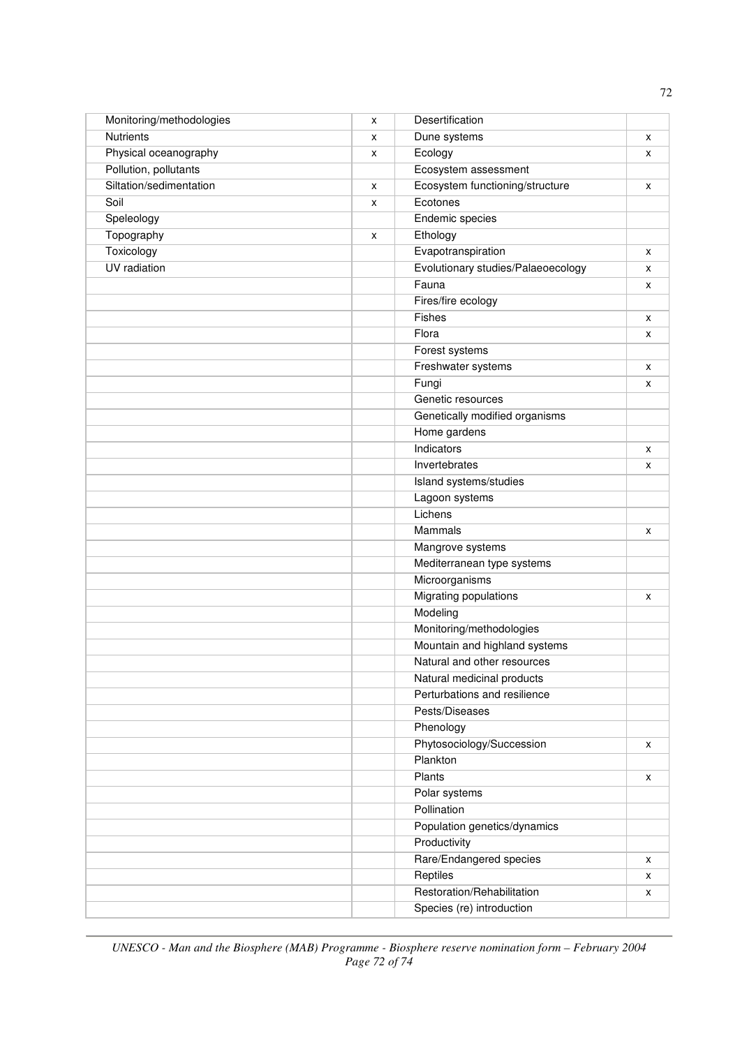| | | | |
|---|---|---|---|
| Monitoring/methodologies | x | Desertification | |
| Nutrients | x | Dune systems | x |
| Physical oceanography | x | Ecology | x |
| Pollution, pollutants | | Ecosystem assessment | |
| Siltation/sedimentation | x | Ecosystem functioning/structure | x |
| Soil | x | Ecotones | |
| Speleology | | Endemic species | |
| Topography | x | Ethology | |
| Toxicology | | Evapotranspiration | x |
| UV radiation | | Evolutionary studies/Palaeoecology | x |
| | | Fauna | x |
| | | Fires/fire ecology | |
| | | Fishes | x |
| | | Flora | x |
| | | Forest systems | |
| | | Freshwater systems | x |
| | | Fungi | x |
| | | Genetic resources | |
| | | Genetically modified organisms | |
| | | Home gardens | |
| | | Indicators | x |
| | | Invertebrates | x |
| | | Island systems/studies | |
| | | Lagoon systems | |
| | | Lichens | |
| | | Mammals | x |
| | | Mangrove systems | |
| | | Mediterranean type systems | |
| | | Microorganisms | |
| | | Migrating populations | x |
| | | Modeling | |
| | | Monitoring/methodologies | |
| | | Mountain and highland systems | |
| | | Natural and other resources | |
| | | Natural medicinal products | |
| | | Perturbations and resilience | |
| | | Pests/Diseases | |
| | | Phenology | |
| | | Phytosociology/Succession | x |
| | | Plankton | |
| | | Plants | x |
| | | Polar systems | |
| | | Pollination | |
| | | Population genetics/dynamics | |
| | | Productivity | |
| | | Rare/Endangered species | x |
| | | Reptiles | x |
| | | Restoration/Rehabilitation | x |
| | | Species (re) introduction | |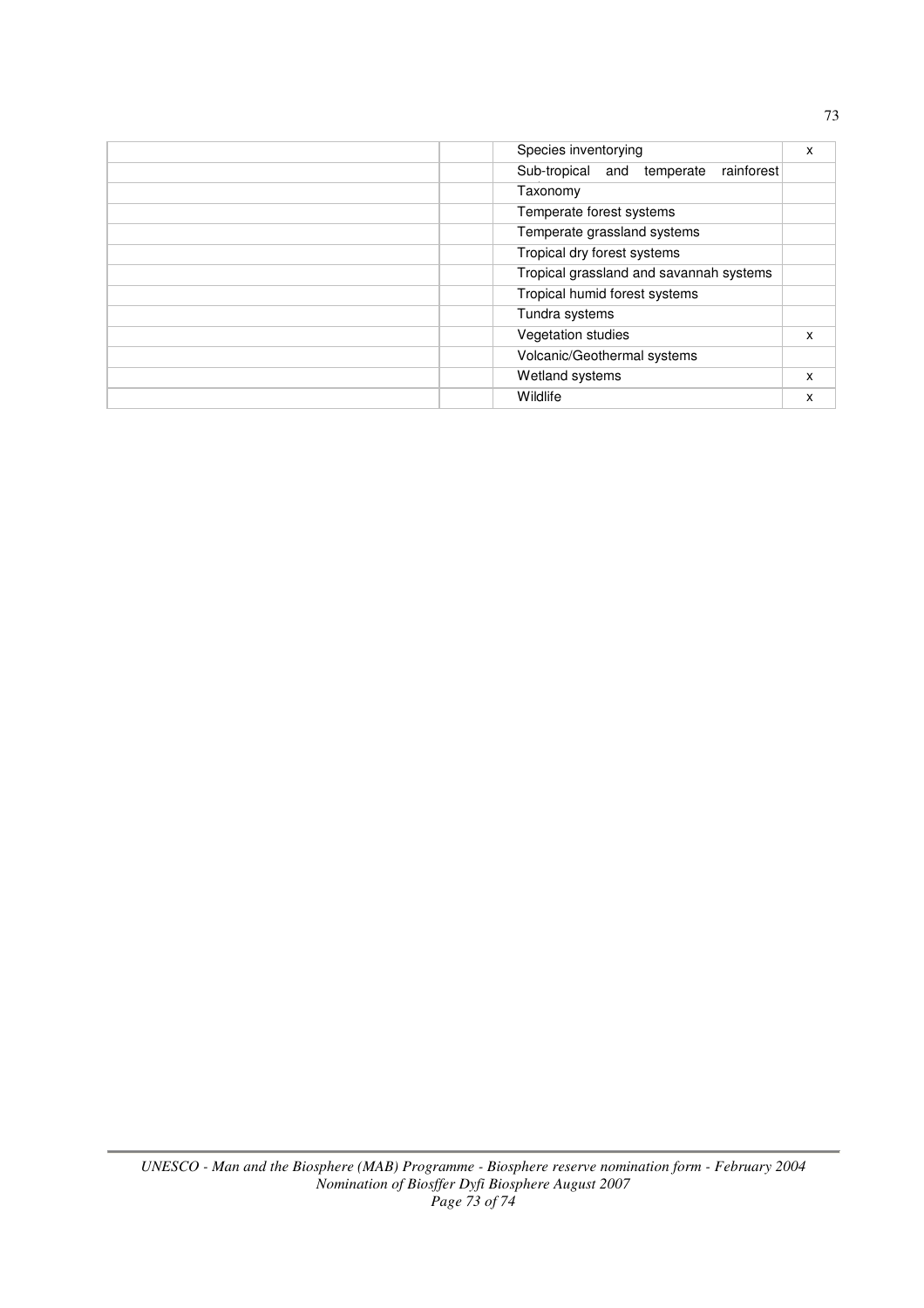| | | | |
|---|---|---|---|
| | | Species inventorying | x |
| | | Sub-tropical and temperate rainforest | |
| | | Taxonomy | |
| | | Temperate forest systems | |
| | | Temperate grassland systems | |
| | | Tropical dry forest systems | |
| | | Tropical grassland and savannah systems | |
| | | Tropical humid forest systems | |
| | | Tundra systems | |
| | | Vegetation studies | x |
| | | Volcanic/Geothermal systems | |
| | | Wetland systems | x |
| | | Wildlife | x |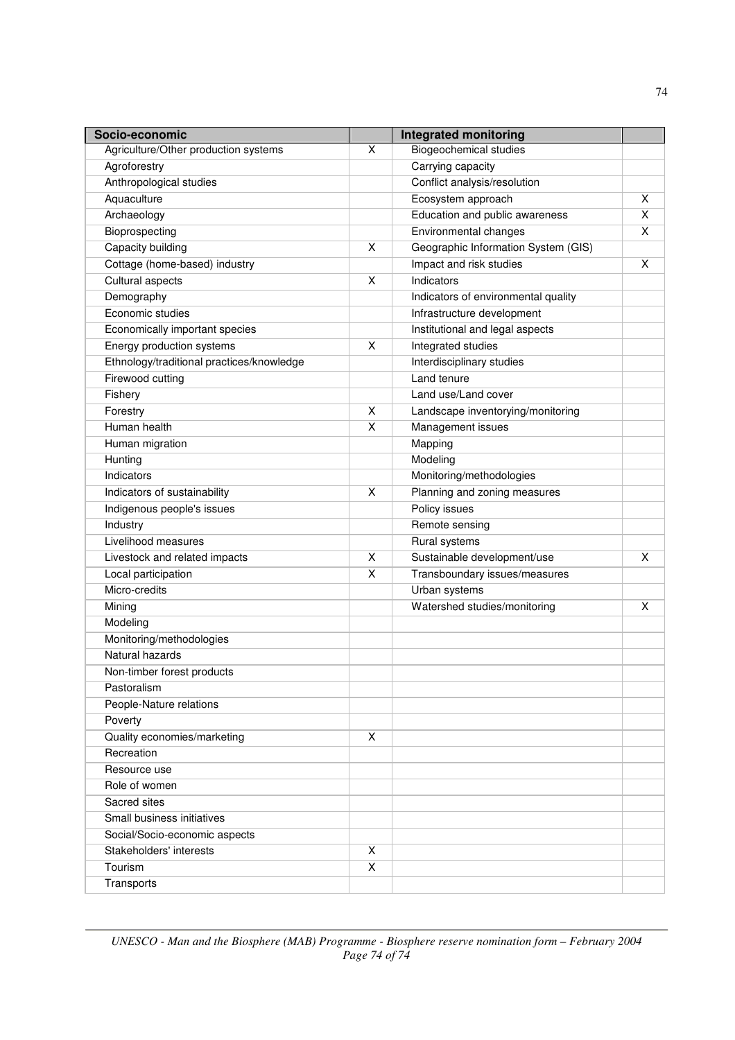| Socio-economic | | Integrated monitoring | |
|---|---|---|---|
| Agriculture/Other production systems | X | Biogeochemical studies | |
| Agroforestry | | Carrying capacity | |
| Anthropological studies | | Conflict analysis/resolution | |
| Aquaculture | | Ecosystem approach | X |
| Archaeology | | Education and public awareness | X |
| Bioprospecting | | Environmental changes | X |
| Capacity building | X | Geographic Information System (GIS) | |
| Cottage (home-based) industry | | Impact and risk studies | X |
| Cultural aspects | X | Indicators | |
| Demography | | Indicators of environmental quality | |
| Economic studies | | Infrastructure development | |
| Economically important species | | Institutional and legal aspects | |
| Energy production systems | X | Integrated studies | |
| Ethnology/traditional practices/knowledge | | Interdisciplinary studies | |
| Firewood cutting | | Land tenure | |
| Fishery | | Land use/Land cover | |
| Forestry | X | Landscape inventorying/monitoring | |
| Human health | X | Management issues | |
| Human migration | | Mapping | |
| Hunting | | Modeling | |
| Indicators | | Monitoring/methodologies | |
| Indicators of sustainability | X | Planning and zoning measures | |
| Indigenous people's issues | | Policy issues | |
| Industry | | Remote sensing | |
| Livelihood measures | | Rural systems | |
| Livestock and related impacts | X | Sustainable development/use | X |
| Local participation | X | Transboundary issues/measures | |
| Micro-credits | | Urban systems | |
| Mining | | Watershed studies/monitoring | X |
| Modeling | | | |
| Monitoring/methodologies | | | |
| Natural hazards | | | |
| Non-timber forest products | | | |
| Pastoralism | | | |
| People-Nature relations | | | |
| Poverty | | | |
| Quality economies/marketing | X | | |
| Recreation | | | |
| Resource use | | | |
| Role of women | | | |
| Sacred sites | | | |
| Small business initiatives | | | |
| Social/Socio-economic aspects | | | |
| Stakeholders' interests | X | | |
| Tourism | X | | |
| Transports | | | |